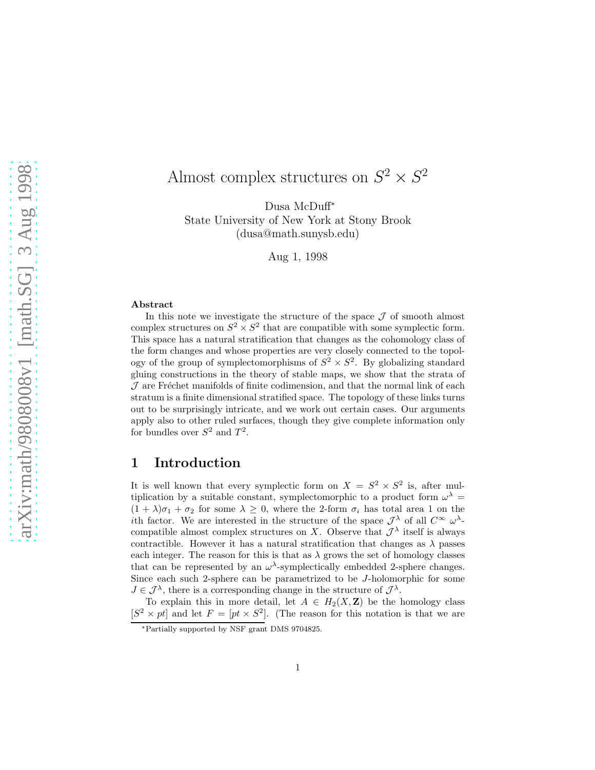# Almost complex structures on $S^2 \times S^2$

Dusa McDuff*
State University of New York at Stony Brook
(dusa@math.sunysb.edu)

Aug 1, 1998

### Abstract

In this note we investigate the structure of the space $\mathcal{J}$ of smooth almost complex structures on $S^2 \times S^2$ that are compatible with some symplectic form. This space has a natural stratification that changes as the cohomology class of the form changes and whose properties are very closely connected to the topology of the group of symplectomorphisms of $S^2 \times S^2$. By globalizing standard gluing constructions in the theory of stable maps, we show that the strata of $\mathcal{J}$ are Fréchet manifolds of finite codimension, and that the normal link of each stratum is a finite dimensional stratified space. The topology of these links turns out to be surprisingly intricate, and we work out certain cases. Our arguments apply also to other ruled surfaces, though they give complete information only for bundles over $S^2$ and $T^2$.

## 1 Introduction

It is well known that every symplectic form on $X = S^2 \times S^2$ is, after multiplication by a suitable constant, symplectomorphic to a product form $\omega^\lambda = (1+\lambda)\sigma_1 + \sigma_2$ for some $\lambda \geq 0$, where the 2-form $\sigma_i$ has total area 1 on the $i$th factor. We are interested in the structure of the space $\mathcal{J}^\lambda$ of all $C^\infty$ $\omega^\lambda$-compatible almost complex structures on $X$. Observe that $\mathcal{J}^\lambda$ itself is always contractible. However it has a natural stratification that changes as $\lambda$ passes each integer. The reason for this is that as $\lambda$ grows the set of homology classes that can be represented by an $\omega^\lambda$-symplectically embedded 2-sphere changes. Since each such 2-sphere can be parametrized to be $J$-holomorphic for some $J \in \mathcal{J}^\lambda$, there is a corresponding change in the structure of $\mathcal{J}^\lambda$.

To explain this in more detail, let $A \in H_2(X, \mathbf{Z})$ be the homology class $[S^2 \times pt]$ and let $F = [pt \times S^2]$. (The reason for this notation is that we are

*Partially supported by NSF grant DMS 9704825.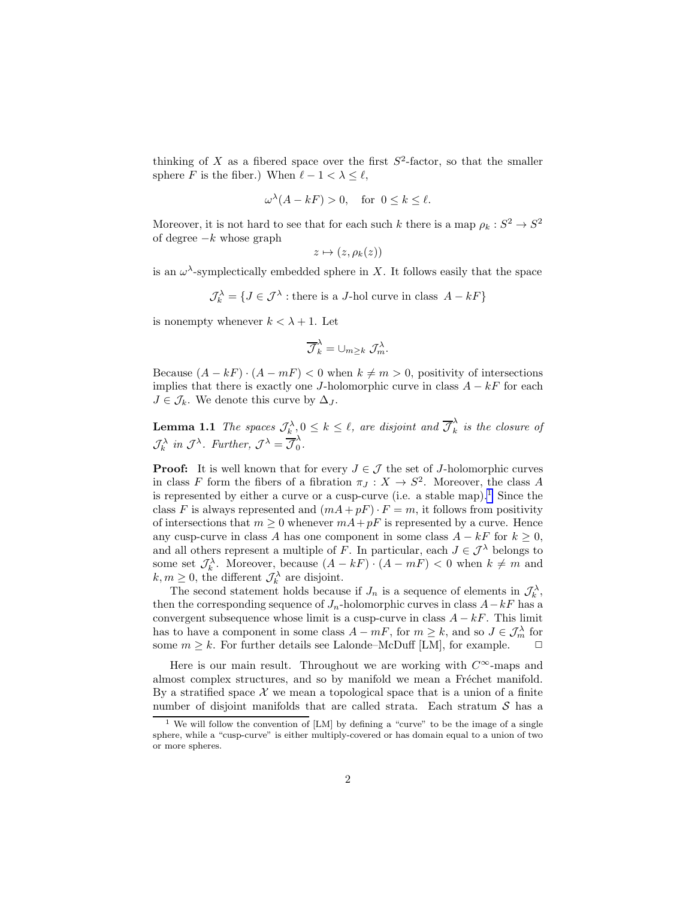thinking of $X$ as a fibered space over the first $S^2$-factor, so that the smaller sphere $F$ is the fiber.) When $\ell - 1 < \lambda \le \ell$,

$$\omega^\lambda(A - kF) > 0, \quad \text{for } 0 \le k \le \ell.$$

Moreover, it is not hard to see that for each such $k$ there is a map $\rho_k : S^2 \to S^2$ of degree $-k$ whose graph

$$z \mapsto (z, \rho_k(z))$$

is an $\omega^\lambda$-symplectically embedded sphere in $X$. It follows easily that the space

$$\mathcal{J}_k^\lambda = \{J \in \mathcal{J}^\lambda : \text{there is a } J\text{-hol curve in class } A - kF\}$$

is nonempty whenever $k < \lambda + 1$. Let

$$\overline{\mathcal{J}}_k^\lambda = \cup_{m \ge k} \mathcal{J}_m^\lambda.$$

Because $(A - kF) \cdot (A - mF) < 0$ when $k \ne m > 0$, positivity of intersections implies that there is exactly one $J$-holomorphic curve in class $A - kF$ for each $J \in \mathcal{J}_k$. We denote this curve by $\Delta_J$.

**Lemma 1.1** *The spaces $\mathcal{J}_k^\lambda, 0 \le k \le \ell$, are disjoint and $\overline{\mathcal{J}}_k^\lambda$ is the closure of $\mathcal{J}_k^\lambda$ in $\mathcal{J}^\lambda$. Further, $\mathcal{J}^\lambda = \overline{\mathcal{J}}_0^\lambda$.*

**Proof:** It is well known that for every $J \in \mathcal{J}$ the set of $J$-holomorphic curves in class $F$ form the fibers of a fibration $\pi_J : X \to S^2$. Moreover, the class $A$ is represented by either a curve or a cusp-curve (i.e. a stable map).[1] Since the class $F$ is always represented and $(mA + pF) \cdot F = m$, it follows from positivity of intersections that $m \ge 0$ whenever $mA + pF$ is represented by a curve. Hence any cusp-curve in class $A$ has one component in some class $A - kF$ for $k \ge 0$, and all others represent a multiple of $F$. In particular, each $J \in \mathcal{J}^\lambda$ belongs to some set $\mathcal{J}_k^\lambda$. Moreover, because $(A - kF) \cdot (A - mF) < 0$ when $k \ne m$ and $k, m \ge 0$, the different $\mathcal{J}_k^\lambda$ are disjoint.

The second statement holds because if $J_n$ is a sequence of elements in $\mathcal{J}_k^\lambda$, then the corresponding sequence of $J_n$-holomorphic curves in class $A - kF$ has a convergent subsequence whose limit is a cusp-curve in class $A - kF$. This limit has to have a component in some class $A - mF$, for $m \ge k$, and so $J \in \mathcal{J}_m^\lambda$ for some $m \ge k$. For further details see Lalonde–McDuff [LM], for example. $\Box$

Here is our main result. Throughout we are working with $C^\infty$-maps and almost complex structures, and so by manifold we mean a Fréchet manifold. By a stratified space $\mathcal{X}$ we mean a topological space that is a union of a finite number of disjoint manifolds that are called strata. Each stratum $\mathcal{S}$ has a

[1] We will follow the convention of [LM] by defining a "curve" to be the image of a single sphere, while a "cusp-curve" is either multiply-covered or has domain equal to a union of two or more spheres.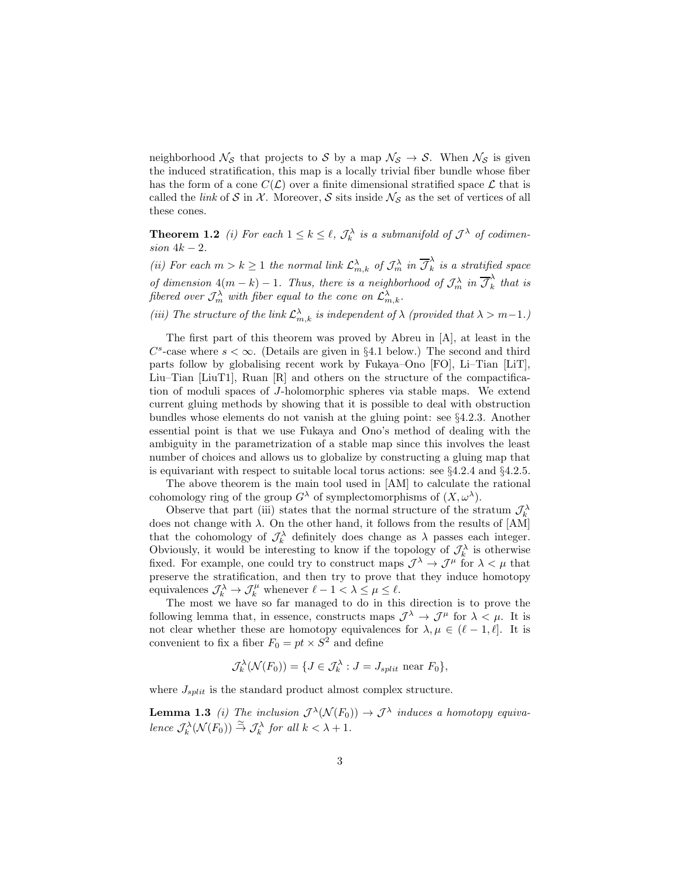neighborhood $\mathcal{N}_\mathcal{S}$ that projects to $\mathcal{S}$ by a map $\mathcal{N}_\mathcal{S} \to \mathcal{S}$. When $\mathcal{N}_\mathcal{S}$ is given the induced stratification, this map is a locally trivial fiber bundle whose fiber has the form of a cone $C(\mathcal{L})$ over a finite dimensional stratified space $\mathcal{L}$ that is called the *link* of $\mathcal{S}$ in $\mathcal{X}$. Moreover, $\mathcal{S}$ sits inside $\mathcal{N}_\mathcal{S}$ as the set of vertices of all these cones.

**Theorem 1.2** *(i) For each $1 \le k \le \ell$, $\mathcal{J}_k^\lambda$ is a submanifold of $\mathcal{J}^\lambda$ of codimension $4k-2$.*

*(ii) For each $m > k \ge 1$ the normal link $\mathcal{L}_{m,k}^\lambda$ of $\mathcal{J}_m^\lambda$ in $\overline{\mathcal{J}}_k^\lambda$ is a stratified space of dimension $4(m-k)-1$. Thus, there is a neighborhood of $\mathcal{J}_m^\lambda$ in $\overline{\mathcal{J}}_k^\lambda$ that is fibered over $\mathcal{J}_m^\lambda$ with fiber equal to the cone on $\mathcal{L}_{m,k}^\lambda$.*

*(iii) The structure of the link $\mathcal{L}_{m,k}^\lambda$ is independent of $\lambda$ (provided that $\lambda > m-1$.)*

The first part of this theorem was proved by Abreu in [A], at least in the $C^s$-case where $s < \infty$. (Details are given in §4.1 below.) The second and third parts follow by globalising recent work by Fukaya–Ono [FO], Li–Tian [LiT], Liu–Tian [LiuT1], Ruan [R] and others on the structure of the compactification of moduli spaces of $J$-holomorphic spheres via stable maps. We extend current gluing methods by showing that it is possible to deal with obstruction bundles whose elements do not vanish at the gluing point: see §4.2.3. Another essential point is that we use Fukaya and Ono's method of dealing with the ambiguity in the parametrization of a stable map since this involves the least number of choices and allows us to globalize by constructing a gluing map that is equivariant with respect to suitable local torus actions: see §4.2.4 and §4.2.5.

The above theorem is the main tool used in [AM] to calculate the rational cohomology ring of the group $G^\lambda$ of symplectomorphisms of $(X, \omega^\lambda)$.

Observe that part (iii) states that the normal structure of the stratum $\mathcal{J}_k^\lambda$ does not change with $\lambda$. On the other hand, it follows from the results of [AM] that the cohomology of $\mathcal{J}_k^\lambda$ definitely does change as $\lambda$ passes each integer. Obviously, it would be interesting to know if the topology of $\mathcal{J}_k^\lambda$ is otherwise fixed. For example, one could try to construct maps $\mathcal{J}^\lambda \to \mathcal{J}^\mu$ for $\lambda < \mu$ that preserve the stratification, and then try to prove that they induce homotopy equivalences $\mathcal{J}_k^\lambda \to \mathcal{J}_k^\mu$ whenever $\ell - 1 < \lambda \le \mu \le \ell$.

The most we have so far managed to do in this direction is to prove the following lemma that, in essence, constructs maps $\mathcal{J}^\lambda \to \mathcal{J}^\mu$ for $\lambda < \mu$. It is not clear whether these are homotopy equivalences for $\lambda, \mu \in (\ell-1, \ell]$. It is convenient to fix a fiber $F_0 = pt \times S^2$ and define

$$\mathcal{J}_k^\lambda(\mathcal{N}(F_0)) = \{J \in \mathcal{J}_k^\lambda : J = J_{split} \text{ near } F_0\},$$

where $J_{split}$ is the standard product almost complex structure.

**Lemma 1.3** *(i) The inclusion $\mathcal{J}^\lambda(\mathcal{N}(F_0)) \to \mathcal{J}^\lambda$ induces a homotopy equivalence $\mathcal{J}_k^\lambda(\mathcal{N}(F_0)) \stackrel{\simeq}{\to} \mathcal{J}_k^\lambda$ for all $k < \lambda + 1$.*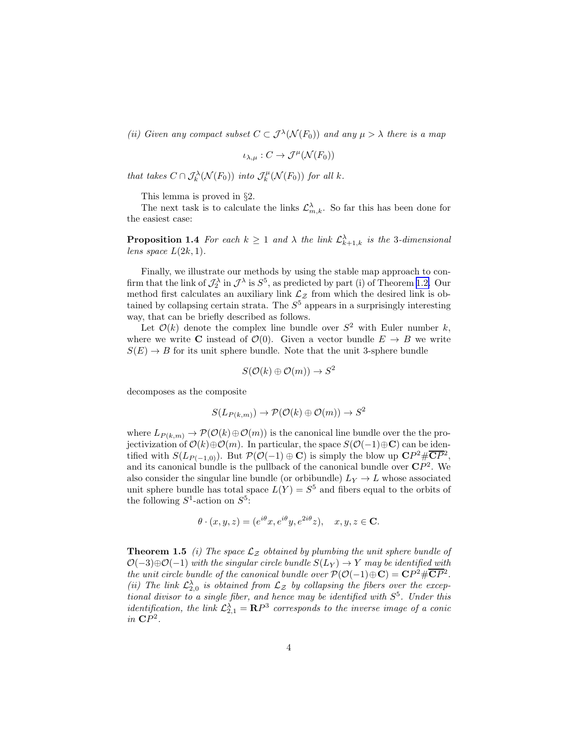*(ii) Given any compact subset $C \subset \mathcal{J}^\lambda(\mathcal{N}(F_0))$ and any $\mu > \lambda$ there is a map*

$$\iota_{\lambda,\mu} : C \to \mathcal{J}^\mu(\mathcal{N}(F_0))$$

*that takes $C \cap \mathcal{J}^\lambda_k(\mathcal{N}(F_0))$ into $\mathcal{J}^\mu_k(\mathcal{N}(F_0))$ for all $k$.*

This lemma is proved in §2.

The next task is to calculate the links $\mathcal{L}^\lambda_{m,k}$. So far this has been done for the easiest case:

**Proposition 1.4** *For each $k \geq 1$ and $\lambda$ the link $\mathcal{L}^\lambda_{k+1,k}$ is the 3-dimensional lens space $L(2k, 1)$.*

Finally, we illustrate our methods by using the stable map approach to confirm that the link of $\mathcal{J}^\lambda_2$ in $\mathcal{J}^\lambda$ is $S^5$, as predicted by part (i) of Theorem 1.2. Our method first calculates an auxiliary link $\mathcal{L}_\mathcal{Z}$ from which the desired link is obtained by collapsing certain strata. The $S^5$ appears in a surprisingly interesting way, that can be briefly described as follows.

Let $\mathcal{O}(k)$ denote the complex line bundle over $S^2$ with Euler number $k$, where we write $\mathbf{C}$ instead of $\mathcal{O}(0)$. Given a vector bundle $E \to B$ we write $S(E) \to B$ for its unit sphere bundle. Note that the unit 3-sphere bundle

$$S(\mathcal{O}(k) \oplus \mathcal{O}(m)) \to S^2$$

decomposes as the composite

$$S(L_{P(k,m)}) \to \mathcal{P}(\mathcal{O}(k) \oplus \mathcal{O}(m)) \to S^2$$

where $L_{P(k,m)} \to \mathcal{P}(\mathcal{O}(k) \oplus \mathcal{O}(m))$ is the canonical line bundle over the the projectivization of $\mathcal{O}(k) \oplus \mathcal{O}(m)$. In particular, the space $S(\mathcal{O}(-1) \oplus \mathbf{C})$ can be identified with $S(L_{P(-1,0)})$. But $\mathcal{P}(\mathcal{O}(-1) \oplus \mathbf{C})$ is simply the blow up $\mathbf{C}P^2 \# \overline{\mathbf{C}P}^2$, and its canonical bundle is the pullback of the canonical bundle over $\mathbf{C}P^2$. We also consider the singular line bundle (or orbibundle) $L_Y \to L$ whose associated unit sphere bundle has total space $L(Y) = S^5$ and fibers equal to the orbits of the following $S^1$-action on $S^5$:

$$\theta \cdot (x, y, z) = (e^{i\theta} x, e^{i\theta} y, e^{2i\theta} z), \quad x, y, z \in \mathbf{C}.$$

**Theorem 1.5** *(i) The space $\mathcal{L}_\mathcal{Z}$ obtained by plumbing the unit sphere bundle of $\mathcal{O}(-3) \oplus \mathcal{O}(-1)$ with the singular circle bundle $S(L_Y) \to Y$ may be identified with the unit circle bundle of the canonical bundle over $\mathcal{P}(\mathcal{O}(-1) \oplus \mathbf{C}) = \mathbf{C}P^2 \# \overline{\mathbf{C}P}^2$.*
*(ii) The link $\mathcal{L}^\lambda_{2,0}$ is obtained from $\mathcal{L}_\mathcal{Z}$ by collapsing the fibers over the exceptional divisor to a single fiber, and hence may be identified with $S^5$. Under this identification, the link $\mathcal{L}^\lambda_{2,1} = \mathbf{R}P^3$ corresponds to the inverse image of a conic in $\mathbf{C}P^2$.*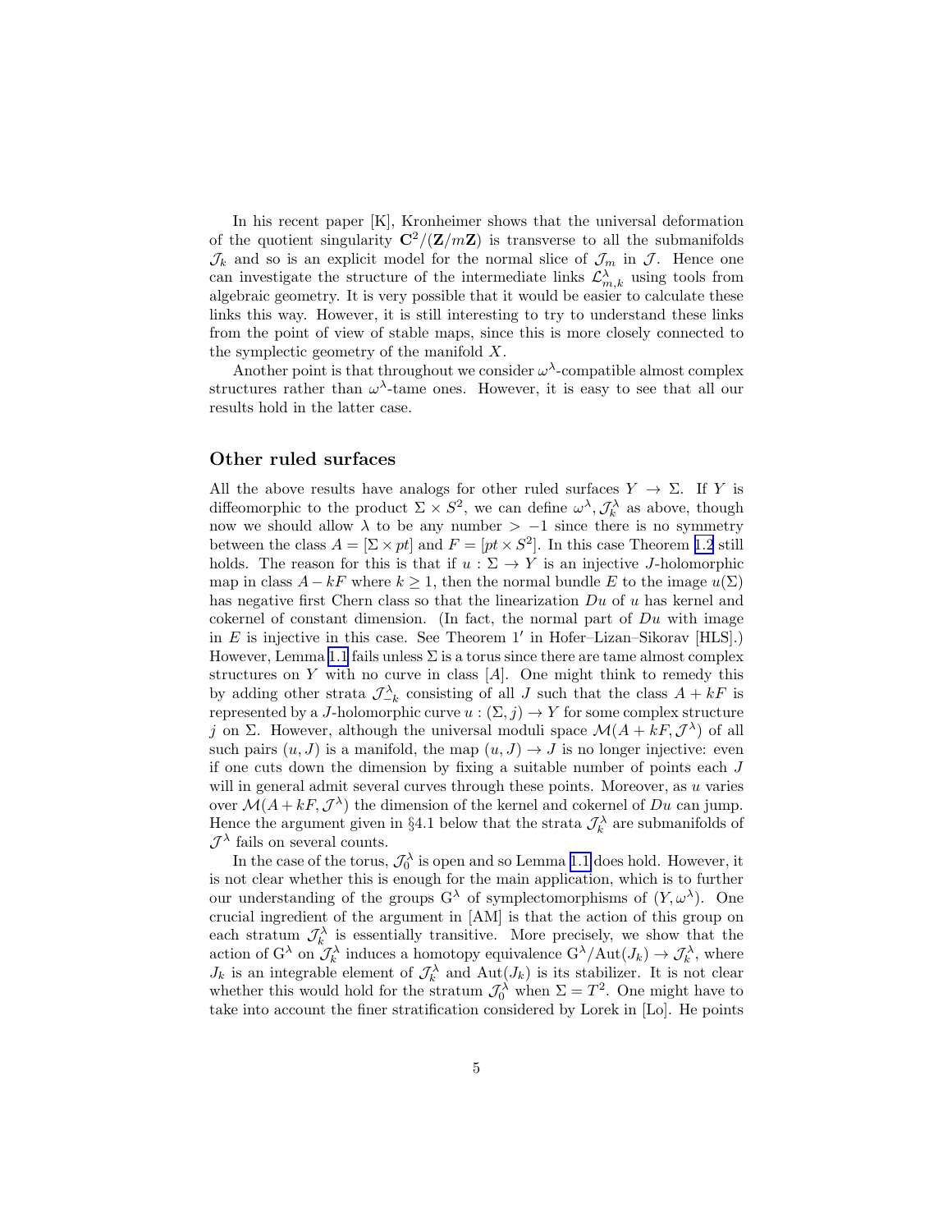In his recent paper [K], Kronheimer shows that the universal deformation of the quotient singularity $\mathbf{C}^2/(\mathbf{Z}/m\mathbf{Z})$ is transverse to all the submanifolds $\mathcal{J}_k$ and so is an explicit model for the normal slice of $\mathcal{J}_m$ in $\mathcal{J}$. Hence one can investigate the structure of the intermediate links $\mathcal{L}^\lambda_{m,k}$ using tools from algebraic geometry. It is very possible that it would be easier to calculate these links this way. However, it is still interesting to try to understand these links from the point of view of stable maps, since this is more closely connected to the symplectic geometry of the manifold $X$.

Another point is that throughout we consider $\omega^\lambda$-compatible almost complex structures rather than $\omega^\lambda$-tame ones. However, it is easy to see that all our results hold in the latter case.

### Other ruled surfaces

All the above results have analogs for other ruled surfaces $Y \to \Sigma$. If $Y$ is diffeomorphic to the product $\Sigma \times S^2$, we can define $\omega^\lambda, \mathcal{J}^\lambda_k$ as above, though now we should allow $\lambda$ to be any number $> -1$ since there is no symmetry between the class $A = [\Sigma \times pt]$ and $F = [pt \times S^2]$. In this case Theorem 1.2 still holds. The reason for this is that if $u : \Sigma \to Y$ is an injective $J$-holomorphic map in class $A - kF$ where $k \geq 1$, then the normal bundle $E$ to the image $u(\Sigma)$ has negative first Chern class so that the linearization $Du$ of $u$ has kernel and cokernel of constant dimension. (In fact, the normal part of $Du$ with image in $E$ is injective in this case. See Theorem 1′ in Hofer–Lizan–Sikorav [HLS].) However, Lemma 1.1 fails unless $\Sigma$ is a torus since there are tame almost complex structures on $Y$ with no curve in class $[A]$. One might think to remedy this by adding other strata $\mathcal{J}^\lambda_{-k}$ consisting of all $J$ such that the class $A + kF$ is represented by a $J$-holomorphic curve $u : (\Sigma, j) \to Y$ for some complex structure $j$ on $\Sigma$. However, although the universal moduli space $\mathcal{M}(A + kF, \mathcal{J}^\lambda)$ of all such pairs $(u, J)$ is a manifold, the map $(u, J) \to J$ is no longer injective: even if one cuts down the dimension by fixing a suitable number of points each $J$ will in general admit several curves through these points. Moreover, as $u$ varies over $\mathcal{M}(A + kF, \mathcal{J}^\lambda)$ the dimension of the kernel and cokernel of $Du$ can jump. Hence the argument given in §4.1 below that the strata $\mathcal{J}^\lambda_k$ are submanifolds of $\mathcal{J}^\lambda$ fails on several counts.

In the case of the torus, $\mathcal{J}^\lambda_0$ is open and so Lemma 1.1 does hold. However, it is not clear whether this is enough for the main application, which is to further our understanding of the groups $\mathrm{G}^\lambda$ of symplectomorphisms of $(Y, \omega^\lambda)$. One crucial ingredient of the argument in [AM] is that the action of this group on each stratum $\mathcal{J}^\lambda_k$ is essentially transitive. More precisely, we show that the action of $\mathrm{G}^\lambda$ on $\mathcal{J}^\lambda_k$ induces a homotopy equivalence $\mathrm{G}^\lambda/\mathrm{Aut}(J_k) \to \mathcal{J}^\lambda_k$, where $J_k$ is an integrable element of $\mathcal{J}^\lambda_k$ and $\mathrm{Aut}(J_k)$ is its stabilizer. It is not clear whether this would hold for the stratum $\mathcal{J}^\lambda_0$ when $\Sigma = T^2$. One might have to take into account the finer stratification considered by Lorek in [Lo]. He points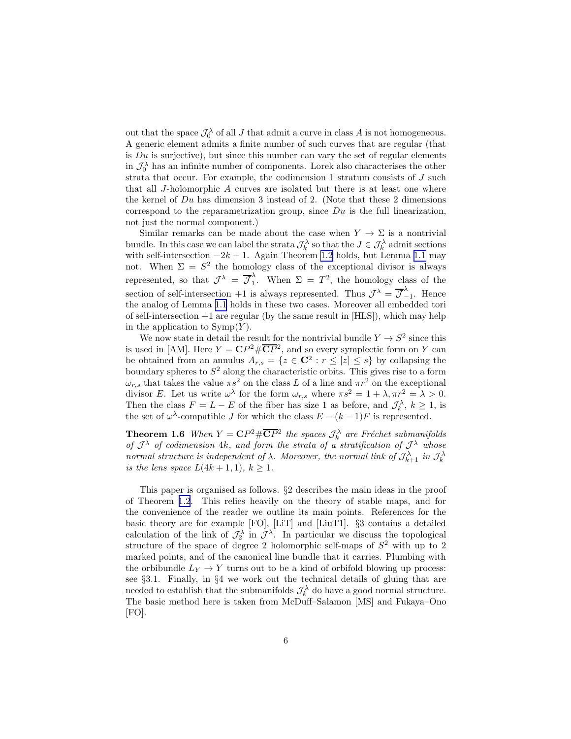out that the space $\mathcal{J}_0^\lambda$ of all $J$ that admit a curve in class $A$ is not homogeneous. A generic element admits a finite number of such curves that are regular (that is $Du$ is surjective), but since this number can vary the set of regular elements in $\mathcal{J}_0^\lambda$ has an infinite number of components. Lorek also characterises the other strata that occur. For example, the codimension 1 stratum consists of $J$ such that all $J$-holomorphic $A$ curves are isolated but there is at least one where the kernel of $Du$ has dimension 3 instead of 2. (Note that these 2 dimensions correspond to the reparametrization group, since $Du$ is the full linearization, not just the normal component.)

Similar remarks can be made about the case when $Y \to \Sigma$ is a nontrivial bundle. In this case we can label the strata $\mathcal{J}_k^\lambda$ so that the $J \in \mathcal{J}_k^\lambda$ admit sections with self-intersection $-2k+1$. Again Theorem 1.2 holds, but Lemma 1.1 may not. When $\Sigma = S^2$ the homology class of the exceptional divisor is always represented, so that $\mathcal{J}^\lambda = \overline{\mathcal{J}}_1^\lambda$. When $\Sigma = T^2$, the homology class of the section of self-intersection $+1$ is always represented. Thus $\mathcal{J}^\lambda = \overline{\mathcal{J}}_{-1}^\lambda$. Hence the analog of Lemma 1.1 holds in these two cases. Moreover all embedded tori of self-intersection $+1$ are regular (by the same result in [HLS]), which may help in the application to $\mathrm{Symp}(Y)$.

We now state in detail the result for the nontrivial bundle $Y \to S^2$ since this is used in [AM]. Here $Y = \mathbf{C}P^2 \# \overline{\mathbf{C}P}^2$, and so every symplectic form on $Y$ can be obtained from an annulus $A_{r,s} = \{z \in \mathbf{C}^2 : r \le |z| \le s\}$ by collapsing the boundary spheres to $S^2$ along the characteristic orbits. This gives rise to a form $\omega_{r,s}$ that takes the value $\pi s^2$ on the class $L$ of a line and $\pi r^2$ on the exceptional divisor $E$. Let us write $\omega^\lambda$ for the form $\omega_{r,s}$ where $\pi s^2 = 1+\lambda, \pi r^2 = \lambda > 0$. Then the class $F = L - E$ of the fiber has size 1 as before, and $\mathcal{J}_k^\lambda$, $k \ge 1$, is the set of $\omega^\lambda$-compatible $J$ for which the class $E - (k-1)F$ is represented.

**Theorem 1.6** *When $Y = \mathbf{C}P^2 \# \overline{\mathbf{C}P}^2$ the spaces $\mathcal{J}_k^\lambda$ are Fréchet submanifolds of $\mathcal{J}^\lambda$ of codimension $4k$, and form the strata of a stratification of $\mathcal{J}^\lambda$ whose normal structure is independent of $\lambda$. Moreover, the normal link of $\mathcal{J}_{k+1}^\lambda$ in $\mathcal{J}_k^\lambda$ is the lens space $L(4k+1,1)$, $k \ge 1$.*

This paper is organised as follows. §2 describes the main ideas in the proof of Theorem 1.2. This relies heavily on the theory of stable maps, and for the convenience of the reader we outline its main points. References for the basic theory are for example [FO], [LiT] and [LiuT1]. §3 contains a detailed calculation of the link of $\mathcal{J}_2^\lambda$ in $\mathcal{J}^\lambda$. In particular we discuss the topological structure of the space of degree 2 holomorphic self-maps of $S^2$ with up to 2 marked points, and of the canonical line bundle that it carries. Plumbing with the orbibundle $L_Y \to Y$ turns out to be a kind of orbifold blowing up process: see §3.1. Finally, in §4 we work out the technical details of gluing that are needed to establish that the submanifolds $\mathcal{J}_k^\lambda$ do have a good normal structure. The basic method here is taken from McDuff–Salamon [MS] and Fukaya–Ono [FO].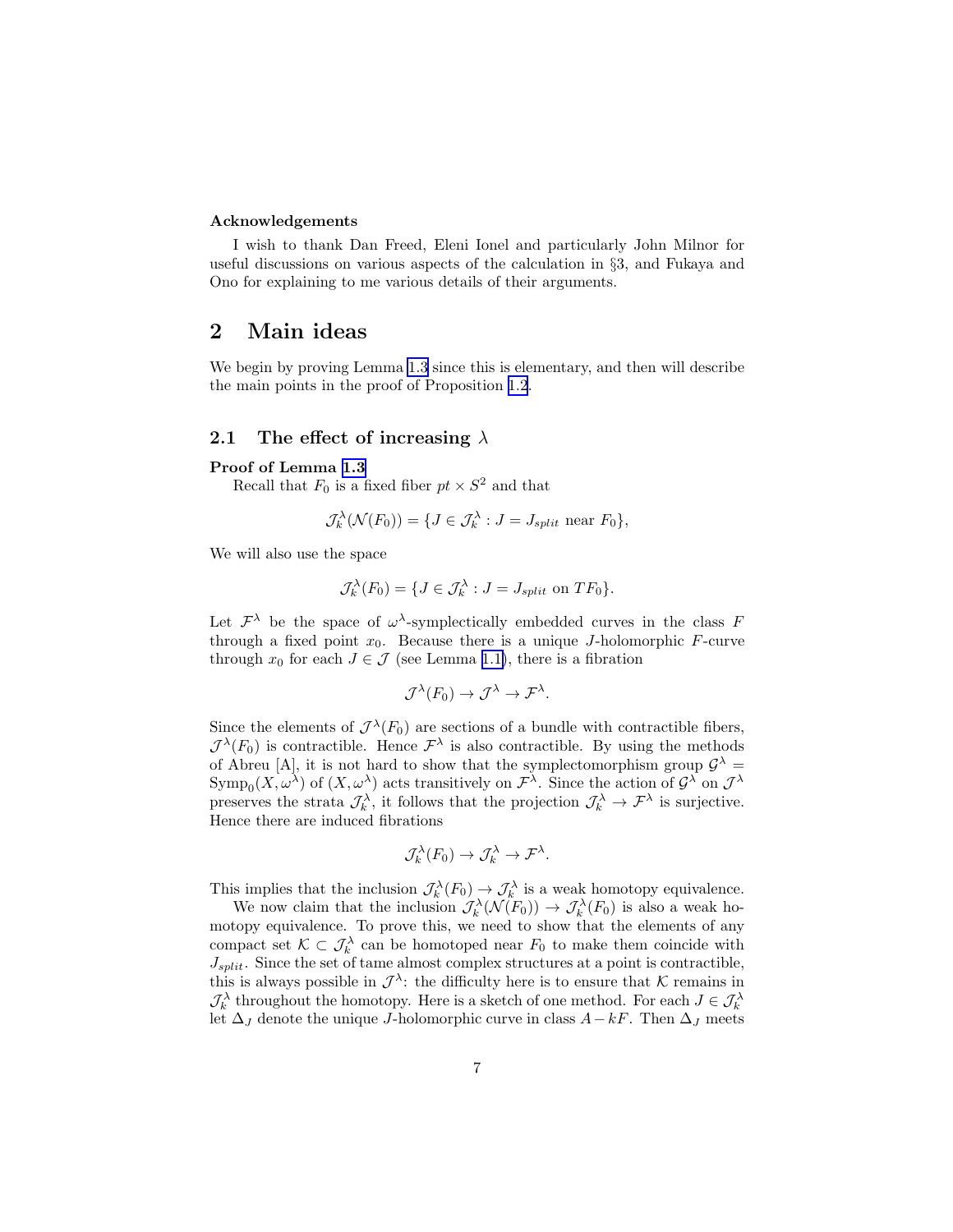**Acknowledgements**

I wish to thank Dan Freed, Eleni Ionel and particularly John Milnor for useful discussions on various aspects of the calculation in §3, and Fukaya and Ono for explaining to me various details of their arguments.

## 2 Main ideas

We begin by proving Lemma 1.3 since this is elementary, and then will describe the main points in the proof of Proposition 1.2.

### 2.1 The effect of increasing $\lambda$

**Proof of Lemma 1.3**

Recall that $F_0$ is a fixed fiber $pt \times S^2$ and that

$$\mathcal{J}_k^\lambda(\mathcal{N}(F_0)) = \{J \in \mathcal{J}_k^\lambda : J = J_{split} \text{ near } F_0\},$$

We will also use the space

$$\mathcal{J}_k^\lambda(F_0) = \{J \in \mathcal{J}_k^\lambda : J = J_{split} \text{ on } TF_0\}.$$

Let $\mathcal{F}^\lambda$ be the space of $\omega^\lambda$-symplectically embedded curves in the class $F$ through a fixed point $x_0$. Because there is a unique $J$-holomorphic $F$-curve through $x_0$ for each $J \in \mathcal{J}$ (see Lemma 1.1), there is a fibration

$$\mathcal{J}^\lambda(F_0) \to \mathcal{J}^\lambda \to \mathcal{F}^\lambda.$$

Since the elements of $\mathcal{J}^\lambda(F_0)$ are sections of a bundle with contractible fibers, $\mathcal{J}^\lambda(F_0)$ is contractible. Hence $\mathcal{F}^\lambda$ is also contractible. By using the methods of Abreu [A], it is not hard to show that the symplectomorphism group $\mathcal{G}^\lambda = \mathrm{Symp}_0(X, \omega^\lambda)$ of $(X, \omega^\lambda)$ acts transitively on $\mathcal{F}^\lambda$. Since the action of $\mathcal{G}^\lambda$ on $\mathcal{J}^\lambda$ preserves the strata $\mathcal{J}_k^\lambda$, it follows that the projection $\mathcal{J}_k^\lambda \to \mathcal{F}^\lambda$ is surjective. Hence there are induced fibrations

$$\mathcal{J}_k^\lambda(F_0) \to \mathcal{J}_k^\lambda \to \mathcal{F}^\lambda.$$

This implies that the inclusion $\mathcal{J}_k^\lambda(F_0) \to \mathcal{J}_k^\lambda$ is a weak homotopy equivalence.

We now claim that the inclusion $\mathcal{J}_k^\lambda(\mathcal{N}(F_0)) \to \mathcal{J}_k^\lambda(F_0)$ is also a weak homotopy equivalence. To prove this, we need to show that the elements of any compact set $\mathcal{K} \subset \mathcal{J}_k^\lambda$ can be homotoped near $F_0$ to make them coincide with $J_{split}$. Since the set of tame almost complex structures at a point is contractible, this is always possible in $\mathcal{J}^\lambda$: the difficulty here is to ensure that $\mathcal{K}$ remains in $\mathcal{J}_k^\lambda$ throughout the homotopy. Here is a sketch of one method. For each $J \in \mathcal{J}_k^\lambda$ let $\Delta_J$ denote the unique $J$-holomorphic curve in class $A - kF$. Then $\Delta_J$ meets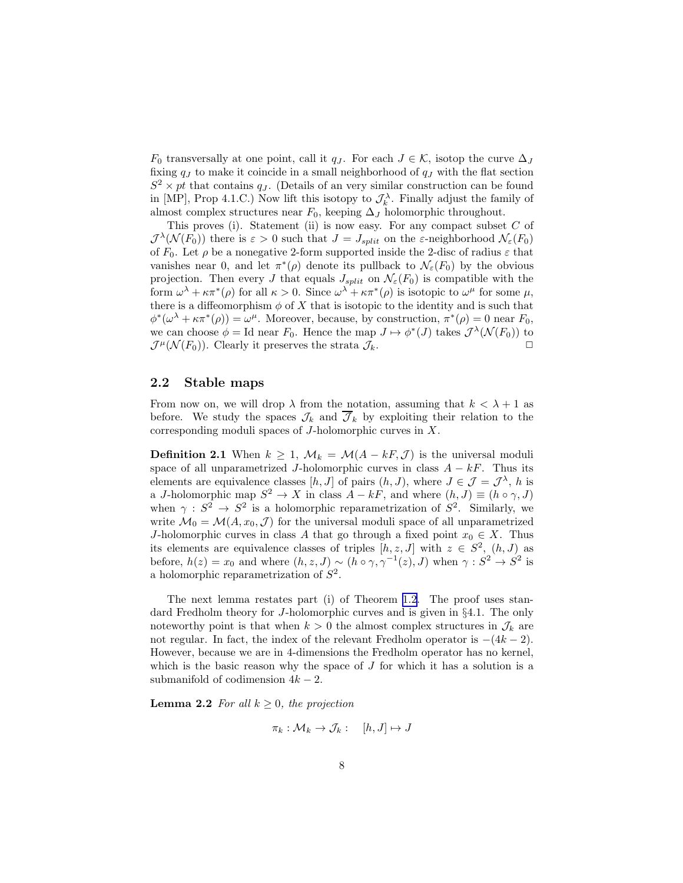$F_0$ transversally at one point, call it $q_J$. For each $J \in \mathcal{K}$, isotop the curve $\Delta_J$ fixing $q_J$ to make it coincide in a small neighborhood of $q_J$ with the flat section $S^2 \times pt$ that contains $q_J$. (Details of an very similar construction can be found in [MP], Prop 4.1.C.) Now lift this isotopy to $\mathcal{J}_k^\lambda$. Finally adjust the family of almost complex structures near $F_0$, keeping $\Delta_J$ holomorphic throughout.

This proves (i). Statement (ii) is now easy. For any compact subset $C$ of $\mathcal{J}^\lambda(\mathcal{N}(F_0))$ there is $\varepsilon > 0$ such that $J = J_{split}$ on the $\varepsilon$-neighborhood $\mathcal{N}_\varepsilon(F_0)$ of $F_0$. Let $\rho$ be a nonegative 2-form supported inside the 2-disc of radius $\varepsilon$ that vanishes near 0, and let $\pi^*(\rho)$ denote its pullback to $\mathcal{N}_\varepsilon(F_0)$ by the obvious projection. Then every $J$ that equals $J_{split}$ on $\mathcal{N}_\varepsilon(F_0)$ is compatible with the form $\omega^\lambda + \kappa\pi^*(\rho)$ for all $\kappa > 0$. Since $\omega^\lambda + \kappa\pi^*(\rho)$ is isotopic to $\omega^\mu$ for some $\mu$, there is a diffeomorphism $\phi$ of $X$ that is isotopic to the identity and is such that $\phi^*(\omega^\lambda + \kappa\pi^*(\rho)) = \omega^\mu$. Moreover, because, by construction, $\pi^*(\rho) = 0$ near $F_0$, we can choose $\phi = \mathrm{Id}$ near $F_0$. Hence the map $J \mapsto \phi^*(J)$ takes $\mathcal{J}^\lambda(\mathcal{N}(F_0))$ to $\mathcal{J}^\mu(\mathcal{N}(F_0))$. Clearly it preserves the strata $\mathcal{J}_k$. $\square$

## 2.2 Stable maps

From now on, we will drop $\lambda$ from the notation, assuming that $k < \lambda + 1$ as before. We study the spaces $\mathcal{J}_k$ and $\overline{\mathcal{J}}_k$ by exploiting their relation to the corresponding moduli spaces of $J$-holomorphic curves in $X$.

**Definition 2.1** When $k \geq 1$, $\mathcal{M}_k = \mathcal{M}(A - kF, \mathcal{J})$ is the universal moduli space of all unparametrized $J$-holomorphic curves in class $A - kF$. Thus its elements are equivalence classes $[h, J]$ of pairs $(h, J)$, where $J \in \mathcal{J} = \mathcal{J}^\lambda$, $h$ is a $J$-holomorphic map $S^2 \to X$ in class $A - kF$, and where $(h, J) \equiv (h \circ \gamma, J)$ when $\gamma : S^2 \to S^2$ is a holomorphic reparametrization of $S^2$. Similarly, we write $\mathcal{M}_0 = \mathcal{M}(A, x_0, \mathcal{J})$ for the universal moduli space of all unparametrized $J$-holomorphic curves in class $A$ that go through a fixed point $x_0 \in X$. Thus its elements are equivalence classes of triples $[h, z, J]$ with $z \in S^2$, $(h, J)$ as before, $h(z) = x_0$ and where $(h, z, J) \sim (h \circ \gamma, \gamma^{-1}(z), J)$ when $\gamma : S^2 \to S^2$ is a holomorphic reparametrization of $S^2$.

The next lemma restates part (i) of Theorem 1.2. The proof uses standard Fredholm theory for $J$-holomorphic curves and is given in §4.1. The only noteworthy point is that when $k > 0$ the almost complex structures in $\mathcal{J}_k$ are not regular. In fact, the index of the relevant Fredholm operator is $-(4k - 2)$. However, because we are in 4-dimensions the Fredholm operator has no kernel, which is the basic reason why the space of $J$ for which it has a solution is a submanifold of codimension $4k - 2$.

**Lemma 2.2** *For all $k \geq 0$, the projection*

$$\pi_k : \mathcal{M}_k \to \mathcal{J}_k : \quad [h, J] \mapsto J$$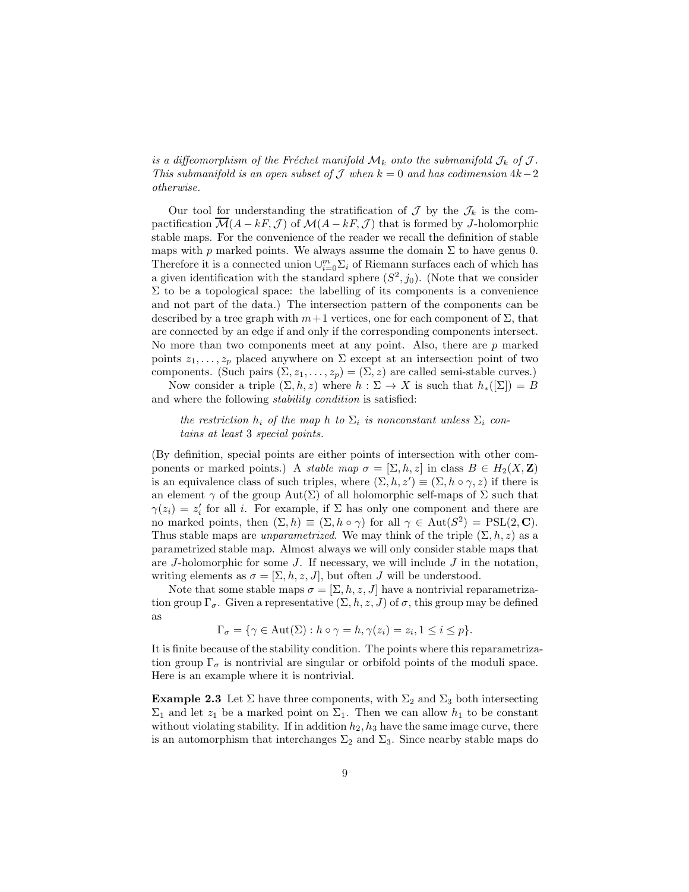*is a diffeomorphism of the Fréchet manifold $\mathcal{M}_k$ onto the submanifold $\mathcal{J}_k$ of $\mathcal{J}$. This submanifold is an open subset of $\mathcal{J}$ when $k = 0$ and has codimension $4k-2$ otherwise.*

Our tool for understanding the stratification of $\mathcal{J}$ by the $\mathcal{J}_k$ is the compactification $\overline{\mathcal{M}}(A-kF, \mathcal{J})$ of $\mathcal{M}(A-kF, \mathcal{J})$ that is formed by $J$-holomorphic stable maps. For the convenience of the reader we recall the definition of stable maps with $p$ marked points. We always assume the domain $\Sigma$ to have genus 0. Therefore it is a connected union $\cup_{i=0}^m \Sigma_i$ of Riemann surfaces each of which has a given identification with the standard sphere $(S^2, j_0)$. (Note that we consider $\Sigma$ to be a topological space: the labelling of its components is a convenience and not part of the data.) The intersection pattern of the components can be described by a tree graph with $m+1$ vertices, one for each component of $\Sigma$, that are connected by an edge if and only if the corresponding components intersect. No more than two components meet at any point. Also, there are $p$ marked points $z_1, \ldots, z_p$ placed anywhere on $\Sigma$ except at an intersection point of two components. (Such pairs $(\Sigma, z_1, \ldots, z_p) = (\Sigma, z)$ are called semi-stable curves.)

Now consider a triple $(\Sigma, h, z)$ where $h : \Sigma \to X$ is such that $h_*([\Sigma]) = B$ and where the following *stability condition* is satisfied:

> *the restriction $h_i$ of the map $h$ to $\Sigma_i$ is nonconstant unless $\Sigma_i$ contains at least 3 special points.*

(By definition, special points are either points of intersection with other components or marked points.) A *stable map* $\sigma = [\Sigma, h, z]$ in class $B \in H_2(X, \mathbf{Z})$ is an equivalence class of such triples, where $(\Sigma, h, z') \equiv (\Sigma, h \circ \gamma, z)$ if there is an element $\gamma$ of the group $\mathrm{Aut}(\Sigma)$ of all holomorphic self-maps of $\Sigma$ such that $\gamma(z_i) = z_i'$ for all $i$. For example, if $\Sigma$ has only one component and there are no marked points, then $(\Sigma, h) \equiv (\Sigma, h \circ \gamma)$ for all $\gamma \in \mathrm{Aut}(S^2) = \mathrm{PSL}(2, \mathbf{C})$. Thus stable maps are *unparametrized*. We may think of the triple $(\Sigma, h, z)$ as a parametrized stable map. Almost always we will only consider stable maps that are $J$-holomorphic for some $J$. If necessary, we will include $J$ in the notation, writing elements as $\sigma = [\Sigma, h, z, J]$, but often $J$ will be understood.

Note that some stable maps $\sigma = [\Sigma, h, z, J]$ have a nontrivial reparametrization group $\Gamma_\sigma$. Given a representative $(\Sigma, h, z, J)$ of $\sigma$, this group may be defined as

$$\Gamma_\sigma = \{\gamma \in \mathrm{Aut}(\Sigma) : h \circ \gamma = h, \gamma(z_i) = z_i, 1 \le i \le p\}.$$

It is finite because of the stability condition. The points where this reparametrization group $\Gamma_\sigma$ is nontrivial are singular or orbifold points of the moduli space. Here is an example where it is nontrivial.

**Example 2.3** Let $\Sigma$ have three components, with $\Sigma_2$ and $\Sigma_3$ both intersecting $\Sigma_1$ and let $z_1$ be a marked point on $\Sigma_1$. Then we can allow $h_1$ to be constant without violating stability. If in addition $h_2, h_3$ have the same image curve, there is an automorphism that interchanges $\Sigma_2$ and $\Sigma_3$. Since nearby stable maps do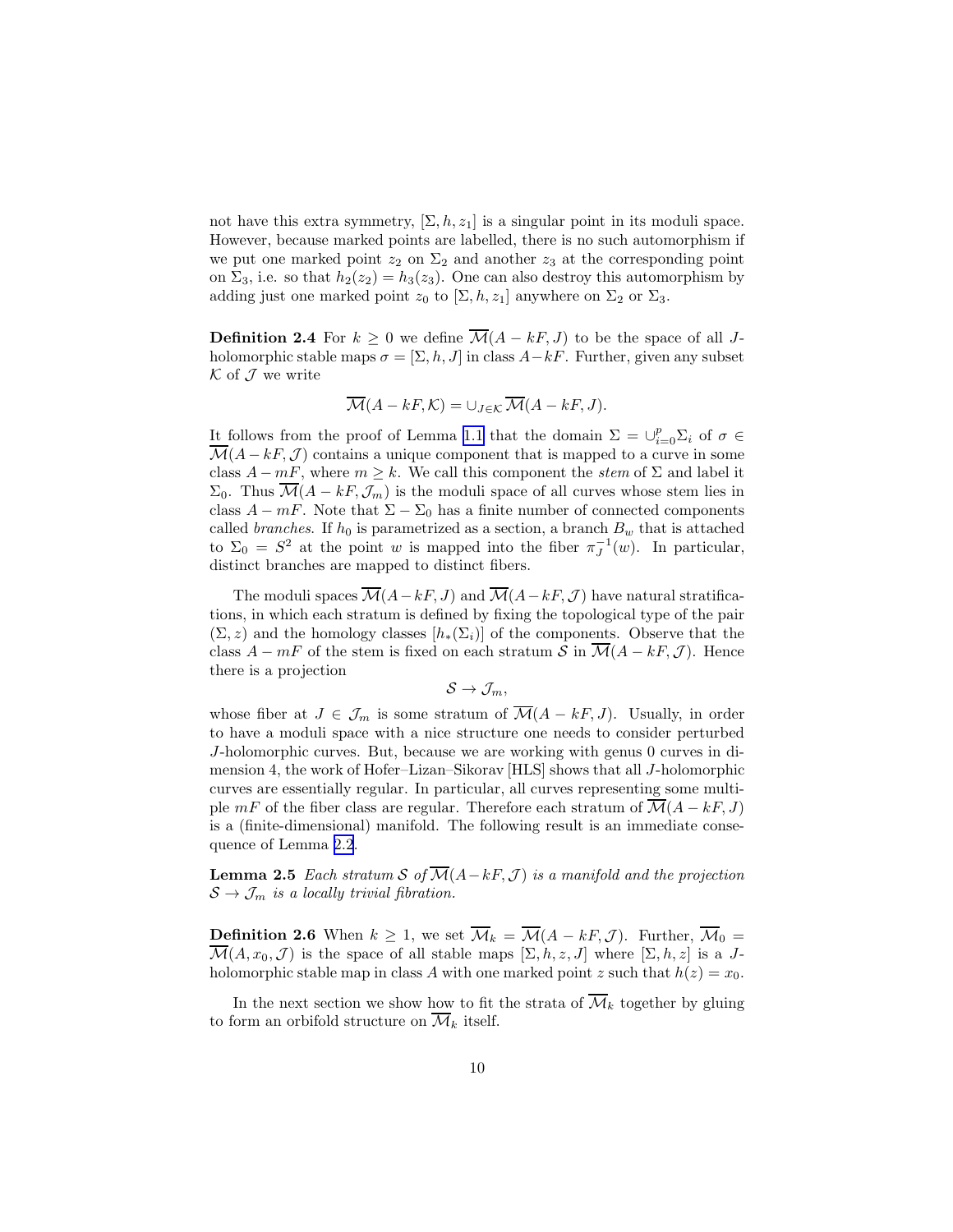not have this extra symmetry, $[\Sigma, h, z_1]$ is a singular point in its moduli space. However, because marked points are labelled, there is no such automorphism if we put one marked point $z_2$ on $\Sigma_2$ and another $z_3$ at the corresponding point on $\Sigma_3$, i.e. so that $h_2(z_2) = h_3(z_3)$. One can also destroy this automorphism by adding just one marked point $z_0$ to $[\Sigma, h, z_1]$ anywhere on $\Sigma_2$ or $\Sigma_3$.

**Definition 2.4** For $k \geq 0$ we define $\overline{\mathcal{M}}(A - kF, J)$ to be the space of all $J$-holomorphic stable maps $\sigma = [\Sigma, h, J]$ in class $A - kF$. Further, given any subset $\mathcal{K}$ of $\mathcal{J}$ we write

$$\overline{\mathcal{M}}(A - kF, \mathcal{K}) = \cup_{J \in \mathcal{K}} \overline{\mathcal{M}}(A - kF, J).$$

It follows from the proof of Lemma 1.1 that the domain $\Sigma = \cup_{i=0}^{p} \Sigma_i$ of $\sigma \in \overline{\mathcal{M}}(A - kF, \mathcal{J})$ contains a unique component that is mapped to a curve in some class $A - mF$, where $m \geq k$. We call this component the *stem* of $\Sigma$ and label it $\Sigma_0$. Thus $\overline{\mathcal{M}}(A - kF, \mathcal{J}_m)$ is the moduli space of all curves whose stem lies in class $A - mF$. Note that $\Sigma - \Sigma_0$ has a finite number of connected components called *branches*. If $h_0$ is parametrized as a section, a branch $B_w$ that is attached to $\Sigma_0 = S^2$ at the point $w$ is mapped into the fiber $\pi_J^{-1}(w)$. In particular, distinct branches are mapped to distinct fibers.

The moduli spaces $\overline{\mathcal{M}}(A - kF, J)$ and $\overline{\mathcal{M}}(A - kF, \mathcal{J})$ have natural stratifications, in which each stratum is defined by fixing the topological type of the pair $(\Sigma, z)$ and the homology classes $[h_*(\Sigma_i)]$ of the components. Observe that the class $A - mF$ of the stem is fixed on each stratum $\mathcal{S}$ in $\overline{\mathcal{M}}(A - kF, \mathcal{J})$. Hence there is a projection

$$\mathcal{S} \to \mathcal{J}_m,$$

whose fiber at $J \in \mathcal{J}_m$ is some stratum of $\overline{\mathcal{M}}(A - kF, J)$. Usually, in order to have a moduli space with a nice structure one needs to consider perturbed $J$-holomorphic curves. But, because we are working with genus 0 curves in dimension 4, the work of Hofer–Lizan–Sikorav [HLS] shows that all $J$-holomorphic curves are essentially regular. In particular, all curves representing some multiple $mF$ of the fiber class are regular. Therefore each stratum of $\overline{\mathcal{M}}(A - kF, J)$ is a (finite-dimensional) manifold. The following result is an immediate consequence of Lemma 2.2.

**Lemma 2.5** *Each stratum $\mathcal{S}$ of $\overline{\mathcal{M}}(A - kF, \mathcal{J})$ is a manifold and the projection $\mathcal{S} \to \mathcal{J}_m$ is a locally trivial fibration.*

**Definition 2.6** When $k \geq 1$, we set $\overline{\mathcal{M}}_k = \overline{\mathcal{M}}(A - kF, \mathcal{J})$. Further, $\overline{\mathcal{M}}_0 = \overline{\mathcal{M}}(A, x_0, \mathcal{J})$ is the space of all stable maps $[\Sigma, h, z, J]$ where $[\Sigma, h, z]$ is a $J$-holomorphic stable map in class $A$ with one marked point $z$ such that $h(z) = x_0$.

In the next section we show how to fit the strata of $\overline{\mathcal{M}}_k$ together by gluing to form an orbifold structure on $\overline{\mathcal{M}}_k$ itself.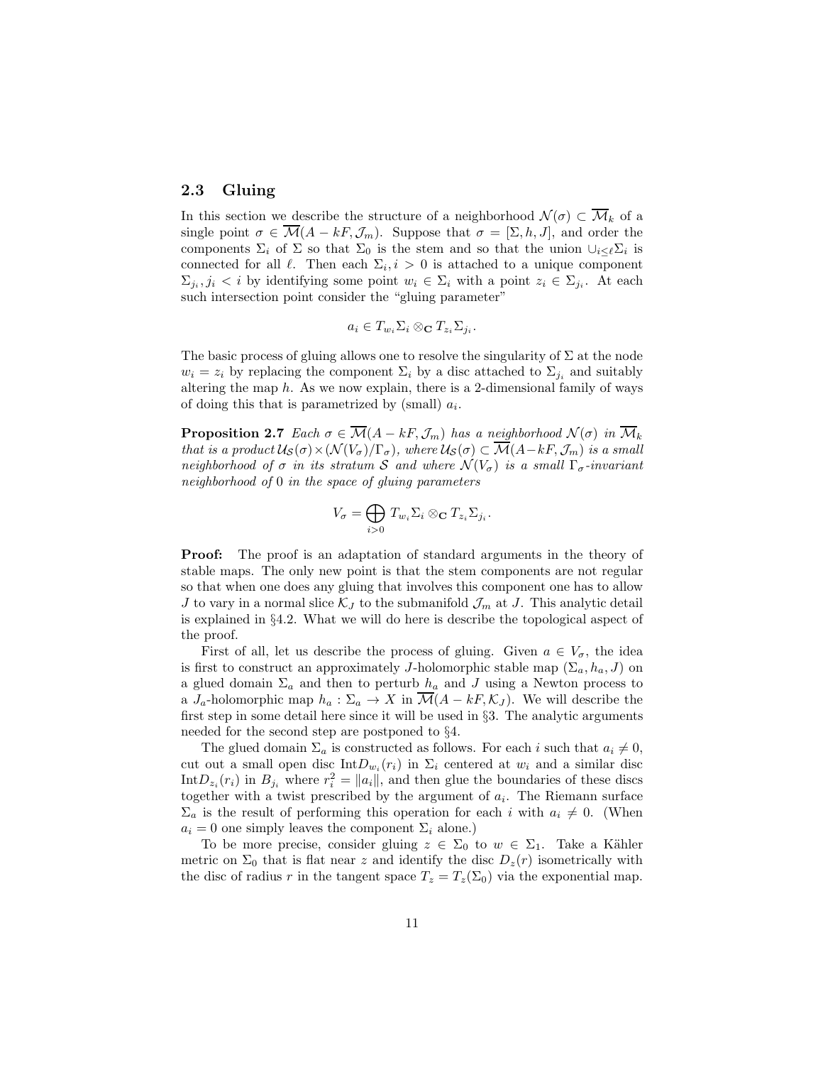## 2.3 Gluing

In this section we describe the structure of a neighborhood $\mathcal{N}(\sigma) \subset \overline{\mathcal{M}}_k$ of a single point $\sigma \in \overline{\mathcal{M}}(A - kF, \mathcal{J}_m)$. Suppose that $\sigma = [\Sigma, h, J]$, and order the components $\Sigma_i$ of $\Sigma$ so that $\Sigma_0$ is the stem and so that the union $\cup_{i \le \ell} \Sigma_i$ is connected for all $\ell$. Then each $\Sigma_i, i > 0$ is attached to a unique component $\Sigma_{j_i}, j_i < i$ by identifying some point $w_i \in \Sigma_i$ with a point $z_i \in \Sigma_{j_i}$. At each such intersection point consider the "gluing parameter"

$$a_i \in T_{w_i}\Sigma_i \otimes_{\mathbf{C}} T_{z_i}\Sigma_{j_i}.$$

The basic process of gluing allows one to resolve the singularity of $\Sigma$ at the node $w_i = z_i$ by replacing the component $\Sigma_i$ by a disc attached to $\Sigma_{j_i}$ and suitably altering the map $h$. As we now explain, there is a 2-dimensional family of ways of doing this that is parametrized by (small) $a_i$.

**Proposition 2.7** *Each $\sigma \in \overline{\mathcal{M}}(A - kF, \mathcal{J}_m)$ has a neighborhood $\mathcal{N}(\sigma)$ in $\overline{\mathcal{M}}_k$ that is a product $\mathcal{U}_{\mathcal{S}}(\sigma) \times (\mathcal{N}(V_\sigma)/\Gamma_\sigma)$, where $\mathcal{U}_{\mathcal{S}}(\sigma) \subset \overline{\mathcal{M}}(A - kF, \mathcal{J}_m)$ is a small neighborhood of $\sigma$ in its stratum $\mathcal{S}$ and where $\mathcal{N}(V_\sigma)$ is a small $\Gamma_\sigma$-invariant neighborhood of $0$ in the space of gluing parameters*

$$V_\sigma = \bigoplus_{i>0} T_{w_i}\Sigma_i \otimes_{\mathbf{C}} T_{z_i}\Sigma_{j_i}.$$

**Proof:** The proof is an adaptation of standard arguments in the theory of stable maps. The only new point is that the stem components are not regular so that when one does any gluing that involves this component one has to allow $J$ to vary in a normal slice $\mathcal{K}_J$ to the submanifold $\mathcal{J}_m$ at $J$. This analytic detail is explained in §4.2. What we will do here is describe the topological aspect of the proof.

First of all, let us describe the process of gluing. Given $a \in V_\sigma$, the idea is first to construct an approximately $J$-holomorphic stable map $(\Sigma_a, h_a, J)$ on a glued domain $\Sigma_a$ and then to perturb $h_a$ and $J$ using a Newton process to a $J_a$-holomorphic map $h_a : \Sigma_a \to X$ in $\overline{\mathcal{M}}(A - kF, \mathcal{K}_J)$. We will describe the first step in some detail here since it will be used in §3. The analytic arguments needed for the second step are postponed to §4.

The glued domain $\Sigma_a$ is constructed as follows. For each $i$ such that $a_i \neq 0$, cut out a small open disc $\mathrm{Int}D_{w_i}(r_i)$ in $\Sigma_i$ centered at $w_i$ and a similar disc $\mathrm{Int}D_{z_i}(r_i)$ in $B_{j_i}$ where $r_i^2 = \|a_i\|$, and then glue the boundaries of these discs together with a twist prescribed by the argument of $a_i$. The Riemann surface $\Sigma_a$ is the result of performing this operation for each $i$ with $a_i \neq 0$. (When $a_i = 0$ one simply leaves the component $\Sigma_i$ alone.)

To be more precise, consider gluing $z \in \Sigma_0$ to $w \in \Sigma_1$. Take a Kähler metric on $\Sigma_0$ that is flat near $z$ and identify the disc $D_z(r)$ isometrically with the disc of radius $r$ in the tangent space $T_z = T_z(\Sigma_0)$ via the exponential map.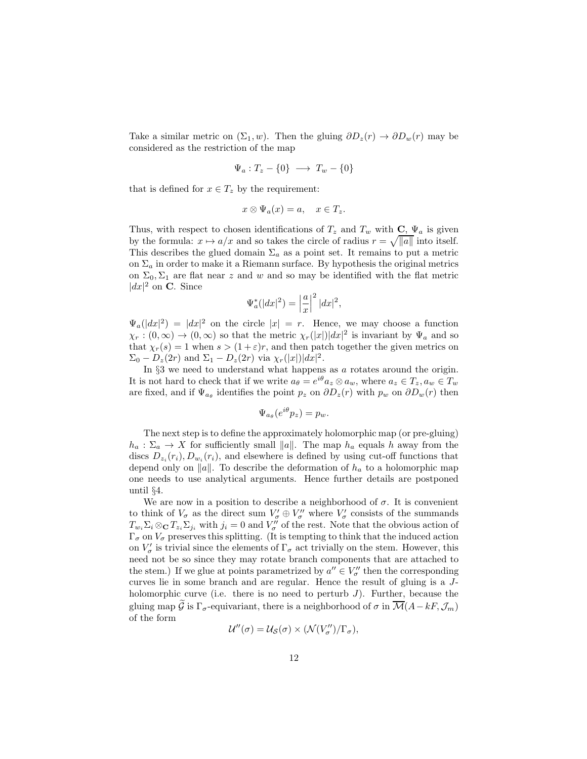Take a similar metric on $(\Sigma_1, w)$. Then the gluing $\partial D_z(r) \to \partial D_w(r)$ may be considered as the restriction of the map

$$\Psi_a : T_z - \{0\} \longrightarrow T_w - \{0\}$$

that is defined for $x \in T_z$ by the requirement:

$$x \otimes \Psi_a(x) = a, \quad x \in T_z.$$

Thus, with respect to chosen identifications of $T_z$ and $T_w$ with $\mathbf{C}$, $\Psi_a$ is given by the formula: $x \mapsto a/x$ and so takes the circle of radius $r = \sqrt{\|a\|}$ into itself. This describes the glued domain $\Sigma_a$ as a point set. It remains to put a metric on $\Sigma_a$ in order to make it a Riemann surface. By hypothesis the original metrics on $\Sigma_0, \Sigma_1$ are flat near $z$ and $w$ and so may be identified with the flat metric $|dx|^2$ on $\mathbf{C}$. Since

$$\Psi_a^*(|dx|^2) = \left|\frac{a}{x}\right|^2 |dx|^2,$$

$\Psi_a(|dx|^2) = |dx|^2$ on the circle $|x| = r$. Hence, we may choose a function $\chi_r : (0, \infty) \to (0, \infty)$ so that the metric $\chi_r(|x|)|dx|^2$ is invariant by $\Psi_a$ and so that $\chi_r(s) = 1$ when $s > (1+\varepsilon)r$, and then patch together the given metrics on $\Sigma_0 - D_z(2r)$ and $\Sigma_1 - D_z(2r)$ via $\chi_r(|x|)|dx|^2$.

In §3 we need to understand what happens as $a$ rotates around the origin. It is not hard to check that if we write $a_\theta = e^{i\theta} a_z \otimes a_w$, where $a_z \in T_z, a_w \in T_w$ are fixed, and if $\Psi_{a_\theta}$ identifies the point $p_z$ on $\partial D_z(r)$ with $p_w$ on $\partial D_w(r)$ then

$$\Psi_{a_\theta}(e^{i\theta} p_z) = p_w.$$

The next step is to define the approximately holomorphic map (or pre-gluing) $h_a : \Sigma_a \to X$ for sufficiently small $\|a\|$. The map $h_a$ equals $h$ away from the discs $D_{z_i}(r_i), D_{w_i}(r_i)$, and elsewhere is defined by using cut-off functions that depend only on $\|a\|$. To describe the deformation of $h_a$ to a holomorphic map one needs to use analytical arguments. Hence further details are postponed until §4.

We are now in a position to describe a neighborhood of $\sigma$. It is convenient to think of $V_\sigma$ as the direct sum $V'_\sigma \oplus V''_\sigma$ where $V'_\sigma$ consists of the summands $T_{w_i}\Sigma_i \otimes_{\mathbf{C}} T_{z_i}\Sigma_{j_i}$ with $j_i = 0$ and $V''_\sigma$ of the rest. Note that the obvious action of $\Gamma_\sigma$ on $V_\sigma$ preserves this splitting. (It is tempting to think that the induced action on $V'_\sigma$ is trivial since the elements of $\Gamma_\sigma$ act trivially on the stem. However, this need not be so since they may rotate branch components that are attached to the stem.) If we glue at points parametrized by $a'' \in V''_\sigma$ then the corresponding curves lie in some branch and are regular. Hence the result of gluing is a $J$-holomorphic curve (i.e. there is no need to perturb $J$). Further, because the gluing map $\widetilde{\mathcal{G}}$ is $\Gamma_\sigma$-equivariant, there is a neighborhood of $\sigma$ in $\overline{\mathcal{M}}(A - kF, \mathcal{J}_m)$ of the form

$$\mathcal{U}''(\sigma) = \mathcal{U}_{\mathcal{S}}(\sigma) \times (\mathcal{N}(V''_\sigma)/\Gamma_\sigma),$$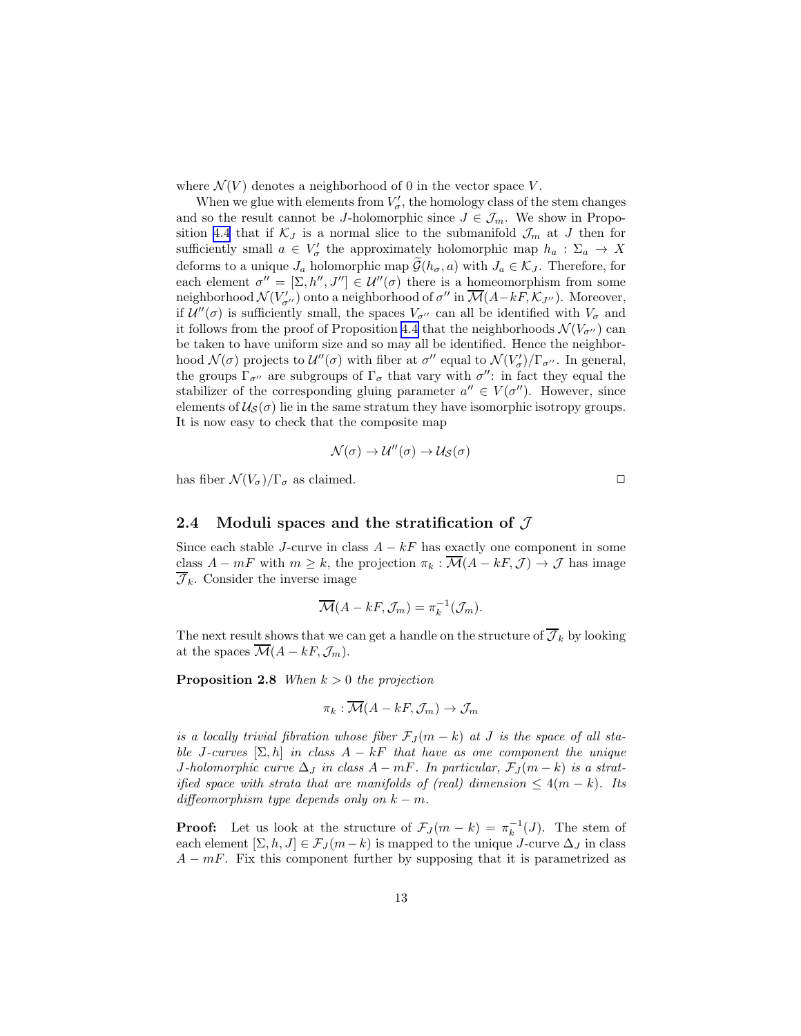where $\mathcal{N}(V)$ denotes a neighborhood of 0 in the vector space $V$.

When we glue with elements from $V'_\sigma$, the homology class of the stem changes and so the result cannot be $J$-holomorphic since $J \in \mathcal{J}_m$. We show in Proposition 4.4 that if $\mathcal{K}_J$ is a normal slice to the submanifold $\mathcal{J}_m$ at $J$ then for sufficiently small $a \in V'_\sigma$ the approximately holomorphic map $h_a : \Sigma_a \to X$ deforms to a unique $J_a$ holomorphic map $\widetilde{\mathcal{G}}(h_\sigma, a)$ with $J_a \in \mathcal{K}_J$. Therefore, for each element $\sigma'' = [\Sigma, h'', J''] \in \mathcal{U}''(\sigma)$ there is a homeomorphism from some neighborhood $\mathcal{N}(V'_{\sigma''})$ onto a neighborhood of $\sigma''$ in $\overline{\mathcal{M}}(A-kF, \mathcal{K}_{J''})$. Moreover, if $\mathcal{U}''(\sigma)$ is sufficiently small, the spaces $V_{\sigma''}$ can all be identified with $V_\sigma$ and it follows from the proof of Proposition 4.4 that the neighborhoods $\mathcal{N}(V_{\sigma''})$ can be taken to have uniform size and so may all be identified. Hence the neighborhood $\mathcal{N}(\sigma)$ projects to $\mathcal{U}''(\sigma)$ with fiber at $\sigma''$ equal to $\mathcal{N}(V'_\sigma)/\Gamma_{\sigma''}$. In general, the groups $\Gamma_{\sigma''}$ are subgroups of $\Gamma_\sigma$ that vary with $\sigma''$: in fact they equal the stabilizer of the corresponding gluing parameter $a'' \in V(\sigma'')$. However, since elements of $\mathcal{U}_{\mathcal{S}}(\sigma)$ lie in the same stratum they have isomorphic isotropy groups. It is now easy to check that the composite map

$$\mathcal{N}(\sigma) \to \mathcal{U}''(\sigma) \to \mathcal{U}_{\mathcal{S}}(\sigma)$$

has fiber $\mathcal{N}(V_\sigma)/\Gamma_\sigma$ as claimed. $\Box$

## 2.4 Moduli spaces and the stratification of $\mathcal{J}$

Since each stable $J$-curve in class $A - kF$ has exactly one component in some class $A - mF$ with $m \geq k$, the projection $\pi_k : \overline{\mathcal{M}}(A-kF, \mathcal{J}) \to \mathcal{J}$ has image $\overline{\mathcal{J}}_k$. Consider the inverse image

$$\overline{\mathcal{M}}(A-kF, \mathcal{J}_m) = \pi_k^{-1}(\mathcal{J}_m).$$

The next result shows that we can get a handle on the structure of $\overline{\mathcal{J}}_k$ by looking at the spaces $\overline{\mathcal{M}}(A-kF, \mathcal{J}_m)$.

**Proposition 2.8** *When $k > 0$ the projection*

$$\pi_k : \overline{\mathcal{M}}(A-kF, \mathcal{J}_m) \to \mathcal{J}_m$$

*is a locally trivial fibration whose fiber $\mathcal{F}_J(m-k)$ at $J$ is the space of all stable $J$-curves $[\Sigma, h]$ in class $A-kF$ that have as one component the unique $J$-holomorphic curve $\Delta_J$ in class $A-mF$. In particular, $\mathcal{F}_J(m-k)$ is a stratified space with strata that are manifolds of (real) dimension $\leq 4(m-k)$. Its diffeomorphism type depends only on $k-m$.*

**Proof:** Let us look at the structure of $\mathcal{F}_J(m-k) = \pi_k^{-1}(J)$. The stem of each element $[\Sigma, h, J] \in \mathcal{F}_J(m-k)$ is mapped to the unique $J$-curve $\Delta_J$ in class $A-mF$. Fix this component further by supposing that it is parametrized as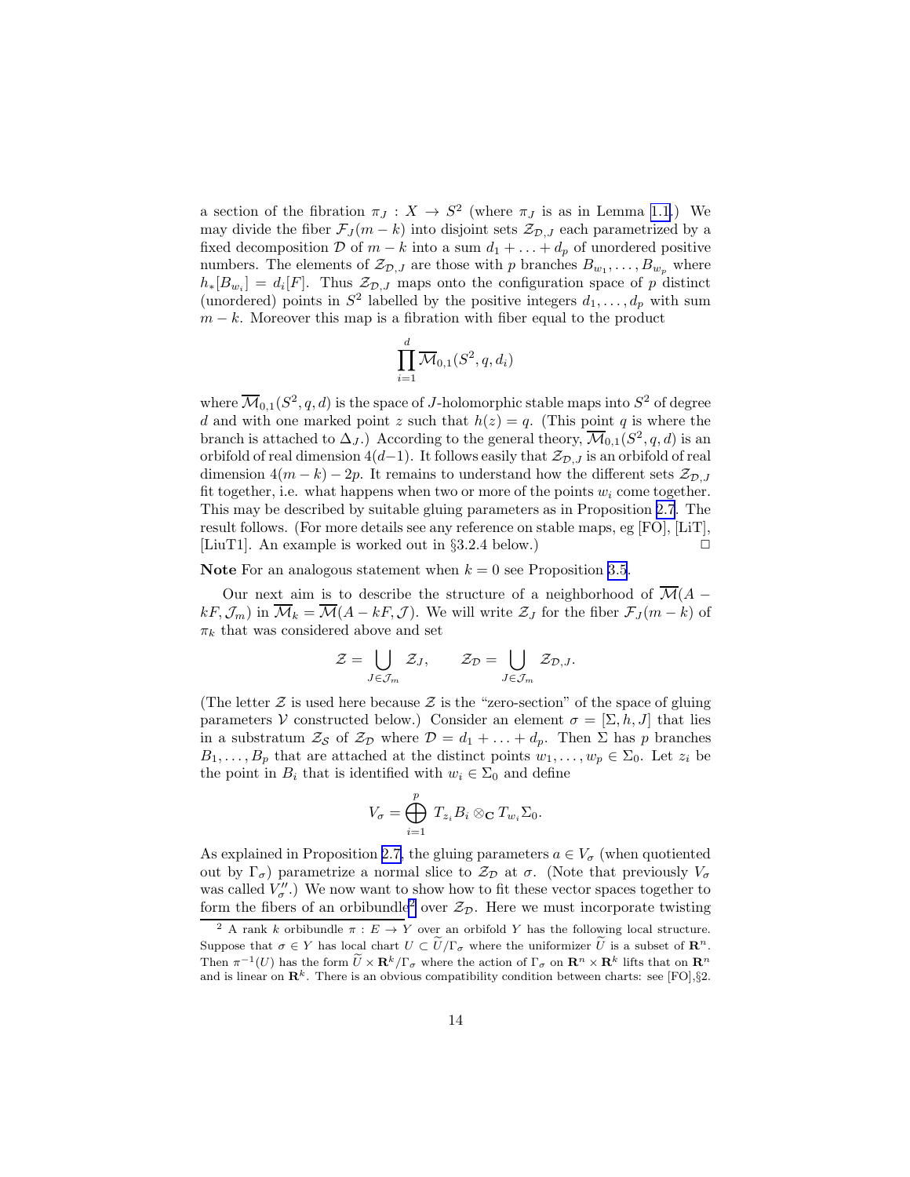a section of the fibration $\pi_J : X \to S^2$ (where $\pi_J$ is as in Lemma 1.1.) We may divide the fiber $\mathcal{F}_J(m-k)$ into disjoint sets $\mathcal{Z}_{\mathcal{D},J}$ each parametrized by a fixed decomposition $\mathcal{D}$ of $m-k$ into a sum $d_1 + \ldots + d_p$ of unordered positive numbers. The elements of $\mathcal{Z}_{\mathcal{D},J}$ are those with $p$ branches $B_{w_1}, \ldots, B_{w_p}$ where $h_*[B_{w_i}] = d_i[F]$. Thus $\mathcal{Z}_{\mathcal{D},J}$ maps onto the configuration space of $p$ distinct (unordered) points in $S^2$ labelled by the positive integers $d_1, \ldots, d_p$ with sum $m-k$. Moreover this map is a fibration with fiber equal to the product

$$\prod_{i=1}^{d} \overline{\mathcal{M}}_{0,1}(S^2, q, d_i)$$

where $\overline{\mathcal{M}}_{0,1}(S^2, q, d)$ is the space of $J$-holomorphic stable maps into $S^2$ of degree $d$ and with one marked point $z$ such that $h(z) = q$. (This point $q$ is where the branch is attached to $\Delta_J$.) According to the general theory, $\overline{\mathcal{M}}_{0,1}(S^2, q, d)$ is an orbifold of real dimension $4(d-1)$. It follows easily that $\mathcal{Z}_{\mathcal{D},J}$ is an orbifold of real dimension $4(m-k) - 2p$. It remains to understand how the different sets $\mathcal{Z}_{\mathcal{D},J}$ fit together, i.e. what happens when two or more of the points $w_i$ come together. This may be described by suitable gluing parameters as in Proposition 2.7. The result follows. (For more details see any reference on stable maps, eg [FO], [LiT], [LiuT1]. An example is worked out in §3.2.4 below.) □

**Note** For an analogous statement when $k = 0$ see Proposition 3.5.

Our next aim is to describe the structure of a neighborhood of $\overline{\mathcal{M}}(A - kF, \mathcal{J}_m)$ in $\overline{\mathcal{M}}_k = \overline{\mathcal{M}}(A - kF, \mathcal{J})$. We will write $\mathcal{Z}_J$ for the fiber $\mathcal{F}_J(m-k)$ of $\pi_k$ that was considered above and set

$$\mathcal{Z} = \bigcup_{J \in \mathcal{J}_m} \mathcal{Z}_J, \qquad \mathcal{Z}_{\mathcal{D}} = \bigcup_{J \in \mathcal{J}_m} \mathcal{Z}_{\mathcal{D},J}.$$

(The letter $\mathcal{Z}$ is used here because $\mathcal{Z}$ is the "zero-section" of the space of gluing parameters $\mathcal{V}$ constructed below.) Consider an element $\sigma = [\Sigma, h, J]$ that lies in a substratum $\mathcal{Z}_{\mathcal{S}}$ of $\mathcal{Z}_{\mathcal{D}}$ where $\mathcal{D} = d_1 + \ldots + d_p$. Then $\Sigma$ has $p$ branches $B_1, \ldots, B_p$ that are attached at the distinct points $w_1, \ldots, w_p \in \Sigma_0$. Let $z_i$ be the point in $B_i$ that is identified with $w_i \in \Sigma_0$ and define

$$V_\sigma = \bigoplus_{i=1}^{p} T_{z_i} B_i \otimes_{\mathbf{C}} T_{w_i} \Sigma_0.$$

As explained in Proposition 2.7, the gluing parameters $a \in V_\sigma$ (when quotiented out by $\Gamma_\sigma$) parametrize a normal slice to $\mathcal{Z}_{\mathcal{D}}$ at $\sigma$. (Note that previously $V_\sigma$ was called $V''_\sigma$.) We now want to show how to fit these vector spaces together to form the fibers of an orbibundle[2] over $\mathcal{Z}_{\mathcal{D}}$. Here we must incorporate twisting

[2] A rank $k$ orbibundle $\pi : E \to Y$ over an orbifold $Y$ has the following local structure. Suppose that $\sigma \in Y$ has local chart $U \subset \widetilde{U}/\Gamma_\sigma$ where the uniformizer $\widetilde{U}$ is a subset of $\mathbf{R}^n$. Then $\pi^{-1}(U)$ has the form $\widetilde{U} \times \mathbf{R}^k/\Gamma_\sigma$ where the action of $\Gamma_\sigma$ on $\mathbf{R}^n \times \mathbf{R}^k$ lifts that on $\mathbf{R}^n$ and is linear on $\mathbf{R}^k$. There is an obvious compatibility condition between charts: see [FO],§2.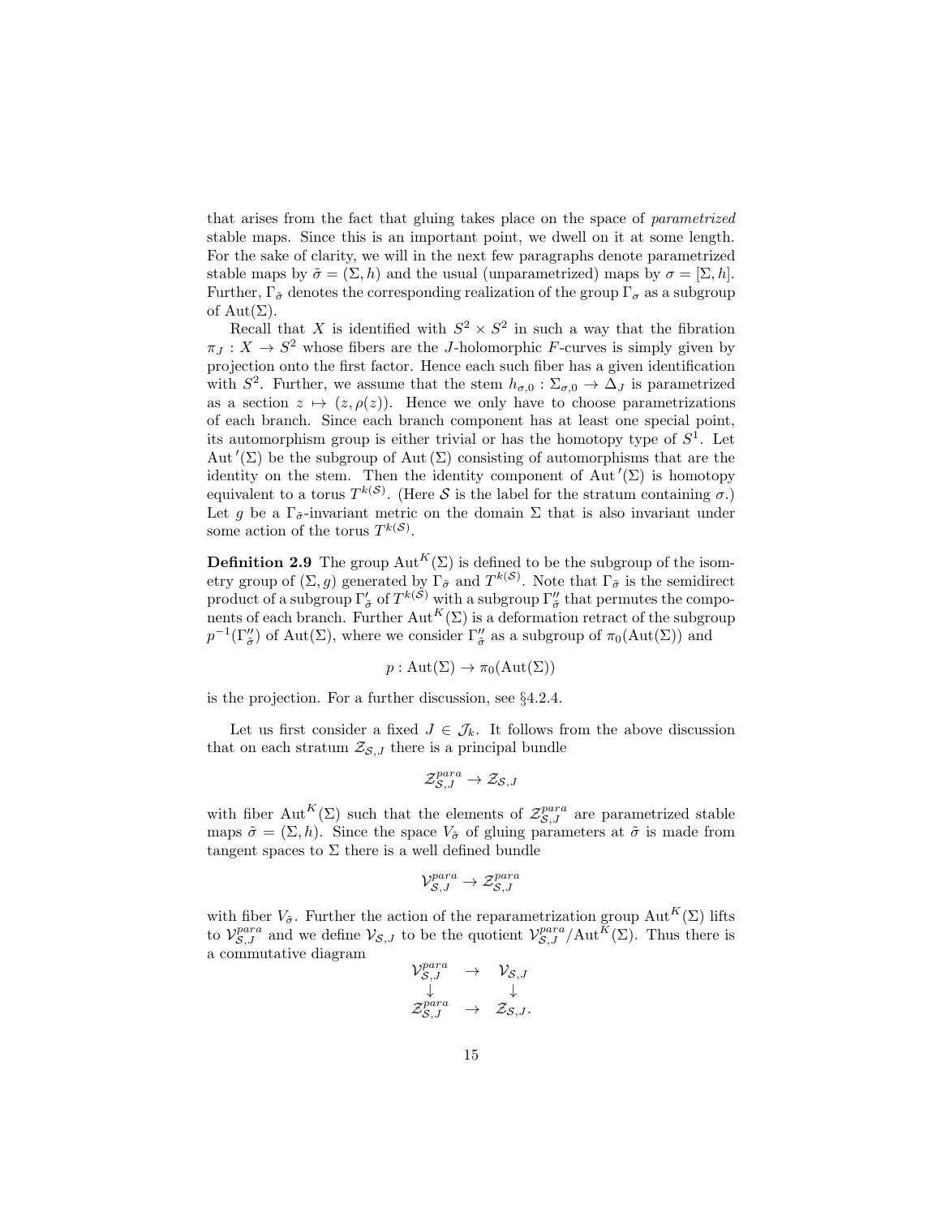that arises from the fact that gluing takes place on the space of *parametrized* stable maps. Since this is an important point, we dwell on it at some length. For the sake of clarity, we will in the next few paragraphs denote parametrized stable maps by $\tilde{\sigma} = (\Sigma, h)$ and the usual (unparametrized) maps by $\sigma = [\Sigma, h]$. Further, $\Gamma_{\tilde{\sigma}}$ denotes the corresponding realization of the group $\Gamma_\sigma$ as a subgroup of $\mathrm{Aut}(\Sigma)$.

Recall that $X$ is identified with $S^2 \times S^2$ in such a way that the fibration $\pi_J : X \to S^2$ whose fibers are the $J$-holomorphic $F$-curves is simply given by projection onto the first factor. Hence each such fiber has a given identification with $S^2$. Further, we assume that the stem $h_{\sigma,0} : \Sigma_{\sigma,0} \to \Delta_J$ is parametrized as a section $z \mapsto (z, \rho(z))$. Hence we only have to choose parametrizations of each branch. Since each branch component has at least one special point, its automorphism group is either trivial or has the homotopy type of $S^1$. Let $\mathrm{Aut}'(\Sigma)$ be the subgroup of $\mathrm{Aut}(\Sigma)$ consisting of automorphisms that are the identity on the stem. Then the identity component of $\mathrm{Aut}'(\Sigma)$ is homotopy equivalent to a torus $T^{k(\mathcal{S})}$. (Here $\mathcal{S}$ is the label for the stratum containing $\sigma$.) Let $g$ be a $\Gamma_{\tilde{\sigma}}$-invariant metric on the domain $\Sigma$ that is also invariant under some action of the torus $T^{k(\mathcal{S})}$.

**Definition 2.9** The group $\mathrm{Aut}^K(\Sigma)$ is defined to be the subgroup of the isometry group of $(\Sigma, g)$ generated by $\Gamma_{\tilde{\sigma}}$ and $T^{k(\mathcal{S})}$. Note that $\Gamma_{\tilde{\sigma}}$ is the semidirect product of a subgroup $\Gamma'_{\tilde{\sigma}}$ of $T^{k(\mathcal{S})}$ with a subgroup $\Gamma''_{\tilde{\sigma}}$ that permutes the components of each branch. Further $\mathrm{Aut}^K(\Sigma)$ is a deformation retract of the subgroup $p^{-1}(\Gamma''_{\tilde{\sigma}})$ of $\mathrm{Aut}(\Sigma)$, where we consider $\Gamma''_{\tilde{\sigma}}$ as a subgroup of $\pi_0(\mathrm{Aut}(\Sigma))$ and

$$p : \mathrm{Aut}(\Sigma) \to \pi_0(\mathrm{Aut}(\Sigma))$$

is the projection. For a further discussion, see §4.2.4.

Let us first consider a fixed $J \in \mathcal{J}_k$. It follows from the above discussion that on each stratum $\mathcal{Z}_{\mathcal{S},J}$ there is a principal bundle

$$\mathcal{Z}^{para}_{\mathcal{S},J} \to \mathcal{Z}_{\mathcal{S},J}$$

with fiber $\mathrm{Aut}^K(\Sigma)$ such that the elements of $\mathcal{Z}^{para}_{\mathcal{S},J}$ are parametrized stable maps $\tilde{\sigma} = (\Sigma, h)$. Since the space $V_{\tilde{\sigma}}$ of gluing parameters at $\tilde{\sigma}$ is made from tangent spaces to $\Sigma$ there is a well defined bundle

$$\mathcal{V}^{para}_{\mathcal{S},J} \to \mathcal{Z}^{para}_{\mathcal{S},J}$$

with fiber $V_{\tilde{\sigma}}$. Further the action of the reparametrization group $\mathrm{Aut}^K(\Sigma)$ lifts to $\mathcal{V}^{para}_{\mathcal{S},J}$ and we define $\mathcal{V}_{\mathcal{S},J}$ to be the quotient $\mathcal{V}^{para}_{\mathcal{S},J}/\mathrm{Aut}^K(\Sigma)$. Thus there is a commutative diagram

$$\begin{array}{ccc} \mathcal{V}^{para}_{\mathcal{S},J} & \to & \mathcal{V}_{\mathcal{S},J} \\ \downarrow & & \downarrow \\ \mathcal{Z}^{para}_{\mathcal{S},J} & \to & \mathcal{Z}_{\mathcal{S},J}. \end{array}$$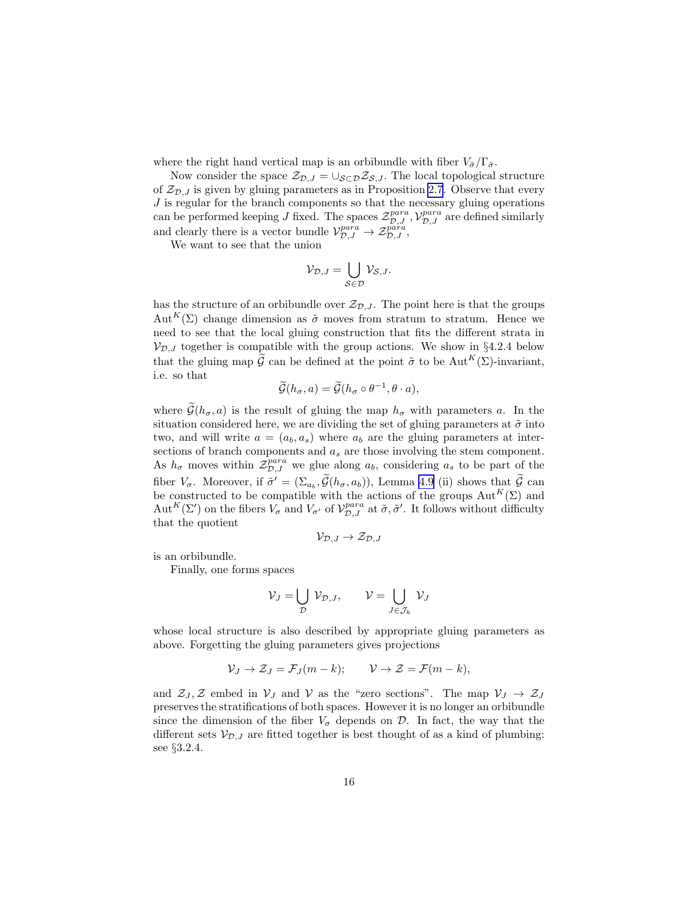where the right hand vertical map is an orbibundle with fiber $V_{\tilde{\sigma}}/\Gamma_{\tilde{\sigma}}$.

Now consider the space $\mathcal{Z}_{\mathcal{D},J} = \cup_{\mathcal{S}\subset\mathcal{D}}\mathcal{Z}_{\mathcal{S},J}$. The local topological structure of $\mathcal{Z}_{\mathcal{D},J}$ is given by gluing parameters as in Proposition 2.7. Observe that every $J$ is regular for the branch components so that the necessary gluing operations can be performed keeping $J$ fixed. The spaces $\mathcal{Z}^{para}_{\mathcal{D},J}, \mathcal{V}^{para}_{\mathcal{D},J}$ are defined similarly and clearly there is a vector bundle $\mathcal{V}^{para}_{\mathcal{D},J} \to \mathcal{Z}^{para}_{\mathcal{D},J}$,

We want to see that the union

$$\mathcal{V}_{\mathcal{D},J} = \bigcup_{\mathcal{S}\in\mathcal{D}} \mathcal{V}_{\mathcal{S},J}.$$

has the structure of an orbibundle over $\mathcal{Z}_{\mathcal{D},J}$. The point here is that the groups $\mathrm{Aut}^K(\Sigma)$ change dimension as $\tilde{\sigma}$ moves from stratum to stratum. Hence we need to see that the local gluing construction that fits the different strata in $\mathcal{V}_{\mathcal{D},J}$ together is compatible with the group actions. We show in §4.2.4 below that the gluing map $\widetilde{\mathcal{G}}$ can be defined at the point $\tilde{\sigma}$ to be $\mathrm{Aut}^K(\Sigma)$-invariant, i.e. so that

$$\widetilde{\mathcal{G}}(h_\sigma, a) = \widetilde{\mathcal{G}}(h_\sigma \circ \theta^{-1}, \theta\cdot a),$$

where $\widetilde{\mathcal{G}}(h_\sigma, a)$ is the result of gluing the map $h_\sigma$ with parameters $a$. In the situation considered here, we are dividing the set of gluing parameters at $\tilde{\sigma}$ into two, and will write $a = (a_b, a_s)$ where $a_b$ are the gluing parameters at intersections of branch components and $a_s$ are those involving the stem component. As $h_\sigma$ moves within $\mathcal{Z}^{para}_{\mathcal{D},J}$ we glue along $a_b$, considering $a_s$ to be part of the fiber $V_\sigma$. Moreover, if $\tilde{\sigma}' = (\Sigma_{a_b}, \widetilde{\mathcal{G}}(h_\sigma, a_b))$, Lemma 4.9 (ii) shows that $\widetilde{\mathcal{G}}$ can be constructed to be compatible with the actions of the groups $\mathrm{Aut}^K(\Sigma)$ and $\mathrm{Aut}^K(\Sigma')$ on the fibers $V_\sigma$ and $V_{\sigma'}$ of $\mathcal{V}^{para}_{\mathcal{D},J}$ at $\tilde{\sigma}, \tilde{\sigma}'$. It follows without difficulty that the quotient

$$\mathcal{V}_{\mathcal{D},J} \to \mathcal{Z}_{\mathcal{D},J}$$

is an orbibundle.

Finally, one forms spaces

$$\mathcal{V}_J = \bigcup_{\mathcal{D}} \mathcal{V}_{\mathcal{D},J}, \qquad \mathcal{V} = \bigcup_{J\in\mathcal{J}_k} \mathcal{V}_J$$

whose local structure is also described by appropriate gluing parameters as above. Forgetting the gluing parameters gives projections

$$\mathcal{V}_J \to \mathcal{Z}_J = \mathcal{F}_J(m-k); \qquad \mathcal{V} \to \mathcal{Z} = \mathcal{F}(m-k),$$

and $\mathcal{Z}_J, \mathcal{Z}$ embed in $\mathcal{V}_J$ and $\mathcal{V}$ as the "zero sections". The map $\mathcal{V}_J \to \mathcal{Z}_J$ preserves the stratifications of both spaces. However it is no longer an orbibundle since the dimension of the fiber $V_\sigma$ depends on $\mathcal{D}$. In fact, the way that the different sets $\mathcal{V}_{\mathcal{D},J}$ are fitted together is best thought of as a kind of plumbing: see §3.2.4.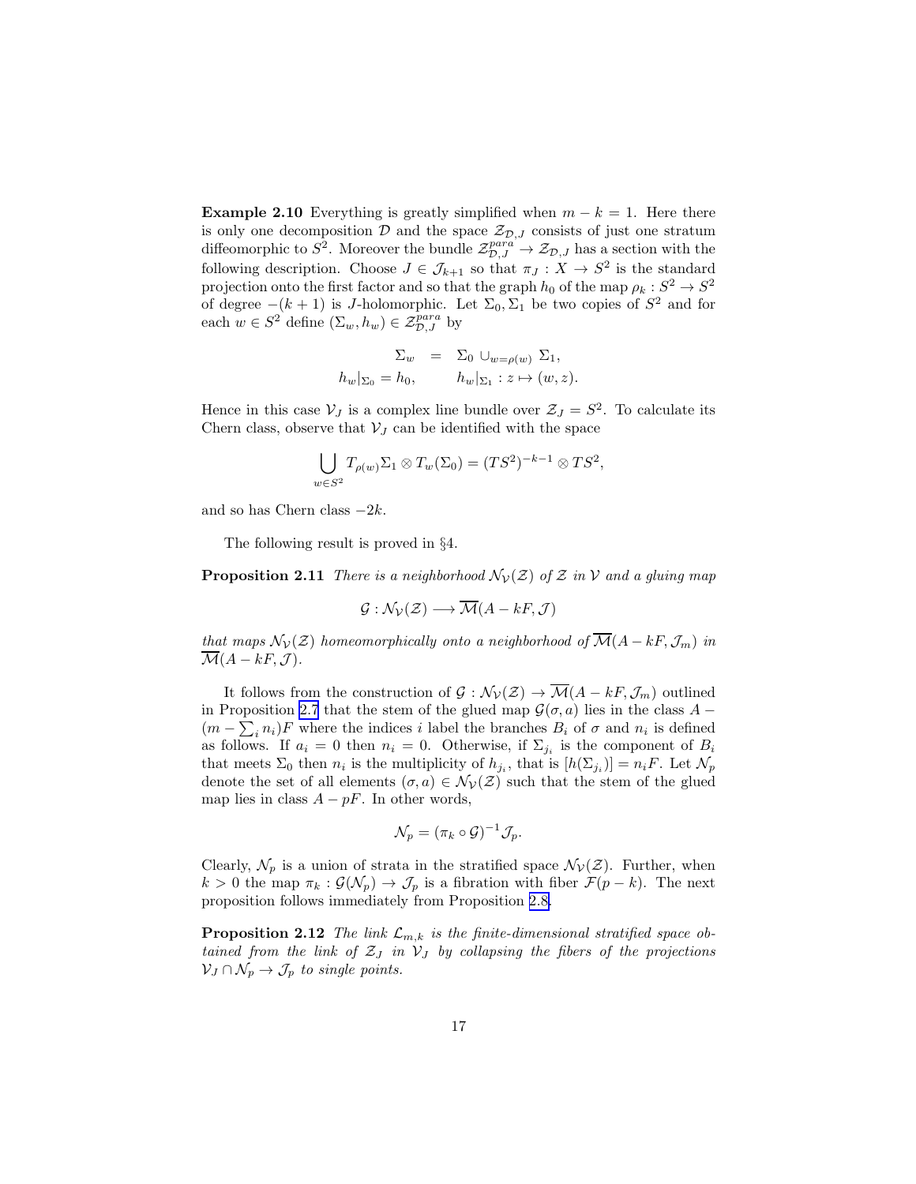**Example 2.10** Everything is greatly simplified when $m - k = 1$. Here there is only one decomposition $\mathcal{D}$ and the space $\mathcal{Z}_{\mathcal{D},J}$ consists of just one stratum diffeomorphic to $S^2$. Moreover the bundle $\mathcal{Z}_{\mathcal{D},J}^{para} \to \mathcal{Z}_{\mathcal{D},J}$ has a section with the following description. Choose $J \in \mathcal{J}_{k+1}$ so that $\pi_J : X \to S^2$ is the standard projection onto the first factor and so that the graph $h_0$ of the map $\rho_k : S^2 \to S^2$ of degree $-(k+1)$ is $J$-holomorphic. Let $\Sigma_0, \Sigma_1$ be two copies of $S^2$ and for each $w \in S^2$ define $(\Sigma_w, h_w) \in \mathcal{Z}_{\mathcal{D},J}^{para}$ by

$$\Sigma_w \quad = \quad \Sigma_0 \cup_{w=\rho(w)} \Sigma_1,$$
$$h_w|_{\Sigma_0} = h_0, \qquad h_w|_{\Sigma_1} : z \mapsto (w, z).$$

Hence in this case $\mathcal{V}_J$ is a complex line bundle over $\mathcal{Z}_J = S^2$. To calculate its Chern class, observe that $\mathcal{V}_J$ can be identified with the space

$$\bigcup_{w \in S^2} T_{\rho(w)}\Sigma_1 \otimes T_w(\Sigma_0) = (TS^2)^{-k-1} \otimes TS^2,$$

and so has Chern class $-2k$.

The following result is proved in §4.

**Proposition 2.11** *There is a neighborhood $\mathcal{N}_{\mathcal{V}}(\mathcal{Z})$ of $\mathcal{Z}$ in $\mathcal{V}$ and a gluing map*

$$\mathcal{G} : \mathcal{N}_{\mathcal{V}}(\mathcal{Z}) \longrightarrow \overline{\mathcal{M}}(A - kF, \mathcal{J})$$

*that maps $\mathcal{N}_{\mathcal{V}}(\mathcal{Z})$ homeomorphically onto a neighborhood of $\overline{\mathcal{M}}(A - kF, \mathcal{J}_m)$ in $\overline{\mathcal{M}}(A - kF, \mathcal{J})$.*

It follows from the construction of $\mathcal{G} : \mathcal{N}_{\mathcal{V}}(\mathcal{Z}) \to \overline{\mathcal{M}}(A - kF, \mathcal{J}_m)$ outlined in Proposition 2.7 that the stem of the glued map $\mathcal{G}(\sigma, a)$ lies in the class $A - (m - \sum_i n_i)F$ where the indices $i$ label the branches $B_i$ of $\sigma$ and $n_i$ is defined as follows. If $a_i = 0$ then $n_i = 0$. Otherwise, if $\Sigma_{j_i}$ is the component of $B_i$ that meets $\Sigma_0$ then $n_i$ is the multiplicity of $h_{j_i}$, that is $[h(\Sigma_{j_i})] = n_i F$. Let $\mathcal{N}_p$ denote the set of all elements $(\sigma, a) \in \mathcal{N}_{\mathcal{V}}(\mathcal{Z})$ such that the stem of the glued map lies in class $A - pF$. In other words,

$$\mathcal{N}_p = (\pi_k \circ \mathcal{G})^{-1} \mathcal{J}_p.$$

Clearly, $\mathcal{N}_p$ is a union of strata in the stratified space $\mathcal{N}_{\mathcal{V}}(\mathcal{Z})$. Further, when $k > 0$ the map $\pi_k : \mathcal{G}(\mathcal{N}_p) \to \mathcal{J}_p$ is a fibration with fiber $\mathcal{F}(p - k)$. The next proposition follows immediately from Proposition 2.8.

**Proposition 2.12** *The link $\mathcal{L}_{m,k}$ is the finite-dimensional stratified space obtained from the link of $\mathcal{Z}_J$ in $\mathcal{V}_J$ by collapsing the fibers of the projections $\mathcal{V}_J \cap \mathcal{N}_p \to \mathcal{J}_p$ to single points.*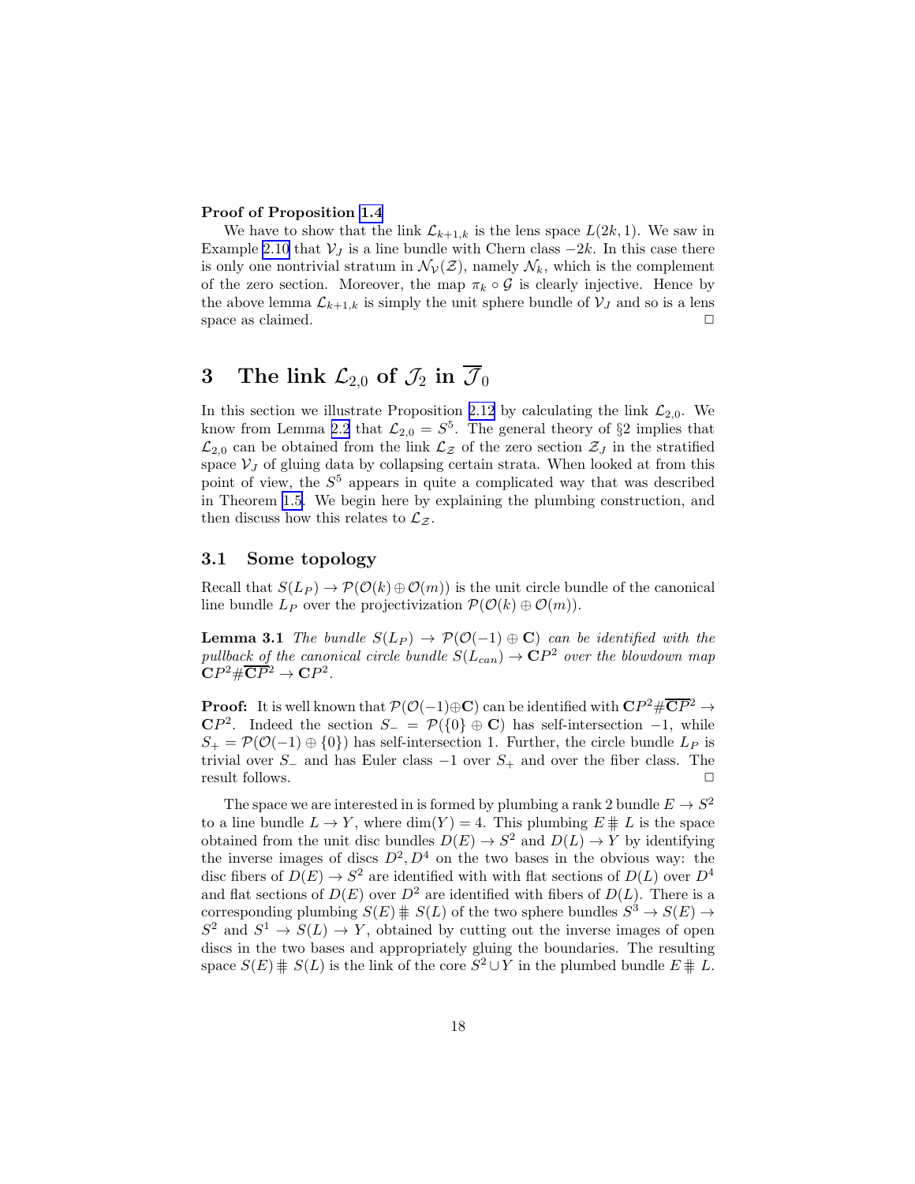**Proof of Proposition 1.4**

We have to show that the link $\mathcal{L}_{k+1,k}$ is the lens space $L(2k, 1)$. We saw in Example 2.10 that $\mathcal{V}_J$ is a line bundle with Chern class $-2k$. In this case there is only one nontrivial stratum in $\mathcal{N}_\mathcal{V}(\mathcal{Z})$, namely $\mathcal{N}_k$, which is the complement of the zero section. Moreover, the map $\pi_k \circ \mathcal{G}$ is clearly injective. Hence by the above lemma $\mathcal{L}_{k+1,k}$ is simply the unit sphere bundle of $\mathcal{V}_J$ and so is a lens space as claimed. □

# 3 The link $\mathcal{L}_{2,0}$ of $\mathcal{J}_2$ in $\overline{\mathcal{J}}_0$

In this section we illustrate Proposition 2.12 by calculating the link $\mathcal{L}_{2,0}$. We know from Lemma 2.2 that $\mathcal{L}_{2,0} = S^5$. The general theory of §2 implies that $\mathcal{L}_{2,0}$ can be obtained from the link $\mathcal{L}_\mathcal{Z}$ of the zero section $\mathcal{Z}_J$ in the stratified space $\mathcal{V}_J$ of gluing data by collapsing certain strata. When looked at from this point of view, the $S^5$ appears in quite a complicated way that was described in Theorem 1.5. We begin here by explaining the plumbing construction, and then discuss how this relates to $\mathcal{L}_\mathcal{Z}$.

## 3.1 Some topology

Recall that $S(L_P) \to \mathcal{P}(\mathcal{O}(k) \oplus \mathcal{O}(m))$ is the unit circle bundle of the canonical line bundle $L_P$ over the projectivization $\mathcal{P}(\mathcal{O}(k) \oplus \mathcal{O}(m))$.

**Lemma 3.1** *The bundle $S(L_P) \to \mathcal{P}(\mathcal{O}(-1) \oplus \mathbf{C})$ can be identified with the pullback of the canonical circle bundle $S(L_{can}) \to \mathbf{C}P^2$ over the blowdown map $\mathbf{C}P^2 \# \overline{\mathbf{C}P}^2 \to \mathbf{C}P^2$.*

**Proof:** It is well known that $\mathcal{P}(\mathcal{O}(-1)\oplus\mathbf{C})$ can be identified with $\mathbf{C}P^2 \# \overline{\mathbf{C}P}^2 \to \mathbf{C}P^2$. Indeed the section $S_- = \mathcal{P}(\{0\} \oplus \mathbf{C})$ has self-intersection $-1$, while $S_+ = \mathcal{P}(\mathcal{O}(-1) \oplus \{0\})$ has self-intersection 1. Further, the circle bundle $L_P$ is trivial over $S_-$ and has Euler class $-1$ over $S_+$ and over the fiber class. The result follows. □

The space we are interested in is formed by plumbing a rank 2 bundle $E \to S^2$ to a line bundle $L \to Y$, where $\dim(Y) = 4$. This plumbing $E \# L$ is the space obtained from the unit disc bundles $D(E) \to S^2$ and $D(L) \to Y$ by identifying the inverse images of discs $D^2, D^4$ on the two bases in the obvious way: the disc fibers of $D(E) \to S^2$ are identified with with flat sections of $D(L)$ over $D^4$ and flat sections of $D(E)$ over $D^2$ are identified with fibers of $D(L)$. There is a corresponding plumbing $S(E) \# S(L)$ of the two sphere bundles $S^3 \to S(E) \to S^2$ and $S^1 \to S(L) \to Y$, obtained by cutting out the inverse images of open discs in the two bases and appropriately gluing the boundaries. The resulting space $S(E) \# S(L)$ is the link of the core $S^2 \cup Y$ in the plumbed bundle $E \# L$.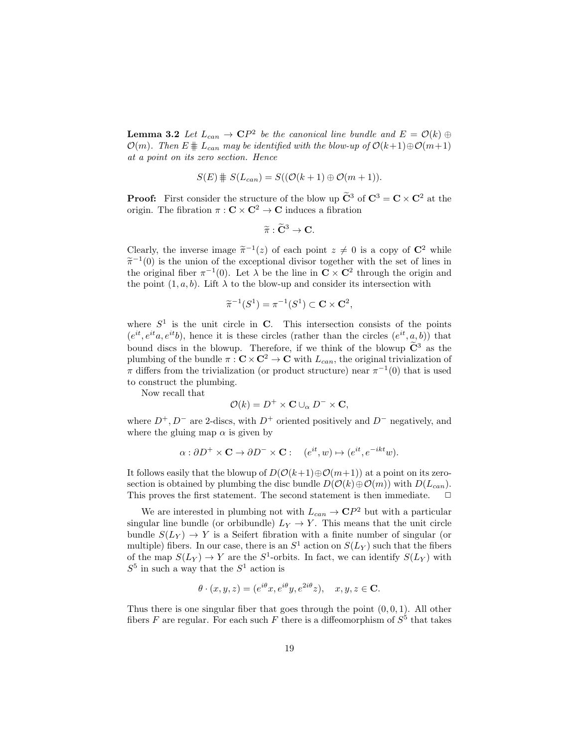**Lemma 3.2** *Let $L_{can} \to \mathbf{C}P^2$ be the canonical line bundle and $E = \mathcal{O}(k) \oplus \mathcal{O}(m)$. Then $E \mathbin{\#\!\!\!\#} L_{can}$ may be identified with the blow-up of $\mathcal{O}(k+1) \oplus \mathcal{O}(m+1)$ at a point on its zero section. Hence*

$$S(E) \mathbin{\#\!\!\!\#} S(L_{can}) = S((\mathcal{O}(k+1) \oplus \mathcal{O}(m+1)).$$

**Proof:** First consider the structure of the blow up $\widetilde{\mathbf{C}}^3$ of $\mathbf{C}^3 = \mathbf{C} \times \mathbf{C}^2$ at the origin. The fibration $\pi : \mathbf{C} \times \mathbf{C}^2 \to \mathbf{C}$ induces a fibration

$$\widetilde{\pi} : \widetilde{\mathbf{C}}^3 \to \mathbf{C}.$$

Clearly, the inverse image $\widetilde{\pi}^{-1}(z)$ of each point $z \neq 0$ is a copy of $\mathbf{C}^2$ while $\widetilde{\pi}^{-1}(0)$ is the union of the exceptional divisor together with the set of lines in the original fiber $\pi^{-1}(0)$. Let $\lambda$ be the line in $\mathbf{C} \times \mathbf{C}^2$ through the origin and the point $(1, a, b)$. Lift $\lambda$ to the blow-up and consider its intersection with

$$\widetilde{\pi}^{-1}(S^1) = \pi^{-1}(S^1) \subset \mathbf{C} \times \mathbf{C}^2,$$

where $S^1$ is the unit circle in $\mathbf{C}$. This intersection consists of the points $(e^{it}, e^{it}a, e^{it}b)$, hence it is these circles (rather than the circles $(e^{it}, a, b)$) that bound discs in the blowup. Therefore, if we think of the blowup $\widetilde{\mathbf{C}}^3$ as the plumbing of the bundle $\pi : \mathbf{C} \times \mathbf{C}^2 \to \mathbf{C}$ with $L_{can}$, the original trivialization of $\pi$ differs from the trivialization (or product structure) near $\pi^{-1}(0)$ that is used to construct the plumbing.

Now recall that

$$\mathcal{O}(k) = D^+ \times \mathbf{C} \cup_\alpha D^- \times \mathbf{C},$$

where $D^+, D^-$ are 2-discs, with $D^+$ oriented positively and $D^-$ negatively, and where the gluing map $\alpha$ is given by

$$\alpha : \partial D^+ \times \mathbf{C} \to \partial D^- \times \mathbf{C} : \quad (e^{it}, w) \mapsto (e^{it}, e^{-ikt}w).$$

It follows easily that the blowup of $D(\mathcal{O}(k+1) \oplus \mathcal{O}(m+1))$ at a point on its zero-section is obtained by plumbing the disc bundle $D(\mathcal{O}(k) \oplus \mathcal{O}(m))$ with $D(L_{can})$. This proves the first statement. The second statement is then immediate. $\square$

We are interested in plumbing not with $L_{can} \to \mathbf{C}P^2$ but with a particular singular line bundle (or orbibundle) $L_Y \to Y$. This means that the unit circle bundle $S(L_Y) \to Y$ is a Seifert fibration with a finite number of singular (or multiple) fibers. In our case, there is an $S^1$ action on $S(L_Y)$ such that the fibers of the map $S(L_Y) \to Y$ are the $S^1$-orbits. In fact, we can identify $S(L_Y)$ with $S^5$ in such a way that the $S^1$ action is

$$\theta \cdot (x, y, z) = (e^{i\theta}x, e^{i\theta}y, e^{2i\theta}z), \quad x, y, z \in \mathbf{C}.$$

Thus there is one singular fiber that goes through the point $(0, 0, 1)$. All other fibers $F$ are regular. For each such $F$ there is a diffeomorphism of $S^5$ that takes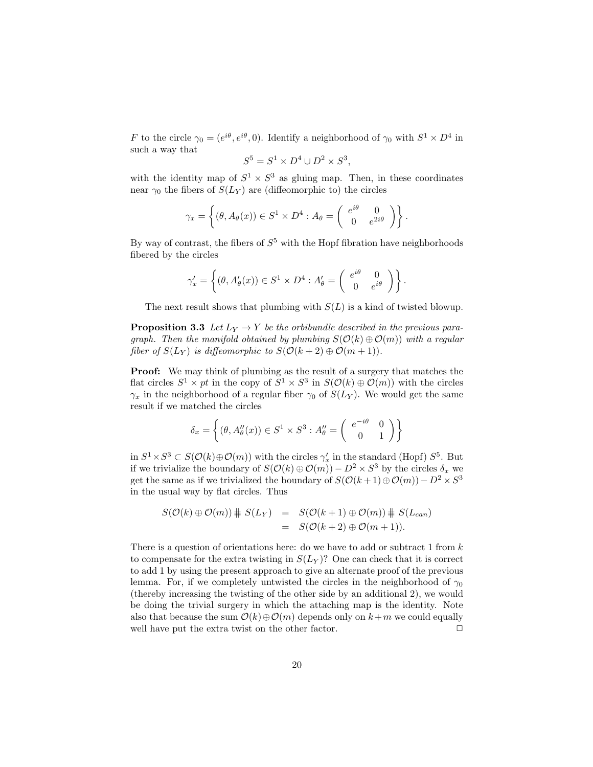$F$ to the circle $\gamma_0 = (e^{i\theta}, e^{i\theta}, 0)$. Identify a neighborhood of $\gamma_0$ with $S^1 \times D^4$ in such a way that

$$S^5 = S^1 \times D^4 \cup D^2 \times S^3,$$

with the identity map of $S^1 \times S^3$ as gluing map. Then, in these coordinates near $\gamma_0$ the fibers of $S(L_Y)$ are (diffeomorphic to) the circles

$$\gamma_x = \left\{ (\theta, A_\theta(x)) \in S^1 \times D^4 : A_\theta = \begin{pmatrix} e^{i\theta} & 0 \\ 0 & e^{2i\theta} \end{pmatrix} \right\}.$$

By way of contrast, the fibers of $S^5$ with the Hopf fibration have neighborhoods fibered by the circles

$$\gamma'_x = \left\{ (\theta, A'_\theta(x)) \in S^1 \times D^4 : A'_\theta = \begin{pmatrix} e^{i\theta} & 0 \\ 0 & e^{i\theta} \end{pmatrix} \right\}.$$

The next result shows that plumbing with $S(L)$ is a kind of twisted blowup.

**Proposition 3.3** *Let $L_Y \to Y$ be the orbibundle described in the previous paragraph. Then the manifold obtained by plumbing $S(\mathcal{O}(k) \oplus \mathcal{O}(m))$ with a regular fiber of $S(L_Y)$ is diffeomorphic to $S(\mathcal{O}(k+2) \oplus \mathcal{O}(m+1))$.*

**Proof:** We may think of plumbing as the result of a surgery that matches the flat circles $S^1 \times pt$ in the copy of $S^1 \times S^3$ in $S(\mathcal{O}(k) \oplus \mathcal{O}(m))$ with the circles $\gamma_x$ in the neighborhood of a regular fiber $\gamma_0$ of $S(L_Y)$. We would get the same result if we matched the circles

$$\delta_x = \left\{ (\theta, A''_\theta(x)) \in S^1 \times S^3 : A''_\theta = \begin{pmatrix} e^{-i\theta} & 0 \\ 0 & 1 \end{pmatrix} \right\}$$

in $S^1 \times S^3 \subset S(\mathcal{O}(k) \oplus \mathcal{O}(m))$ with the circles $\gamma'_x$ in the standard (Hopf) $S^5$. But if we trivialize the boundary of $S(\mathcal{O}(k) \oplus \mathcal{O}(m)) - D^2 \times S^3$ by the circles $\delta_x$ we get the same as if we trivialized the boundary of $S(\mathcal{O}(k+1) \oplus \mathcal{O}(m)) - D^2 \times S^3$ in the usual way by flat circles. Thus

$$\begin{aligned} S(\mathcal{O}(k) \oplus \mathcal{O}(m)) \,\#\, S(L_Y) &= S(\mathcal{O}(k+1) \oplus \mathcal{O}(m)) \,\#\, S(L_{can}) \\ &= S(\mathcal{O}(k+2) \oplus \mathcal{O}(m+1)). \end{aligned}$$

There is a question of orientations here: do we have to add or subtract 1 from $k$ to compensate for the extra twisting in $S(L_Y)$? One can check that it is correct to add 1 by using the present approach to give an alternate proof of the previous lemma. For, if we completely untwisted the circles in the neighborhood of $\gamma_0$ (thereby increasing the twisting of the other side by an additional 2), we would be doing the trivial surgery in which the attaching map is the identity. Note also that because the sum $\mathcal{O}(k) \oplus \mathcal{O}(m)$ depends only on $k+m$ we could equally well have put the extra twist on the other factor. $\square$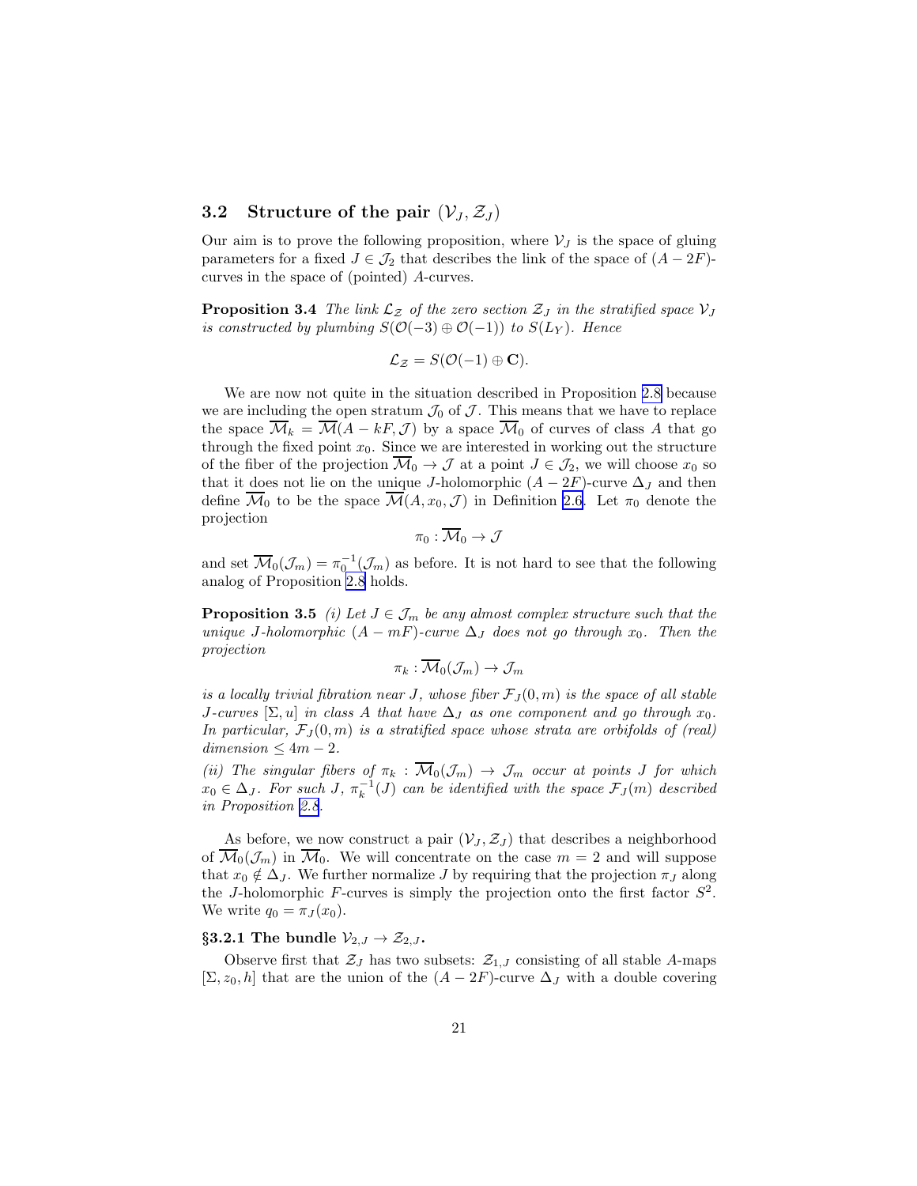## 3.2 Structure of the pair $(\mathcal{V}_J, \mathcal{Z}_J)$

Our aim is to prove the following proposition, where $\mathcal{V}_J$ is the space of gluing parameters for a fixed $J \in \mathcal{J}_2$ that describes the link of the space of $(A-2F)$-curves in the space of (pointed) $A$-curves.

**Proposition 3.4** *The link $\mathcal{L}_\mathcal{Z}$ of the zero section $\mathcal{Z}_J$ in the stratified space $\mathcal{V}_J$ is constructed by plumbing $S(\mathcal{O}(-3) \oplus \mathcal{O}(-1))$ to $S(L_Y)$. Hence*

$$\mathcal{L}_\mathcal{Z} = S(\mathcal{O}(-1) \oplus \mathbf{C}).$$

We are now not quite in the situation described in Proposition 2.8 because we are including the open stratum $\mathcal{J}_0$ of $\mathcal{J}$. This means that we have to replace the space $\overline{\mathcal{M}}_k = \overline{\mathcal{M}}(A-kF, \mathcal{J})$ by a space $\overline{\mathcal{M}}_0$ of curves of class $A$ that go through the fixed point $x_0$. Since we are interested in working out the structure of the fiber of the projection $\overline{\mathcal{M}}_0 \to \mathcal{J}$ at a point $J \in \mathcal{J}_2$, we will choose $x_0$ so that it does not lie on the unique $J$-holomorphic $(A-2F)$-curve $\Delta_J$ and then define $\overline{\mathcal{M}}_0$ to be the space $\overline{\mathcal{M}}(A, x_0, \mathcal{J})$ in Definition 2.6. Let $\pi_0$ denote the projection

$$\pi_0 : \overline{\mathcal{M}}_0 \to \mathcal{J}$$

and set $\overline{\mathcal{M}}_0(\mathcal{J}_m) = \pi_0^{-1}(\mathcal{J}_m)$ as before. It is not hard to see that the following analog of Proposition 2.8 holds.

**Proposition 3.5** *(i) Let $J \in \mathcal{J}_m$ be any almost complex structure such that the unique $J$-holomorphic $(A-mF)$-curve $\Delta_J$ does not go through $x_0$. Then the projection*

$$\pi_k : \overline{\mathcal{M}}_0(\mathcal{J}_m) \to \mathcal{J}_m$$

*is a locally trivial fibration near $J$, whose fiber $\mathcal{F}_J(0,m)$ is the space of all stable $J$-curves $[\Sigma, u]$ in class $A$ that have $\Delta_J$ as one component and go through $x_0$. In particular, $\mathcal{F}_J(0,m)$ is a stratified space whose strata are orbifolds of (real) dimension $\leq 4m-2$.*

*(ii) The singular fibers of $\pi_k : \overline{\mathcal{M}}_0(\mathcal{J}_m) \to \mathcal{J}_m$ occur at points $J$ for which $x_0 \in \Delta_J$. For such $J$, $\pi_k^{-1}(J)$ can be identified with the space $\mathcal{F}_J(m)$ described in Proposition 2.8.*

As before, we now construct a pair $(\mathcal{V}_J, \mathcal{Z}_J)$ that describes a neighborhood of $\overline{\mathcal{M}}_0(\mathcal{J}_m)$ in $\overline{\mathcal{M}}_0$. We will concentrate on the case $m=2$ and will suppose that $x_0 \notin \Delta_J$. We further normalize $J$ by requiring that the projection $\pi_J$ along the $J$-holomorphic $F$-curves is simply the projection onto the first factor $S^2$. We write $q_0 = \pi_J(x_0)$.

**§3.2.1 The bundle $\mathcal{V}_{2,J} \to \mathcal{Z}_{2,J}$.**

Observe first that $\mathcal{Z}_J$ has two subsets: $\mathcal{Z}_{1,J}$ consisting of all stable $A$-maps $[\Sigma, z_0, h]$ that are the union of the $(A-2F)$-curve $\Delta_J$ with a double covering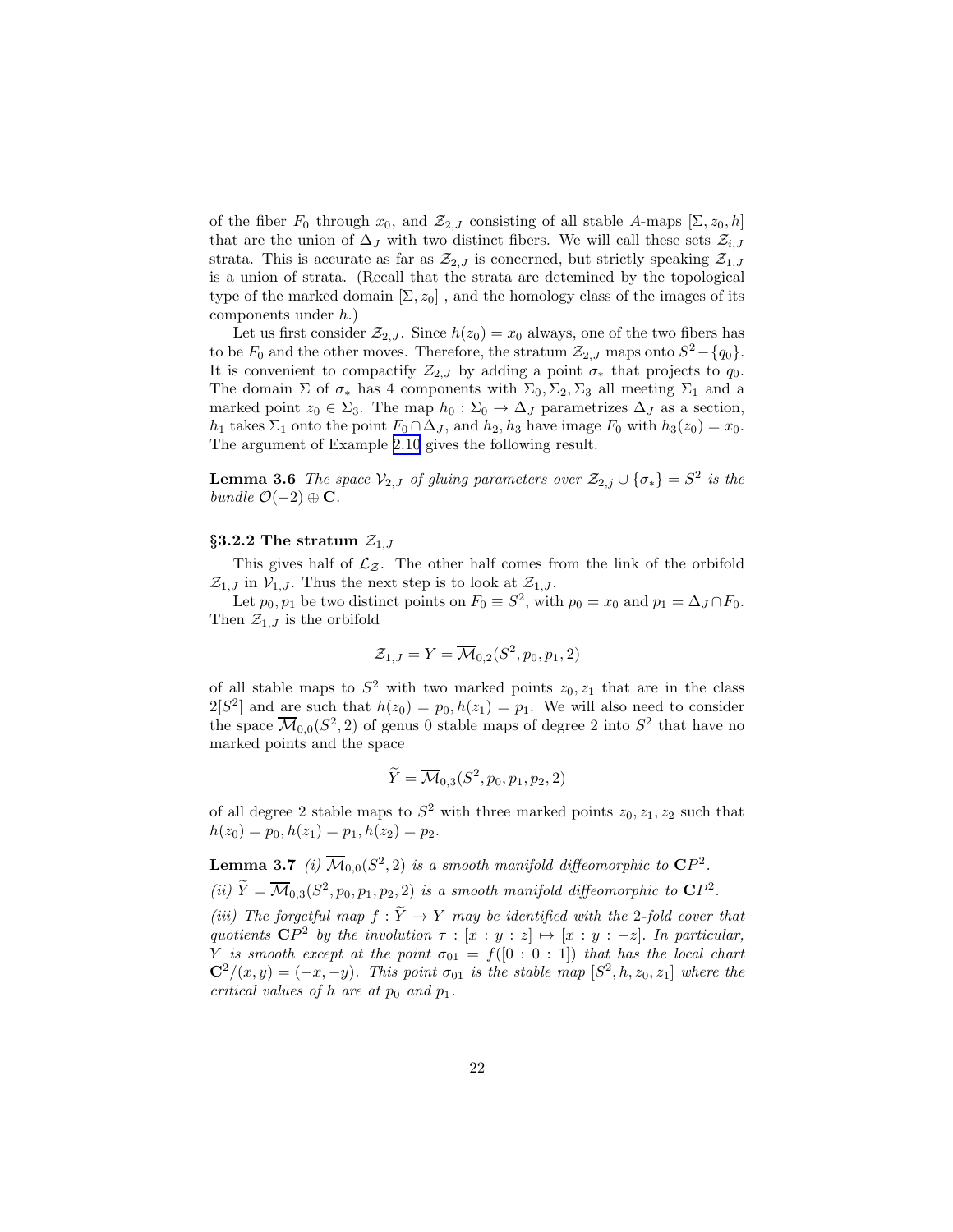of the fiber $F_0$ through $x_0$, and $\mathcal{Z}_{2,J}$ consisting of all stable $A$-maps $[\Sigma, z_0, h]$ that are the union of $\Delta_J$ with two distinct fibers. We will call these sets $\mathcal{Z}_{i,J}$ strata. This is accurate as far as $\mathcal{Z}_{2,J}$ is concerned, but strictly speaking $\mathcal{Z}_{1,J}$ is a union of strata. (Recall that the strata are detemined by the topological type of the marked domain $[\Sigma, z_0]$ , and the homology class of the images of its components under $h$.)

Let us first consider $\mathcal{Z}_{2,J}$. Since $h(z_0) = x_0$ always, one of the two fibers has to be $F_0$ and the other moves. Therefore, the stratum $\mathcal{Z}_{2,J}$ maps onto $S^2 - \{q_0\}$. It is convenient to compactify $\mathcal{Z}_{2,J}$ by adding a point $\sigma_*$ that projects to $q_0$. The domain $\Sigma$ of $\sigma_*$ has 4 components with $\Sigma_0, \Sigma_2, \Sigma_3$ all meeting $\Sigma_1$ and a marked point $z_0 \in \Sigma_3$. The map $h_0 : \Sigma_0 \to \Delta_J$ parametrizes $\Delta_J$ as a section, $h_1$ takes $\Sigma_1$ onto the point $F_0 \cap \Delta_J$, and $h_2, h_3$ have image $F_0$ with $h_3(z_0) = x_0$. The argument of Example 2.10 gives the following result.

**Lemma 3.6** *The space $\mathcal{V}_{2,J}$ of gluing parameters over $\mathcal{Z}_{2,j} \cup \{\sigma_*\} = S^2$ is the bundle $\mathcal{O}(-2) \oplus \mathbf{C}$.*

### §3.2.2 The stratum $\mathcal{Z}_{1,J}$

This gives half of $\mathcal{L}_{\mathcal{Z}}$. The other half comes from the link of the orbifold $\mathcal{Z}_{1,J}$ in $\mathcal{V}_{1,J}$. Thus the next step is to look at $\mathcal{Z}_{1,J}$.

Let $p_0, p_1$ be two distinct points on $F_0 \equiv S^2$, with $p_0 = x_0$ and $p_1 = \Delta_J \cap F_0$. Then $\mathcal{Z}_{1,J}$ is the orbifold

$$\mathcal{Z}_{1,J} = Y = \overline{\mathcal{M}}_{0,2}(S^2, p_0, p_1, 2)$$

of all stable maps to $S^2$ with two marked points $z_0, z_1$ that are in the class $2[S^2]$ and are such that $h(z_0) = p_0, h(z_1) = p_1$. We will also need to consider the space $\overline{\mathcal{M}}_{0,0}(S^2, 2)$ of genus 0 stable maps of degree 2 into $S^2$ that have no marked points and the space

$$\widetilde{Y} = \overline{\mathcal{M}}_{0,3}(S^2, p_0, p_1, p_2, 2)$$

of all degree 2 stable maps to $S^2$ with three marked points $z_0, z_1, z_2$ such that $h(z_0) = p_0, h(z_1) = p_1, h(z_2) = p_2$.

**Lemma 3.7** *(i) $\overline{\mathcal{M}}_{0,0}(S^2, 2)$ is a smooth manifold diffeomorphic to $\mathbf{C}P^2$.*

*(ii) $\widetilde{Y} = \overline{\mathcal{M}}_{0,3}(S^2, p_0, p_1, p_2, 2)$ is a smooth manifold diffeomorphic to $\mathbf{C}P^2$.*

*(iii) The forgetful map $f : \widetilde{Y} \to Y$ may be identified with the 2-fold cover that quotients $\mathbf{C}P^2$ by the involution $\tau : [x : y : z] \mapsto [x : y : -z]$. In particular, $Y$ is smooth except at the point $\sigma_{01} = f([0 : 0 : 1])$ that has the local chart $\mathbf{C}^2/(x, y) = (-x, -y)$. This point $\sigma_{01}$ is the stable map $[S^2, h, z_0, z_1]$ where the critical values of $h$ are at $p_0$ and $p_1$.*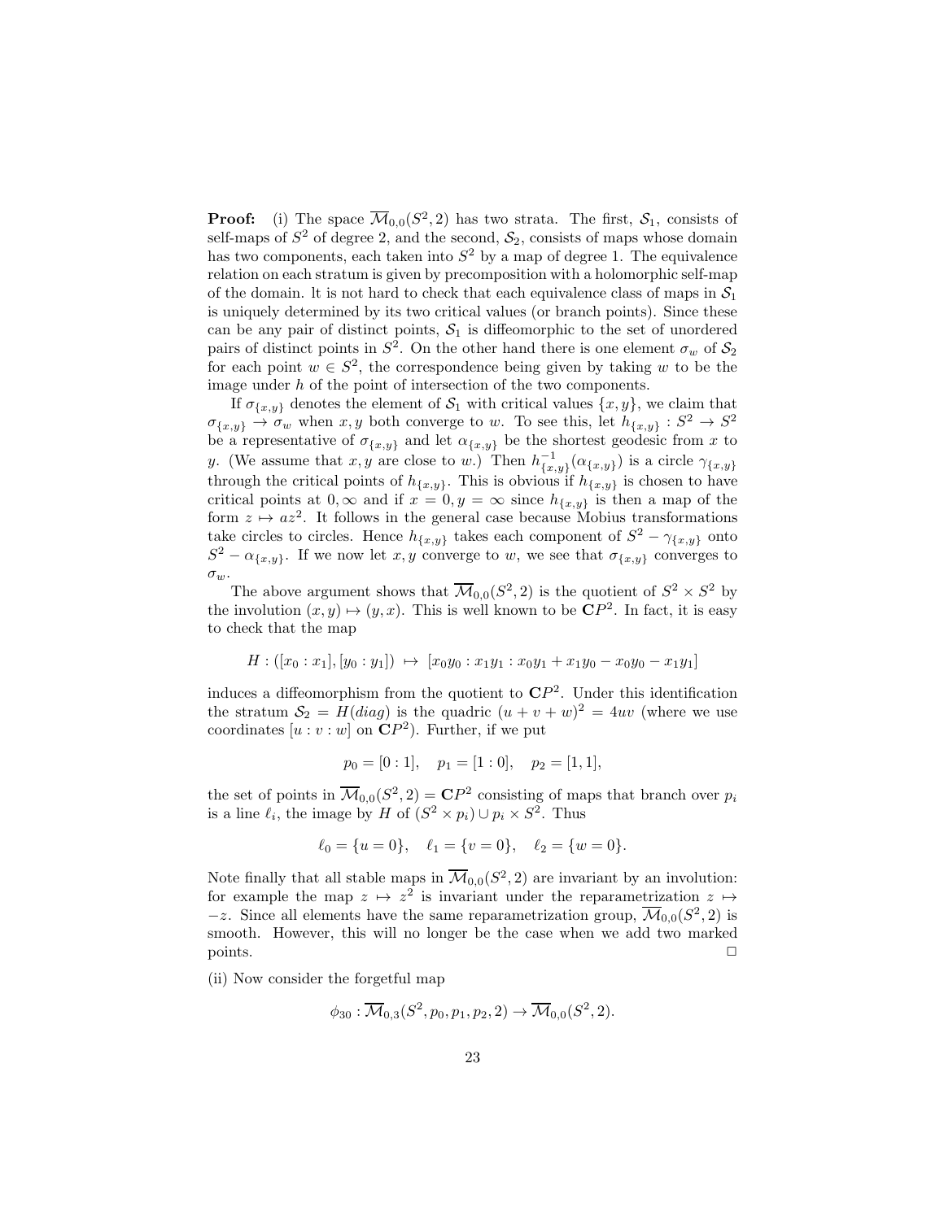**Proof:** (i) The space $\overline{\mathcal{M}}_{0,0}(S^2,2)$ has two strata. The first, $\mathcal{S}_1$, consists of self-maps of $S^2$ of degree 2, and the second, $\mathcal{S}_2$, consists of maps whose domain has two components, each taken into $S^2$ by a map of degree 1. The equivalence relation on each stratum is given by precomposition with a holomorphic self-map of the domain. lt is not hard to check that each equivalence class of maps in $\mathcal{S}_1$ is uniquely determined by its two critical values (or branch points). Since these can be any pair of distinct points, $\mathcal{S}_1$ is diffeomorphic to the set of unordered pairs of distinct points in $S^2$. On the other hand there is one element $\sigma_w$ of $\mathcal{S}_2$ for each point $w \in S^2$, the correspondence being given by taking $w$ to be the image under $h$ of the point of intersection of the two components.

If $\sigma_{\{x,y\}}$ denotes the element of $\mathcal{S}_1$ with critical values $\{x, y\}$, we claim that $\sigma_{\{x,y\}} \to \sigma_w$ when $x, y$ both converge to $w$. To see this, let $h_{\{x,y\}} : S^2 \to S^2$ be a representative of $\sigma_{\{x,y\}}$ and let $\alpha_{\{x,y\}}$ be the shortest geodesic from $x$ to $y$. (We assume that $x, y$ are close to $w$.) Then $h^{-1}_{\{x,y\}}(\alpha_{\{x,y\}})$ is a circle $\gamma_{\{x,y\}}$ through the critical points of $h_{\{x,y\}}$. This is obvious if $h_{\{x,y\}}$ is chosen to have critical points at $0, \infty$ and if $x = 0, y = \infty$ since $h_{\{x,y\}}$ is then a map of the form $z \mapsto az^2$. It follows in the general case because Mobius transformations take circles to circles. Hence $h_{\{x,y\}}$ takes each component of $S^2 - \gamma_{\{x,y\}}$ onto $S^2 - \alpha_{\{x,y\}}$. If we now let $x, y$ converge to $w$, we see that $\sigma_{\{x,y\}}$ converges to $\sigma_w$.

The above argument shows that $\overline{\mathcal{M}}_{0,0}(S^2,2)$ is the quotient of $S^2 \times S^2$ by the involution $(x, y) \mapsto (y, x)$. This is well known to be $\mathbf{C}P^2$. In fact, it is easy to check that the map

$$H : ([x_0 : x_1], [y_0 : y_1]) \ \mapsto \ [x_0y_0 : x_1y_1 : x_0y_1 + x_1y_0 - x_0y_0 - x_1y_1]$$

induces a diffeomorphism from the quotient to $\mathbf{C}P^2$. Under this identification the stratum $\mathcal{S}_2 = H(diag)$ is the quadric $(u + v + w)^2 = 4uv$ (where we use coordinates $[u : v : w]$ on $\mathbf{C}P^2$). Further, if we put

$$p_0 = [0 : 1], \quad p_1 = [1 : 0], \quad p_2 = [1, 1],$$

the set of points in $\overline{\mathcal{M}}_{0,0}(S^2,2) = \mathbf{C}P^2$ consisting of maps that branch over $p_i$ is a line $\ell_i$, the image by $H$ of $(S^2 \times p_i) \cup p_i \times S^2$. Thus

$$\ell_0 = \{u = 0\}, \quad \ell_1 = \{v = 0\}, \quad \ell_2 = \{w = 0\}.$$

Note finally that all stable maps in $\overline{\mathcal{M}}_{0,0}(S^2,2)$ are invariant by an involution: for example the map $z \mapsto z^2$ is invariant under the reparametrization $z \mapsto -z$. Since all elements have the same reparametrization group, $\overline{\mathcal{M}}_{0,0}(S^2,2)$ is smooth. However, this will no longer be the case when we add two marked points. □

(ii) Now consider the forgetful map

$$\phi_{30} : \overline{\mathcal{M}}_{0,3}(S^2, p_0, p_1, p_2, 2) \to \overline{\mathcal{M}}_{0,0}(S^2, 2).$$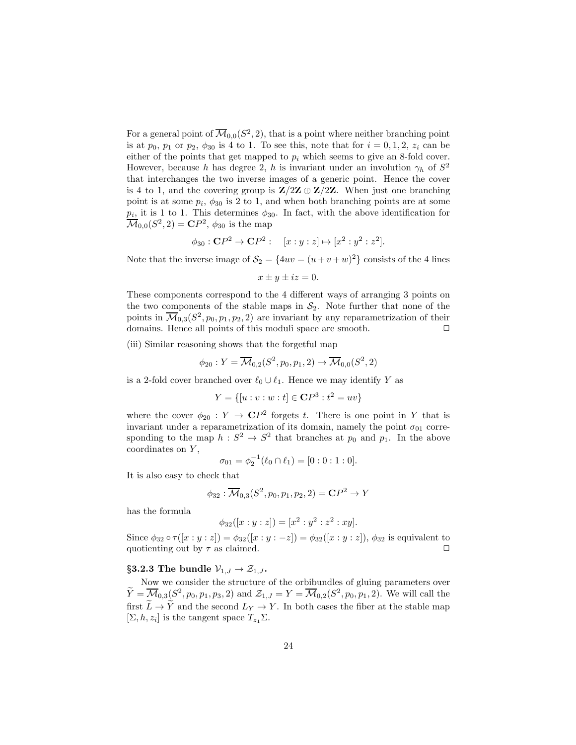For a general point of $\overline{\mathcal{M}}_{0,0}(S^2, 2)$, that is a point where neither branching point is at $p_0$, $p_1$ or $p_2$, $\phi_{30}$ is 4 to 1. To see this, note that for $i = 0, 1, 2$, $z_i$ can be either of the points that get mapped to $p_i$ which seems to give an 8-fold cover. However, because $h$ has degree 2, $h$ is invariant under an involution $\gamma_h$ of $S^2$ that interchanges the two inverse images of a generic point. Hence the cover is 4 to 1, and the covering group is $\mathbf{Z}/2\mathbf{Z} \oplus \mathbf{Z}/2\mathbf{Z}$. When just one branching point is at some $p_i$, $\phi_{30}$ is 2 to 1, and when both branching points are at some $p_i$, it is 1 to 1. This determines $\phi_{30}$. In fact, with the above identification for $\overline{\mathcal{M}}_{0,0}(S^2, 2) = \mathbf{C}P^2$, $\phi_{30}$ is the map

$$\phi_{30} : \mathbf{C}P^2 \to \mathbf{C}P^2 : \quad [x : y : z] \mapsto [x^2 : y^2 : z^2].$$

Note that the inverse image of $\mathcal{S}_2 = \{4uv = (u + v + w)^2\}$ consists of the 4 lines

$$x \pm y \pm iz = 0.$$

These components correspond to the 4 different ways of arranging 3 points on the two components of the stable maps in $\mathcal{S}_2$. Note further that none of the points in $\overline{\mathcal{M}}_{0,3}(S^2, p_0, p_1, p_2, 2)$ are invariant by any reparametrization of their domains. Hence all points of this moduli space are smooth. □

(iii) Similar reasoning shows that the forgetful map

$$\phi_{20} : Y = \overline{\mathcal{M}}_{0,2}(S^2, p_0, p_1, 2) \to \overline{\mathcal{M}}_{0,0}(S^2, 2)$$

is a 2-fold cover branched over $\ell_0 \cup \ell_1$. Hence we may identify $Y$ as

$$Y = \{[u : v : w : t] \in \mathbf{C}P^3 : t^2 = uv\}$$

where the cover $\phi_{20} : Y \to \mathbf{C}P^2$ forgets $t$. There is one point in $Y$ that is invariant under a reparametrization of its domain, namely the point $\sigma_{01}$ corresponding to the map $h : S^2 \to S^2$ that branches at $p_0$ and $p_1$. In the above coordinates on $Y$,

$$\sigma_{01} = \phi_2^{-1}(\ell_0 \cap \ell_1) = [0 : 0 : 1 : 0].$$

It is also easy to check that

$$\phi_{32} : \overline{\mathcal{M}}_{0,3}(S^2, p_0, p_1, p_2, 2) = \mathbf{C}P^2 \to Y$$

has the formula

$$\phi_{32}([x : y : z]) = [x^2 : y^2 : z^2 : xy].$$

Since $\phi_{32} \circ \tau([x : y : z]) = \phi_{32}([x : y : -z]) = \phi_{32}([x : y : z])$, $\phi_{32}$ is equivalent to quotienting out by $\tau$ as claimed. □

**§3.2.3 The bundle $\mathcal{V}_{1,J} \to \mathcal{Z}_{1,J}$.**

Now we consider the structure of the orbibundles of gluing parameters over $\widetilde{Y} = \overline{\mathcal{M}}_{0,3}(S^2, p_0, p_1, p_3, 2)$ and $\mathcal{Z}_{1,J} = Y = \overline{\mathcal{M}}_{0,2}(S^2, p_0, p_1, 2)$. We will call the first $\widetilde{L} \to \widetilde{Y}$ and the second $L_Y \to Y$. In both cases the fiber at the stable map $[\Sigma, h, z_i]$ is the tangent space $T_{z_1}\Sigma$.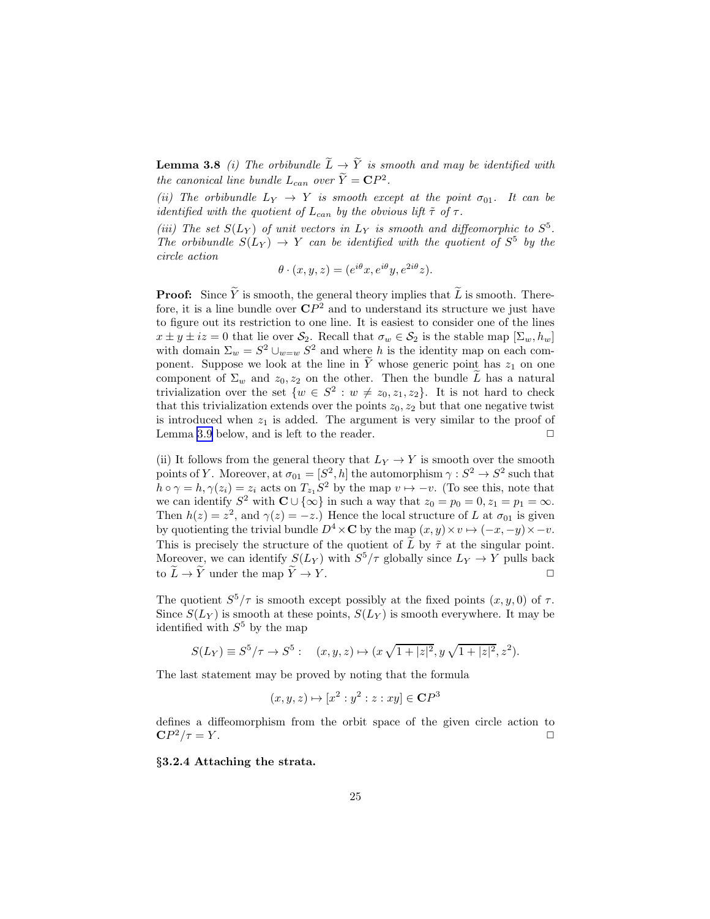**Lemma 3.8** *(i) The orbibundle $\widetilde{L} \to \widetilde{Y}$ is smooth and may be identified with the canonical line bundle $L_{can}$ over $\widetilde{Y} = \mathbf{C}P^2$.*

*(ii) The orbibundle $L_Y \to Y$ is smooth except at the point $\sigma_{01}$. It can be identified with the quotient of $L_{can}$ by the obvious lift $\tilde{\tau}$ of $\tau$.*

*(iii) The set $S(L_Y)$ of unit vectors in $L_Y$ is smooth and diffeomorphic to $S^5$. The orbibundle $S(L_Y) \to Y$ can be identified with the quotient of $S^5$ by the circle action*

$$\theta \cdot (x, y, z) = (e^{i\theta}x, e^{i\theta}y, e^{2i\theta}z).$$

**Proof:** Since $\widetilde{Y}$ is smooth, the general theory implies that $\widetilde{L}$ is smooth. Therefore, it is a line bundle over $\mathbf{C}P^2$ and to understand its structure we just have to figure out its restriction to one line. It is easiest to consider one of the lines $x \pm y \pm iz = 0$ that lie over $\mathcal{S}_2$. Recall that $\sigma_w \in \mathcal{S}_2$ is the stable map $[\Sigma_w, h_w]$ with domain $\Sigma_w = S^2 \cup_{w=w} S^2$ and where $h$ is the identity map on each component. Suppose we look at the line in $\widetilde{Y}$ whose generic point has $z_1$ on one component of $\Sigma_w$ and $z_0, z_2$ on the other. Then the bundle $\widetilde{L}$ has a natural trivialization over the set $\{w \in S^2 : w \neq z_0, z_1, z_2\}$. It is not hard to check that this trivialization extends over the points $z_0, z_2$ but that one negative twist is introduced when $z_1$ is added. The argument is very similar to the proof of Lemma 3.9 below, and is left to the reader. $\Box$

(ii) It follows from the general theory that $L_Y \to Y$ is smooth over the smooth points of $Y$. Moreover, at $\sigma_{01} = [S^2, h]$ the automorphism $\gamma : S^2 \to S^2$ such that $h \circ \gamma = h, \gamma(z_i) = z_i$ acts on $T_{z_1}S^2$ by the map $v \mapsto -v$. (To see this, note that we can identify $S^2$ with $\mathbf{C} \cup \{\infty\}$ in such a way that $z_0 = p_0 = 0, z_1 = p_1 = \infty$. Then $h(z) = z^2$, and $\gamma(z) = -z$.) Hence the local structure of $L$ at $\sigma_{01}$ is given by quotienting the trivial bundle $D^4 \times \mathbf{C}$ by the map $(x, y) \times v \mapsto (-x, -y) \times -v$. This is precisely the structure of the quotient of $\widetilde{L}$ by $\tilde{\tau}$ at the singular point. Moreover, we can identify $S(L_Y)$ with $S^5/\tau$ globally since $L_Y \to Y$ pulls back to $\widetilde{L} \to \widetilde{Y}$ under the map $\widetilde{Y} \to Y$. $\Box$

The quotient $S^5/\tau$ is smooth except possibly at the fixed points $(x, y, 0)$ of $\tau$. Since $S(L_Y)$ is smooth at these points, $S(L_Y)$ is smooth everywhere. It may be identified with $S^5$ by the map

$$S(L_Y) \equiv S^5/\tau \to S^5 : \quad (x, y, z) \mapsto (x\sqrt{1+|z|^2}, y\sqrt{1+|z|^2}, z^2).$$

The last statement may be proved by noting that the formula

$$(x, y, z) \mapsto [x^2 : y^2 : z : xy] \in \mathbf{C}P^3$$

defines a diffeomorphism from the orbit space of the given circle action to $\mathbf{C}P^2/\tau = Y$. $\Box$

### §3.2.4 Attaching the strata.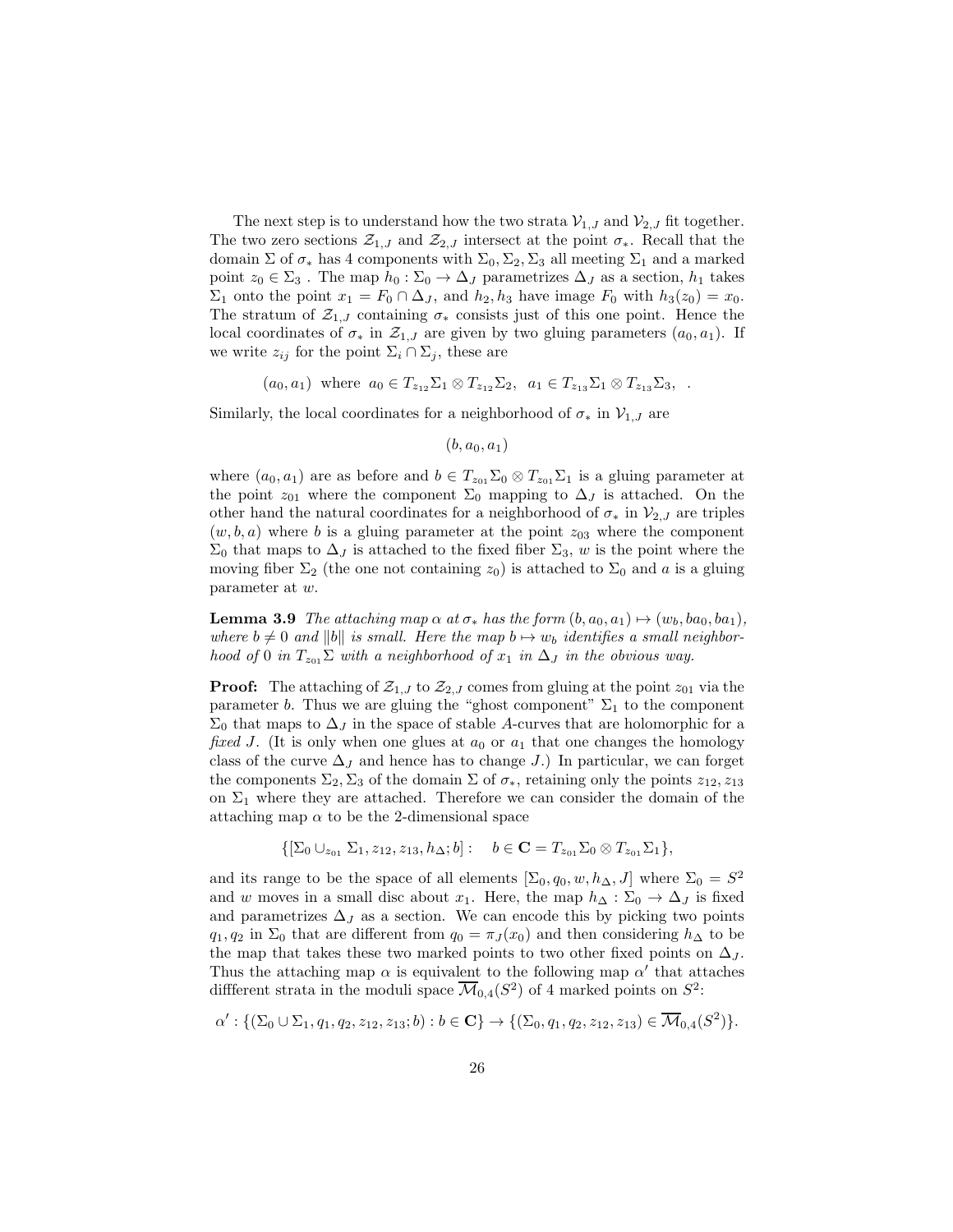The next step is to understand how the two strata $\mathcal{V}_{1,J}$ and $\mathcal{V}_{2,J}$ fit together. The two zero sections $\mathcal{Z}_{1,J}$ and $\mathcal{Z}_{2,J}$ intersect at the point $\sigma_*$. Recall that the domain $\Sigma$ of $\sigma_*$ has 4 components with $\Sigma_0, \Sigma_2, \Sigma_3$ all meeting $\Sigma_1$ and a marked point $z_0 \in \Sigma_3$ . The map $h_0 : \Sigma_0 \to \Delta_J$ parametrizes $\Delta_J$ as a section, $h_1$ takes $\Sigma_1$ onto the point $x_1 = F_0 \cap \Delta_J$, and $h_2, h_3$ have image $F_0$ with $h_3(z_0) = x_0$. The stratum of $\mathcal{Z}_{1,J}$ containing $\sigma_*$ consists just of this one point. Hence the local coordinates of $\sigma_*$ in $\mathcal{Z}_{1,J}$ are given by two gluing parameters $(a_0, a_1)$. If we write $z_{ij}$ for the point $\Sigma_i \cap \Sigma_j$, these are

$$(a_0, a_1) \text{ where } a_0 \in T_{z_{12}}\Sigma_1 \otimes T_{z_{12}}\Sigma_2, \;\; a_1 \in T_{z_{13}}\Sigma_1 \otimes T_{z_{13}}\Sigma_3, \;\; .$$

Similarly, the local coordinates for a neighborhood of $\sigma_*$ in $\mathcal{V}_{1,J}$ are

$$(b, a_0, a_1)$$

where $(a_0, a_1)$ are as before and $b \in T_{z_{01}}\Sigma_0 \otimes T_{z_{01}}\Sigma_1$ is a gluing parameter at the point $z_{01}$ where the component $\Sigma_0$ mapping to $\Delta_J$ is attached. On the other hand the natural coordinates for a neighborhood of $\sigma_*$ in $\mathcal{V}_{2,J}$ are triples $(w, b, a)$ where $b$ is a gluing parameter at the point $z_{03}$ where the component $\Sigma_0$ that maps to $\Delta_J$ is attached to the fixed fiber $\Sigma_3$, $w$ is the point where the moving fiber $\Sigma_2$ (the one not containing $z_0$) is attached to $\Sigma_0$ and $a$ is a gluing parameter at $w$.

**Lemma 3.9** *The attaching map $\alpha$ at $\sigma_*$ has the form $(b, a_0, a_1) \mapsto (w_b, ba_0, ba_1)$, where $b \neq 0$ and $\|b\|$ is small. Here the map $b \mapsto w_b$ identifies a small neighborhood of 0 in $T_{z_{01}}\Sigma$ with a neighborhood of $x_1$ in $\Delta_J$ in the obvious way.*

**Proof:** The attaching of $\mathcal{Z}_{1,J}$ to $\mathcal{Z}_{2,J}$ comes from gluing at the point $z_{01}$ via the parameter $b$. Thus we are gluing the "ghost component" $\Sigma_1$ to the component $\Sigma_0$ that maps to $\Delta_J$ in the space of stable $A$-curves that are holomorphic for a *fixed* $J$. (It is only when one glues at $a_0$ or $a_1$ that one changes the homology class of the curve $\Delta_J$ and hence has to change $J$.) In particular, we can forget the components $\Sigma_2, \Sigma_3$ of the domain $\Sigma$ of $\sigma_*$, retaining only the points $z_{12}, z_{13}$ on $\Sigma_1$ where they are attached. Therefore we can consider the domain of the attaching map $\alpha$ to be the 2-dimensional space

$$\{[\Sigma_0 \cup_{z_{01}} \Sigma_1, z_{12}, z_{13}, h_\Delta; b] : \quad b \in \mathbf{C} = T_{z_{01}}\Sigma_0 \otimes T_{z_{01}}\Sigma_1\},$$

and its range to be the space of all elements $[\Sigma_0, q_0, w, h_\Delta, J]$ where $\Sigma_0 = S^2$ and $w$ moves in a small disc about $x_1$. Here, the map $h_\Delta : \Sigma_0 \to \Delta_J$ is fixed and parametrizes $\Delta_J$ as a section. We can encode this by picking two points $q_1, q_2$ in $\Sigma_0$ that are different from $q_0 = \pi_J(x_0)$ and then considering $h_\Delta$ to be the map that takes these two marked points to two other fixed points on $\Delta_J$. Thus the attaching map $\alpha$ is equivalent to the following map $\alpha'$ that attaches diffferent strata in the moduli space $\overline{\mathcal{M}}_{0,4}(S^2)$ of 4 marked points on $S^2$:

$$\alpha' : \{(\Sigma_0 \cup \Sigma_1, q_1, q_2, z_{12}, z_{13}; b) : b \in \mathbf{C}\} \to \{(\Sigma_0, q_1, q_2, z_{12}, z_{13}) \in \overline{\mathcal{M}}_{0,4}(S^2)\}.$$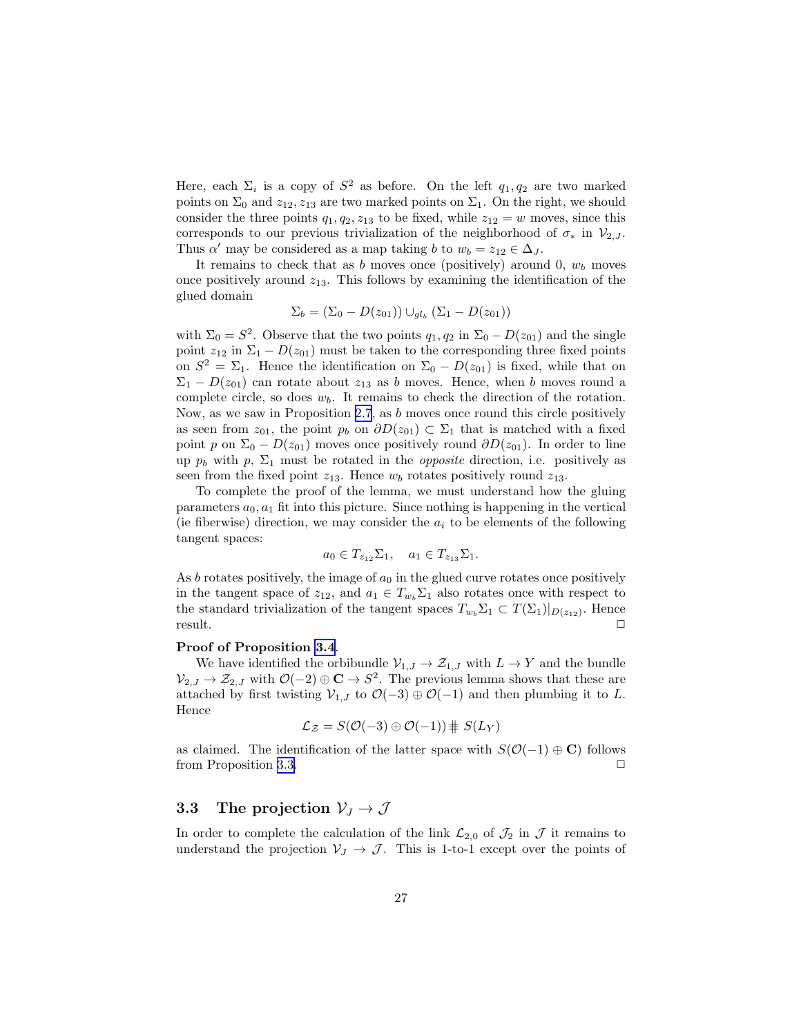Here, each $\Sigma_i$ is a copy of $S^2$ as before. On the left $q_1, q_2$ are two marked points on $\Sigma_0$ and $z_{12}, z_{13}$ are two marked points on $\Sigma_1$. On the right, we should consider the three points $q_1, q_2, z_{13}$ to be fixed, while $z_{12} = w$ moves, since this corresponds to our previous trivialization of the neighborhood of $\sigma_*$ in $\mathcal{V}_{2,J}$. Thus $\alpha'$ may be considered as a map taking $b$ to $w_b = z_{12} \in \Delta_J$.

It remains to check that as $b$ moves once (positively) around 0, $w_b$ moves once positively around $z_{13}$. This follows by examining the identification of the glued domain

$$\Sigma_b = (\Sigma_0 - D(z_{01})) \cup_{gl_b} (\Sigma_1 - D(z_{01}))$$

with $\Sigma_0 = S^2$. Observe that the two points $q_1, q_2$ in $\Sigma_0 - D(z_{01})$ and the single point $z_{12}$ in $\Sigma_1 - D(z_{01})$ must be taken to the corresponding three fixed points on $S^2 = \Sigma_1$. Hence the identification on $\Sigma_0 - D(z_{01})$ is fixed, while that on $\Sigma_1 - D(z_{01})$ can rotate about $z_{13}$ as $b$ moves. Hence, when $b$ moves round a complete circle, so does $w_b$. It remains to check the direction of the rotation. Now, as we saw in Proposition 2.7, as $b$ moves once round this circle positively as seen from $z_{01}$, the point $p_b$ on $\partial D(z_{01}) \subset \Sigma_1$ that is matched with a fixed point $p$ on $\Sigma_0 - D(z_{01})$ moves once positively round $\partial D(z_{01})$. In order to line up $p_b$ with $p$, $\Sigma_1$ must be rotated in the *opposite* direction, i.e. positively as seen from the fixed point $z_{13}$. Hence $w_b$ rotates positively round $z_{13}$.

To complete the proof of the lemma, we must understand how the gluing parameters $a_0, a_1$ fit into this picture. Since nothing is happening in the vertical (ie fiberwise) direction, we may consider the $a_i$ to be elements of the following tangent spaces:

$$a_0 \in T_{z_{12}}\Sigma_1, \quad a_1 \in T_{z_{13}}\Sigma_1.$$

As $b$ rotates positively, the image of $a_0$ in the glued curve rotates once positively in the tangent space of $z_{12}$, and $a_1 \in T_{w_b}\Sigma_1$ also rotates once with respect to the standard trivialization of the tangent spaces $T_{w_b}\Sigma_1 \subset T(\Sigma_1)|_{D(z_{12})}$. Hence result. □

**Proof of Proposition 3.4.**

We have identified the orbibundle $\mathcal{V}_{1,J} \to \mathcal{Z}_{1,J}$ with $L \to Y$ and the bundle $\mathcal{V}_{2,J} \to \mathcal{Z}_{2,J}$ with $\mathcal{O}(-2) \oplus \mathbf{C} \to S^2$. The previous lemma shows that these are attached by first twisting $\mathcal{V}_{1,J}$ to $\mathcal{O}(-3) \oplus \mathcal{O}(-1)$ and then plumbing it to $L$. Hence

$$\mathcal{L}_{\mathcal{Z}} = S(\mathcal{O}(-3) \oplus \mathcal{O}(-1)) \# S(L_Y)$$

as claimed. The identification of the latter space with $S(\mathcal{O}(-1) \oplus \mathbf{C})$ follows from Proposition 3.3. □

### 3.3 The projection $\mathcal{V}_J \to \mathcal{J}$

In order to complete the calculation of the link $\mathcal{L}_{2,0}$ of $\mathcal{J}_2$ in $\mathcal{J}$ it remains to understand the projection $\mathcal{V}_J \to \mathcal{J}$. This is 1-to-1 except over the points of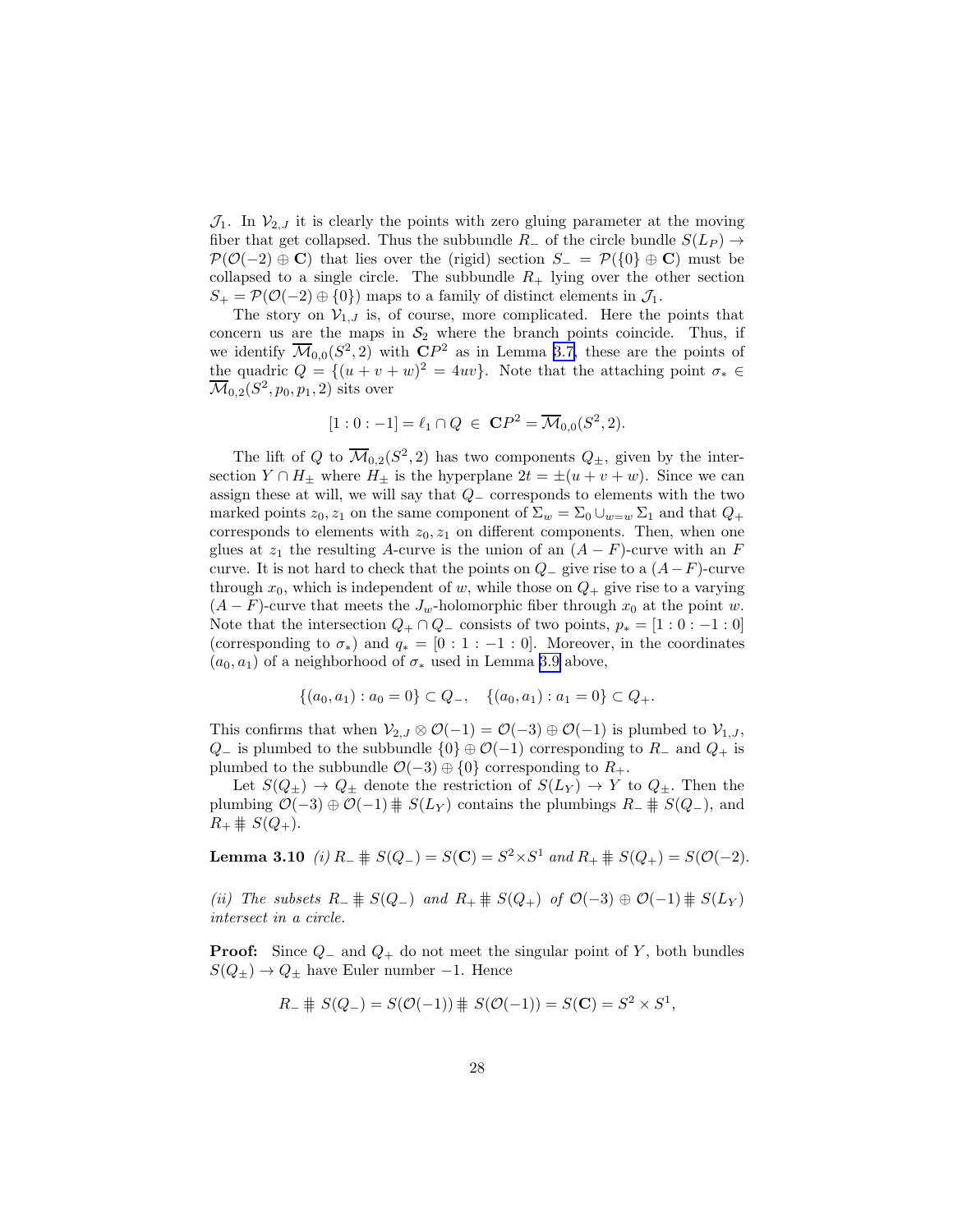$\mathcal{J}_1$. In $\mathcal{V}_{2,J}$ it is clearly the points with zero gluing parameter at the moving fiber that get collapsed. Thus the subbundle $R_-$ of the circle bundle $S(L_P) \to \mathcal{P}(\mathcal{O}(-2) \oplus \mathbf{C})$ that lies over the (rigid) section $S_- = \mathcal{P}(\{0\} \oplus \mathbf{C})$ must be collapsed to a single circle. The subbundle $R_+$ lying over the other section $S_+ = \mathcal{P}(\mathcal{O}(-2) \oplus \{0\})$ maps to a family of distinct elements in $\mathcal{J}_1$.

The story on $\mathcal{V}_{1,J}$ is, of course, more complicated. Here the points that concern us are the maps in $\mathcal{S}_2$ where the branch points coincide. Thus, if we identify $\overline{\mathcal{M}}_{0,0}(S^2, 2)$ with $\mathbf{C}P^2$ as in Lemma 3.7, these are the points of the quadric $Q = \{(u + v + w)^2 = 4uv\}$. Note that the attaching point $\sigma_* \in \overline{\mathcal{M}}_{0,2}(S^2, p_0, p_1, 2)$ sits over

$$[1 : 0 : -1] = \ell_1 \cap Q \in \mathbf{C}P^2 = \overline{\mathcal{M}}_{0,0}(S^2, 2).$$

The lift of $Q$ to $\overline{\mathcal{M}}_{0,2}(S^2, 2)$ has two components $Q_\pm$, given by the intersection $Y \cap H_\pm$ where $H_\pm$ is the hyperplane $2t = \pm(u + v + w)$. Since we can assign these at will, we will say that $Q_-$ corresponds to elements with the two marked points $z_0, z_1$ on the same component of $\Sigma_w = \Sigma_0 \cup_{w=w} \Sigma_1$ and that $Q_+$ corresponds to elements with $z_0, z_1$ on different components. Then, when one glues at $z_1$ the resulting $A$-curve is the union of an $(A - F)$-curve with an $F$ curve. It is not hard to check that the points on $Q_-$ give rise to a $(A-F)$-curve through $x_0$, which is independent of $w$, while those on $Q_+$ give rise to a varying $(A - F)$-curve that meets the $J_w$-holomorphic fiber through $x_0$ at the point $w$. Note that the intersection $Q_+ \cap Q_-$ consists of two points, $p_* = [1 : 0 : -1 : 0]$ (corresponding to $\sigma_*$) and $q_* = [0 : 1 : -1 : 0]$. Moreover, in the coordinates $(a_0, a_1)$ of a neighborhood of $\sigma_*$ used in Lemma 3.9 above,

$$\{(a_0, a_1) : a_0 = 0\} \subset Q_-, \quad \{(a_0, a_1) : a_1 = 0\} \subset Q_+.$$

This confirms that when $\mathcal{V}_{2,J} \otimes \mathcal{O}(-1) = \mathcal{O}(-3) \oplus \mathcal{O}(-1)$ is plumbed to $\mathcal{V}_{1,J}$, $Q_-$ is plumbed to the subbundle $\{0\} \oplus \mathcal{O}(-1)$ corresponding to $R_-$ and $Q_+$ is plumbed to the subbundle $\mathcal{O}(-3) \oplus \{0\}$ corresponding to $R_+$.

Let $S(Q_\pm) \to Q_\pm$ denote the restriction of $S(L_Y) \to Y$ to $Q_\pm$. Then the plumbing $\mathcal{O}(-3) \oplus \mathcal{O}(-1) \# S(L_Y)$ contains the plumbings $R_- \# S(Q_-)$, and $R_+ \# S(Q_+)$.

**Lemma 3.10** *(i)* $R_- \# S(Q_-) = S(\mathbf{C}) = S^2 \times S^1$ *and* $R_+ \# S(Q_+) = S(\mathcal{O}(-2))$.

*(ii) The subsets* $R_- \# S(Q_-)$ *and* $R_+ \# S(Q_+)$ *of* $\mathcal{O}(-3) \oplus \mathcal{O}(-1) \# S(L_Y)$ *intersect in a circle.*

**Proof:** Since $Q_-$ and $Q_+$ do not meet the singular point of $Y$, both bundles $S(Q_\pm) \to Q_\pm$ have Euler number $-1$. Hence

$$R_- \# S(Q_-) = S(\mathcal{O}(-1)) \# S(\mathcal{O}(-1)) = S(\mathbf{C}) = S^2 \times S^1,$$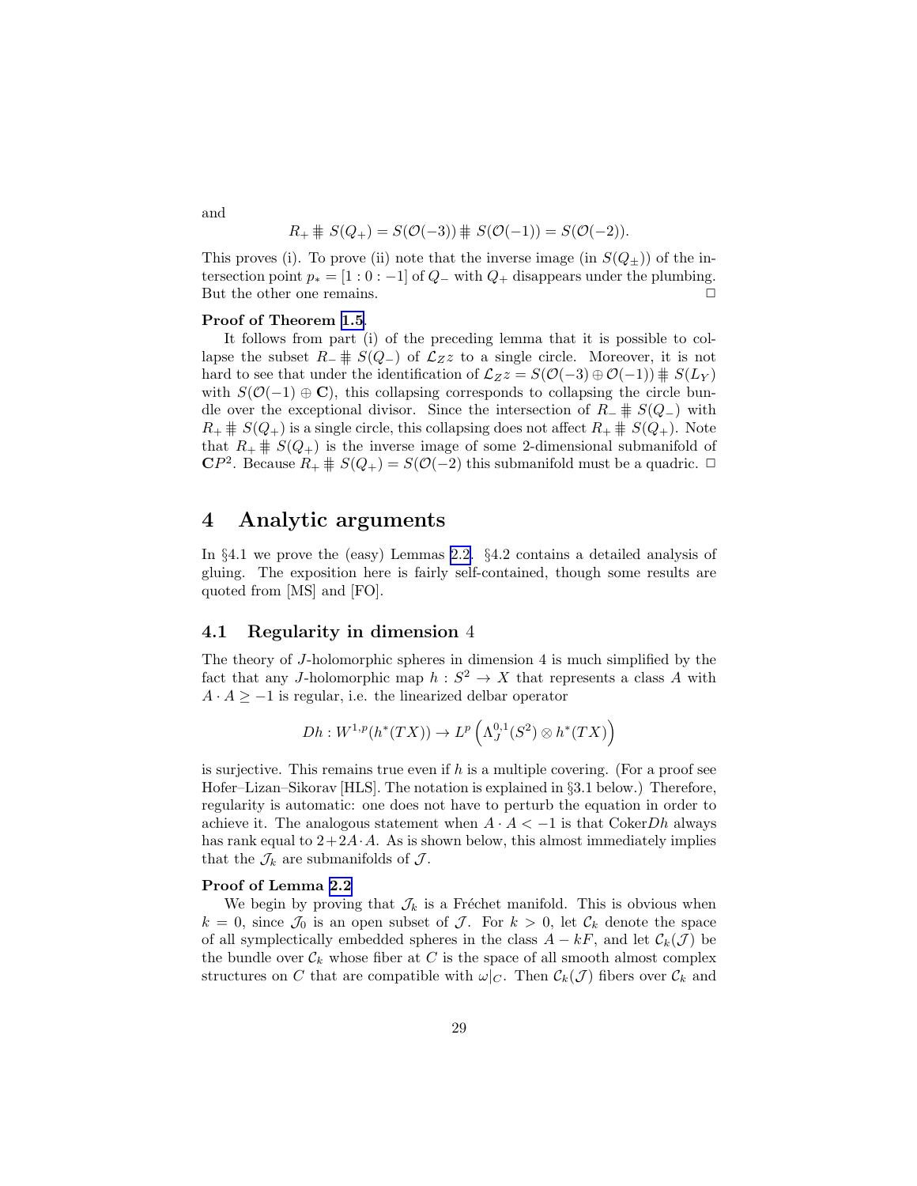and

$$R_+ \# S(Q_+) = S(\mathcal{O}(-3)) \# S(\mathcal{O}(-1)) = S(\mathcal{O}(-2)).$$

This proves (i). To prove (ii) note that the inverse image (in $S(Q_\pm)$) of the intersection point $p_* = [1:0:-1]$ of $Q_-$ with $Q_+$ disappears under the plumbing. But the other one remains. □

**Proof of Theorem 1.5.**

It follows from part (i) of the preceding lemma that it is possible to collapse the subset $R_- \# S(Q_-)$ of $\mathcal{L}_Z z$ to a single circle. Moreover, it is not hard to see that under the identification of $\mathcal{L}_Z z = S(\mathcal{O}(-3) \oplus \mathcal{O}(-1)) \# S(L_Y)$ with $S(\mathcal{O}(-1) \oplus \mathbf{C})$, this collapsing corresponds to collapsing the circle bundle over the exceptional divisor. Since the intersection of $R_- \# S(Q_-)$ with $R_+ \# S(Q_+)$ is a single circle, this collapsing does not affect $R_+ \# S(Q_+)$. Note that $R_+ \# S(Q_+)$ is the inverse image of some 2-dimensional submanifold of $\mathbf{C}P^2$. Because $R_+ \# S(Q_+) = S(\mathcal{O}(-2)$ this submanifold must be a quadric. □

# 4 Analytic arguments

In §4.1 we prove the (easy) Lemmas 2.2. §4.2 contains a detailed analysis of gluing. The exposition here is fairly self-contained, though some results are quoted from [MS] and [FO].

## 4.1 Regularity in dimension 4

The theory of $J$-holomorphic spheres in dimension 4 is much simplified by the fact that any $J$-holomorphic map $h : S^2 \to X$ that represents a class $A$ with $A \cdot A \geq -1$ is regular, i.e. the linearized delbar operator

$$Dh : W^{1,p}(h^*(TX)) \to L^p\left(\Lambda^{0,1}_J(S^2) \otimes h^*(TX)\right)$$

is surjective. This remains true even if $h$ is a multiple covering. (For a proof see Hofer–Lizan–Sikorav [HLS]. The notation is explained in §3.1 below.) Therefore, regularity is automatic: one does not have to perturb the equation in order to achieve it. The analogous statement when $A \cdot A < -1$ is that $\mathrm{Coker} Dh$ always has rank equal to $2 + 2A \cdot A$. As is shown below, this almost immediately implies that the $\mathcal{J}_k$ are submanifolds of $\mathcal{J}$.

**Proof of Lemma 2.2**

We begin by proving that $\mathcal{J}_k$ is a Fréchet manifold. This is obvious when $k = 0$, since $\mathcal{J}_0$ is an open subset of $\mathcal{J}$. For $k > 0$, let $\mathcal{C}_k$ denote the space of all symplectically embedded spheres in the class $A - kF$, and let $\mathcal{C}_k(\mathcal{J})$ be the bundle over $\mathcal{C}_k$ whose fiber at $C$ is the space of all smooth almost complex structures on $C$ that are compatible with $\omega|_C$. Then $\mathcal{C}_k(\mathcal{J})$ fibers over $\mathcal{C}_k$ and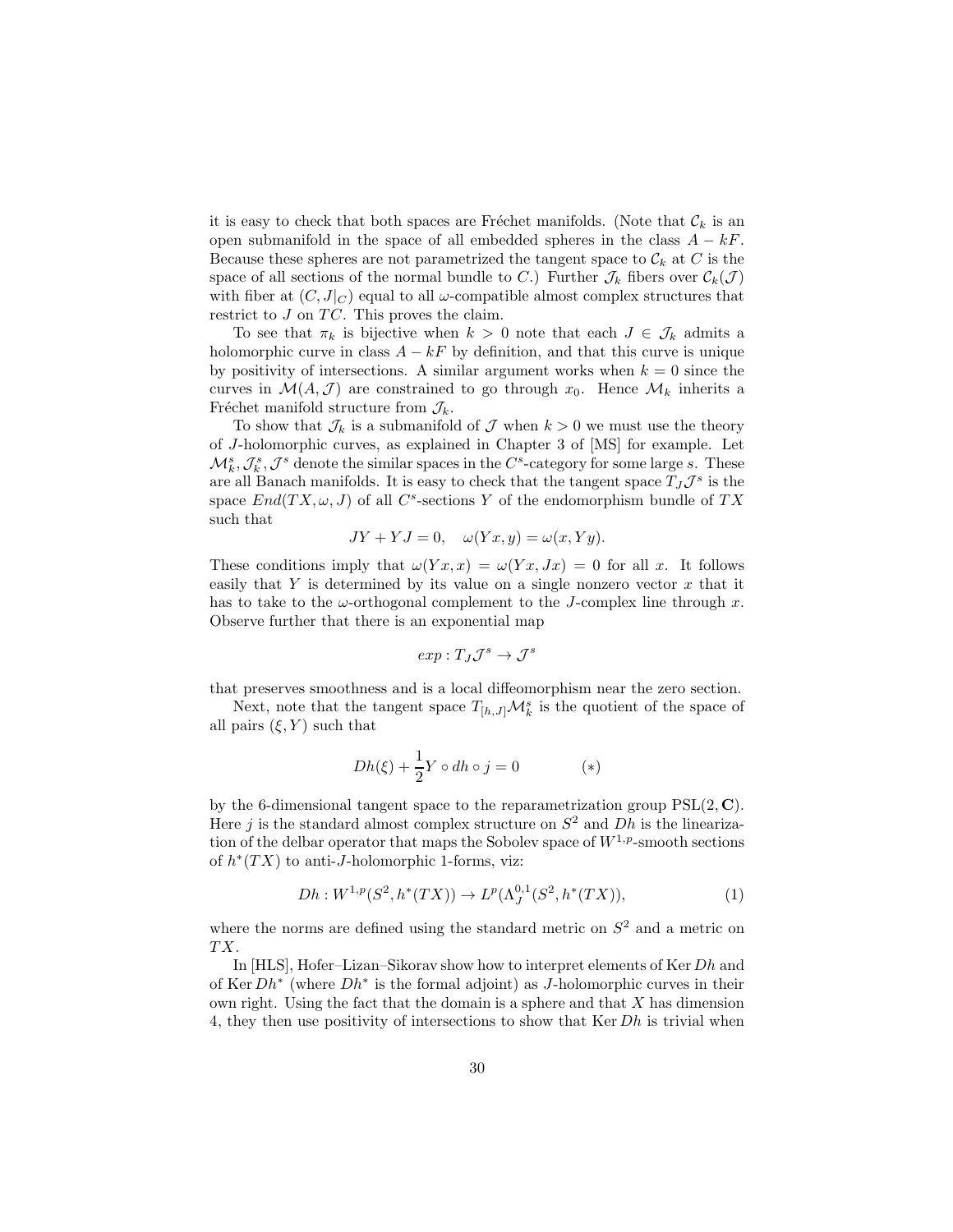it is easy to check that both spaces are Fréchet manifolds. (Note that $\mathcal{C}_k$ is an open submanifold in the space of all embedded spheres in the class $A - kF$. Because these spheres are not parametrized the tangent space to $\mathcal{C}_k$ at $C$ is the space of all sections of the normal bundle to $C$.) Further $\mathcal{J}_k$ fibers over $\mathcal{C}_k(\mathcal{J})$ with fiber at $(C, J|_C)$ equal to all $\omega$-compatible almost complex structures that restrict to $J$ on $TC$. This proves the claim.

To see that $\pi_k$ is bijective when $k > 0$ note that each $J \in \mathcal{J}_k$ admits a holomorphic curve in class $A - kF$ by definition, and that this curve is unique by positivity of intersections. A similar argument works when $k = 0$ since the curves in $\mathcal{M}(A, \mathcal{J})$ are constrained to go through $x_0$. Hence $\mathcal{M}_k$ inherits a Fréchet manifold structure from $\mathcal{J}_k$.

To show that $\mathcal{J}_k$ is a submanifold of $\mathcal{J}$ when $k > 0$ we must use the theory of $J$-holomorphic curves, as explained in Chapter 3 of [MS] for example. Let $\mathcal{M}_k^s, \mathcal{J}_k^s, \mathcal{J}^s$ denote the similar spaces in the $C^s$-category for some large $s$. These are all Banach manifolds. It is easy to check that the tangent space $T_J\mathcal{J}^s$ is the space $End(TX, \omega, J)$ of all $C^s$-sections $Y$ of the endomorphism bundle of $TX$ such that

$$JY + YJ = 0, \quad \omega(Yx, y) = \omega(x, Yy).$$

These conditions imply that $\omega(Yx, x) = \omega(Yx, Jx) = 0$ for all $x$. It follows easily that $Y$ is determined by its value on a single nonzero vector $x$ that it has to take to the $\omega$-orthogonal complement to the $J$-complex line through $x$. Observe further that there is an exponential map

$$exp : T_J\mathcal{J}^s \to \mathcal{J}^s$$

that preserves smoothness and is a local diffeomorphism near the zero section.

Next, note that the tangent space $T_{[h,J]}\mathcal{M}_k^s$ is the quotient of the space of all pairs $(\xi, Y)$ such that

$$Dh(\xi) + \frac{1}{2} Y \circ dh \circ j = 0 \qquad\qquad (*)$$

by the 6-dimensional tangent space to the reparametrization group $\mathrm{PSL}(2, \mathbf{C})$. Here $j$ is the standard almost complex structure on $S^2$ and $Dh$ is the linearization of the delbar operator that maps the Sobolev space of $W^{1,p}$-smooth sections of $h^*(TX)$ to anti-$J$-holomorphic 1-forms, viz:

$$Dh : W^{1,p}(S^2, h^*(TX)) \to L^p(\Lambda_J^{0,1}(S^2, h^*(TX)), \tag{1}$$

where the norms are defined using the standard metric on $S^2$ and a metric on $TX$.

In [HLS], Hofer–Lizan–Sikorav show how to interpret elements of $\operatorname{Ker} Dh$ and of $\operatorname{Ker} Dh^*$ (where $Dh^*$ is the formal adjoint) as $J$-holomorphic curves in their own right. Using the fact that the domain is a sphere and that $X$ has dimension 4, they then use positivity of intersections to show that $\operatorname{Ker} Dh$ is trivial when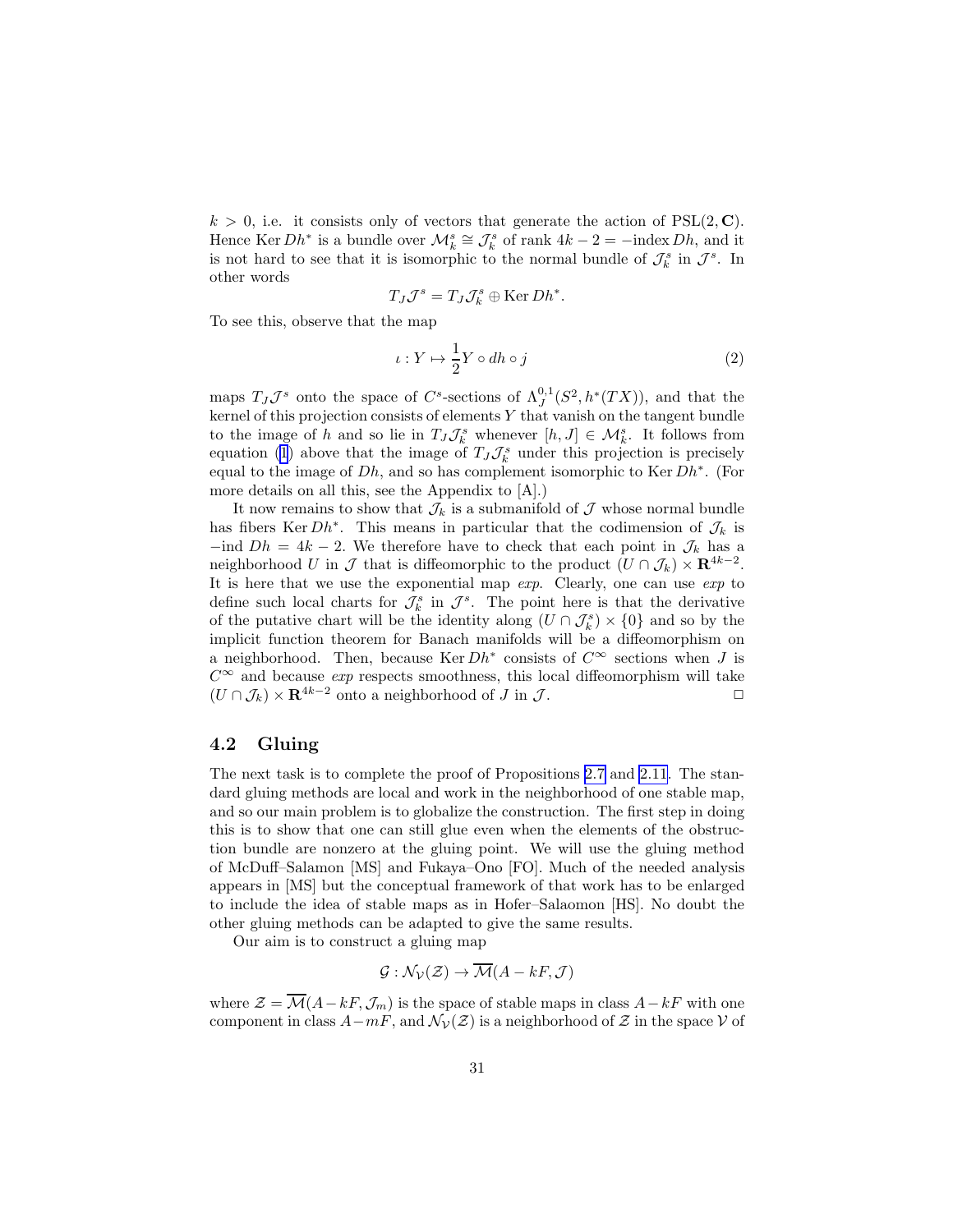$k > 0$, i.e. it consists only of vectors that generate the action of $\mathrm{PSL}(2, \mathbf{C})$. Hence $\operatorname{Ker} Dh^*$ is a bundle over $\mathcal{M}_k^s \cong \mathcal{J}_k^s$ of rank $4k - 2 = -\operatorname{index} Dh$, and it is not hard to see that it is isomorphic to the normal bundle of $\mathcal{J}_k^s$ in $\mathcal{J}^s$. In other words

$$T_J\mathcal{J}^s = T_J\mathcal{J}_k^s \oplus \operatorname{Ker} Dh^*.$$

To see this, observe that the map

$$\iota : Y \mapsto \frac{1}{2} Y \circ dh \circ j \tag{2}$$

maps $T_J\mathcal{J}^s$ onto the space of $C^s$-sections of $\Lambda_J^{0,1}(S^2, h^*(TX))$, and that the kernel of this projection consists of elements $Y$ that vanish on the tangent bundle to the image of $h$ and so lie in $T_J\mathcal{J}_k^s$ whenever $[h, J] \in \mathcal{M}_k^s$. It follows from equation (1) above that the image of $T_J\mathcal{J}_k^s$ under this projection is precisely equal to the image of $Dh$, and so has complement isomorphic to $\operatorname{Ker} Dh^*$. (For more details on all this, see the Appendix to [A].)

It now remains to show that $\mathcal{J}_k$ is a submanifold of $\mathcal{J}$ whose normal bundle has fibers $\operatorname{Ker} Dh^*$. This means in particular that the codimension of $\mathcal{J}_k$ is $-\operatorname{ind} Dh = 4k - 2$. We therefore have to check that each point in $\mathcal{J}_k$ has a neighborhood $U$ in $\mathcal{J}$ that is diffeomorphic to the product $(U \cap \mathcal{J}_k) \times \mathbf{R}^{4k-2}$. It is here that we use the exponential map *exp*. Clearly, one can use *exp* to define such local charts for $\mathcal{J}_k^s$ in $\mathcal{J}^s$. The point here is that the derivative of the putative chart will be the identity along $(U \cap \mathcal{J}_k^s) \times \{0\}$ and so by the implicit function theorem for Banach manifolds will be a diffeomorphism on a neighborhood. Then, because $\operatorname{Ker} Dh^*$ consists of $C^\infty$ sections when $J$ is $C^\infty$ and because *exp* respects smoothness, this local diffeomorphism will take $(U \cap \mathcal{J}_k) \times \mathbf{R}^{4k-2}$ onto a neighborhood of $J$ in $\mathcal{J}$. □

## 4.2 Gluing

The next task is to complete the proof of Propositions 2.7 and 2.11. The standard gluing methods are local and work in the neighborhood of one stable map, and so our main problem is to globalize the construction. The first step in doing this is to show that one can still glue even when the elements of the obstruction bundle are nonzero at the gluing point. We will use the gluing method of McDuff–Salamon [MS] and Fukaya–Ono [FO]. Much of the needed analysis appears in [MS] but the conceptual framework of that work has to be enlarged to include the idea of stable maps as in Hofer–Salaomon [HS]. No doubt the other gluing methods can be adapted to give the same results.

Our aim is to construct a gluing map

$$\mathcal{G} : \mathcal{N}_{\mathcal{V}}(\mathcal{Z}) \to \overline{\mathcal{M}}(A - kF, \mathcal{J})$$

where $\mathcal{Z} = \overline{\mathcal{M}}(A - kF, \mathcal{J}_m)$ is the space of stable maps in class $A - kF$ with one component in class $A - mF$, and $\mathcal{N}_{\mathcal{V}}(\mathcal{Z})$ is a neighborhood of $\mathcal{Z}$ in the space $\mathcal{V}$ of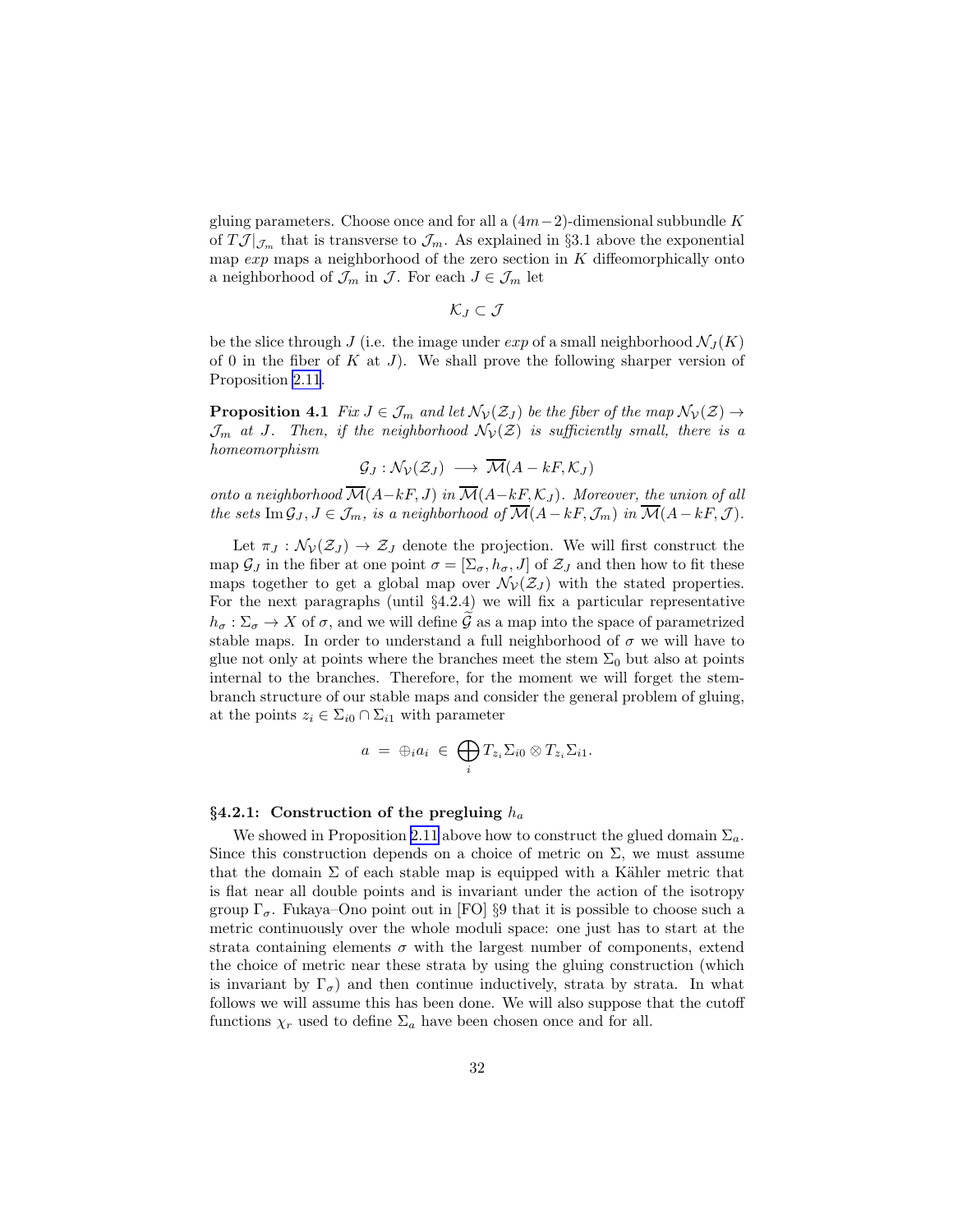gluing parameters. Choose once and for all a $(4m-2)$-dimensional subbundle $K$ of $T\mathcal{J}|_{\mathcal{J}_m}$ that is transverse to $\mathcal{J}_m$. As explained in §3.1 above the exponential map $exp$ maps a neighborhood of the zero section in $K$ diffeomorphically onto a neighborhood of $\mathcal{J}_m$ in $\mathcal{J}$. For each $J \in \mathcal{J}_m$ let

$$\mathcal{K}_J \subset \mathcal{J}$$

be the slice through $J$ (i.e. the image under $exp$ of a small neighborhood $\mathcal{N}_J(K)$ of 0 in the fiber of $K$ at $J$). We shall prove the following sharper version of Proposition 2.11.

**Proposition 4.1** *Fix $J \in \mathcal{J}_m$ and let $\mathcal{N}_{\mathcal{V}}(\mathcal{Z}_J)$ be the fiber of the map $\mathcal{N}_{\mathcal{V}}(\mathcal{Z}) \to \mathcal{J}_m$ at $J$. Then, if the neighborhood $\mathcal{N}_{\mathcal{V}}(\mathcal{Z})$ is sufficiently small, there is a homeomorphism*

$$\mathcal{G}_J : \mathcal{N}_{\mathcal{V}}(\mathcal{Z}_J) \longrightarrow \overline{\mathcal{M}}(A - kF, \mathcal{K}_J)$$

*onto a neighborhood $\overline{\mathcal{M}}(A - kF, J)$ in $\overline{\mathcal{M}}(A - kF, \mathcal{K}_J)$. Moreover, the union of all the sets $\operatorname{Im} \mathcal{G}_J, J \in \mathcal{J}_m$, is a neighborhood of $\overline{\mathcal{M}}(A - kF, \mathcal{J}_m)$ in $\overline{\mathcal{M}}(A - kF, \mathcal{J})$.*

Let $\pi_J : \mathcal{N}_{\mathcal{V}}(\mathcal{Z}_J) \to \mathcal{Z}_J$ denote the projection. We will first construct the map $\mathcal{G}_J$ in the fiber at one point $\sigma = [\Sigma_\sigma, h_\sigma, J]$ of $\mathcal{Z}_J$ and then how to fit these maps together to get a global map over $\mathcal{N}_{\mathcal{V}}(\mathcal{Z}_J)$ with the stated properties. For the next paragraphs (until §4.2.4) we will fix a particular representative $h_\sigma : \Sigma_\sigma \to X$ of $\sigma$, and we will define $\widetilde{\mathcal{G}}$ as a map into the space of parametrized stable maps. In order to understand a full neighborhood of $\sigma$ we will have to glue not only at points where the branches meet the stem $\Sigma_0$ but also at points internal to the branches. Therefore, for the moment we will forget the stem-branch structure of our stable maps and consider the general problem of gluing, at the points $z_i \in \Sigma_{i0} \cap \Sigma_{i1}$ with parameter

$$a \;=\; \oplus_i a_i \;\in\; \bigoplus_i T_{z_i}\Sigma_{i0} \otimes T_{z_i}\Sigma_{i1}.$$

### §4.2.1: Construction of the pregluing $h_a$

We showed in Proposition 2.11 above how to construct the glued domain $\Sigma_a$. Since this construction depends on a choice of metric on $\Sigma$, we must assume that the domain $\Sigma$ of each stable map is equipped with a Kähler metric that is flat near all double points and is invariant under the action of the isotropy group $\Gamma_\sigma$. Fukaya–Ono point out in [FO] §9 that it is possible to choose such a metric continuously over the whole moduli space: one just has to start at the strata containing elements $\sigma$ with the largest number of components, extend the choice of metric near these strata by using the gluing construction (which is invariant by $\Gamma_\sigma$) and then continue inductively, strata by strata. In what follows we will assume this has been done. We will also suppose that the cutoff functions $\chi_r$ used to define $\Sigma_a$ have been chosen once and for all.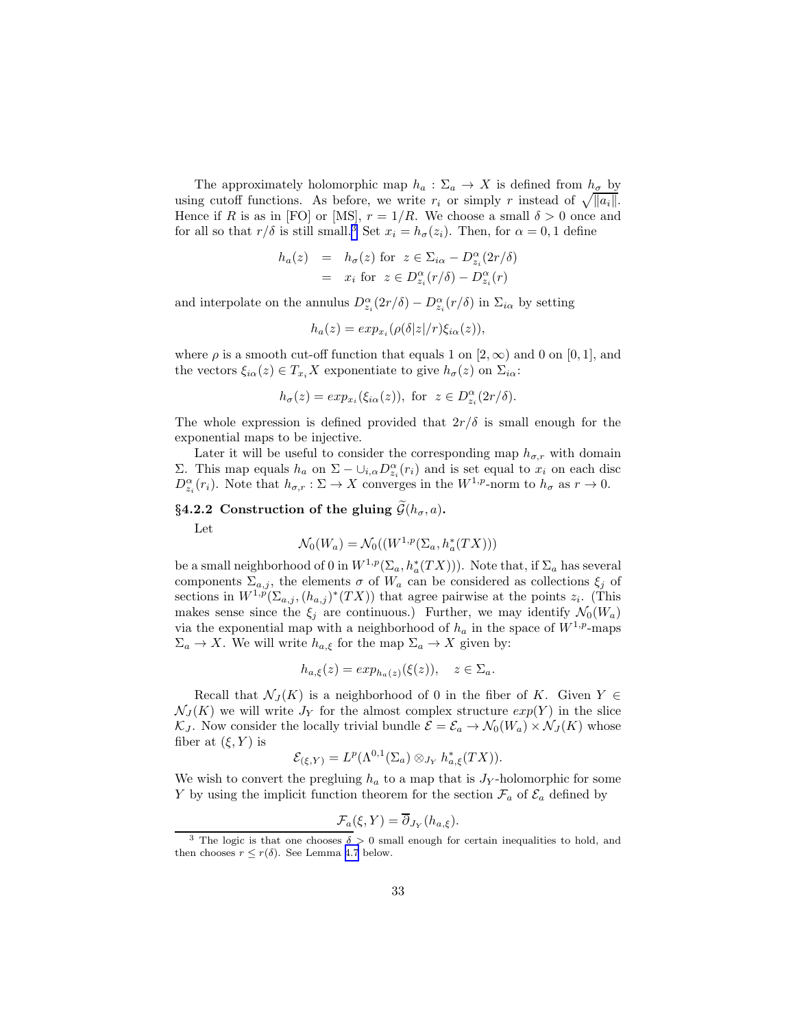The approximately holomorphic map $h_a : \Sigma_a \to X$ is defined from $h_\sigma$ by using cutoff functions. As before, we write $r_i$ or simply $r$ instead of $\sqrt{\|a_i\|}$. Hence if $R$ is as in [FO] or [MS], $r = 1/R$. We choose a small $\delta > 0$ once and for all so that $r/\delta$ is still small.[3] Set $x_i = h_\sigma(z_i)$. Then, for $\alpha = 0, 1$ define

$$
\begin{aligned}
h_a(z) &= h_\sigma(z) \text{ for } z \in \Sigma_{i\alpha} - D^\alpha_{z_i}(2r/\delta) \\
&= x_i \text{ for } z \in D^\alpha_{z_i}(r/\delta) - D^\alpha_{z_i}(r)
\end{aligned}
$$

and interpolate on the annulus $D^\alpha_{z_i}(2r/\delta) - D^\alpha_{z_i}(r/\delta)$ in $\Sigma_{i\alpha}$ by setting

$$h_a(z) = exp_{x_i}(\rho(\delta|z|/r)\xi_{i\alpha}(z)),$$

where $\rho$ is a smooth cut-off function that equals 1 on $[2, \infty)$ and 0 on $[0, 1]$, and the vectors $\xi_{i\alpha}(z) \in T_{x_i}X$ exponentiate to give $h_\sigma(z)$ on $\Sigma_{i\alpha}$:

$$h_\sigma(z) = exp_{x_i}(\xi_{i\alpha}(z)), \text{ for } z \in D^\alpha_{z_i}(2r/\delta).$$

The whole expression is defined provided that $2r/\delta$ is small enough for the exponential maps to be injective.

Later it will be useful to consider the corresponding map $h_{\sigma,r}$ with domain $\Sigma$. This map equals $h_a$ on $\Sigma - \cup_{i,\alpha} D^\alpha_{z_i}(r_i)$ and is set equal to $x_i$ on each disc $D^\alpha_{z_i}(r_i)$. Note that $h_{\sigma,r} : \Sigma \to X$ converges in the $W^{1,p}$-norm to $h_\sigma$ as $r \to 0$.

### §4.2.2 Construction of the gluing $\widetilde{\mathcal{G}}(h_\sigma, a)$.

Let

$$\mathcal{N}_0(W_a) = \mathcal{N}_0((W^{1,p}(\Sigma_a, h_a^*(TX)))$$

be a small neighborhood of 0 in $W^{1,p}(\Sigma_a, h_a^*(TX)))$. Note that, if $\Sigma_a$ has several components $\Sigma_{a,j}$, the elements $\sigma$ of $W_a$ can be considered as collections $\xi_j$ of sections in $W^{1,p}(\Sigma_{a,j}, (h_{a,j})^*(TX))$ that agree pairwise at the points $z_i$. (This makes sense since the $\xi_j$ are continuous.) Further, we may identify $\mathcal{N}_0(W_a)$ via the exponential map with a neighborhood of $h_a$ in the space of $W^{1,p}$-maps $\Sigma_a \to X$. We will write $h_{a,\xi}$ for the map $\Sigma_a \to X$ given by:

$$h_{a,\xi}(z) = exp_{h_a(z)}(\xi(z)), \quad z \in \Sigma_a.$$

Recall that $\mathcal{N}_J(K)$ is a neighborhood of 0 in the fiber of $K$. Given $Y \in \mathcal{N}_J(K)$ we will write $J_Y$ for the almost complex structure $exp(Y)$ in the slice $\mathcal{K}_J$. Now consider the locally trivial bundle $\mathcal{E} = \mathcal{E}_a \to \mathcal{N}_0(W_a) \times \mathcal{N}_J(K)$ whose fiber at $(\xi, Y)$ is

$$\mathcal{E}_{(\xi,Y)} = L^p(\Lambda^{0,1}(\Sigma_a) \otimes_{J_Y} h^*_{a,\xi}(TX)).$$

We wish to convert the pregluing $h_a$ to a map that is $J_Y$-holomorphic for some $Y$ by using the implicit function theorem for the section $\mathcal{F}_a$ of $\mathcal{E}_a$ defined by

$$\mathcal{F}_a(\xi, Y) = \overline{\partial}_{J_Y}(h_{a,\xi}).$$

[3] The logic is that one chooses $\delta > 0$ small enough for certain inequalities to hold, and then chooses $r \leq r(\delta)$. See Lemma 4.7 below.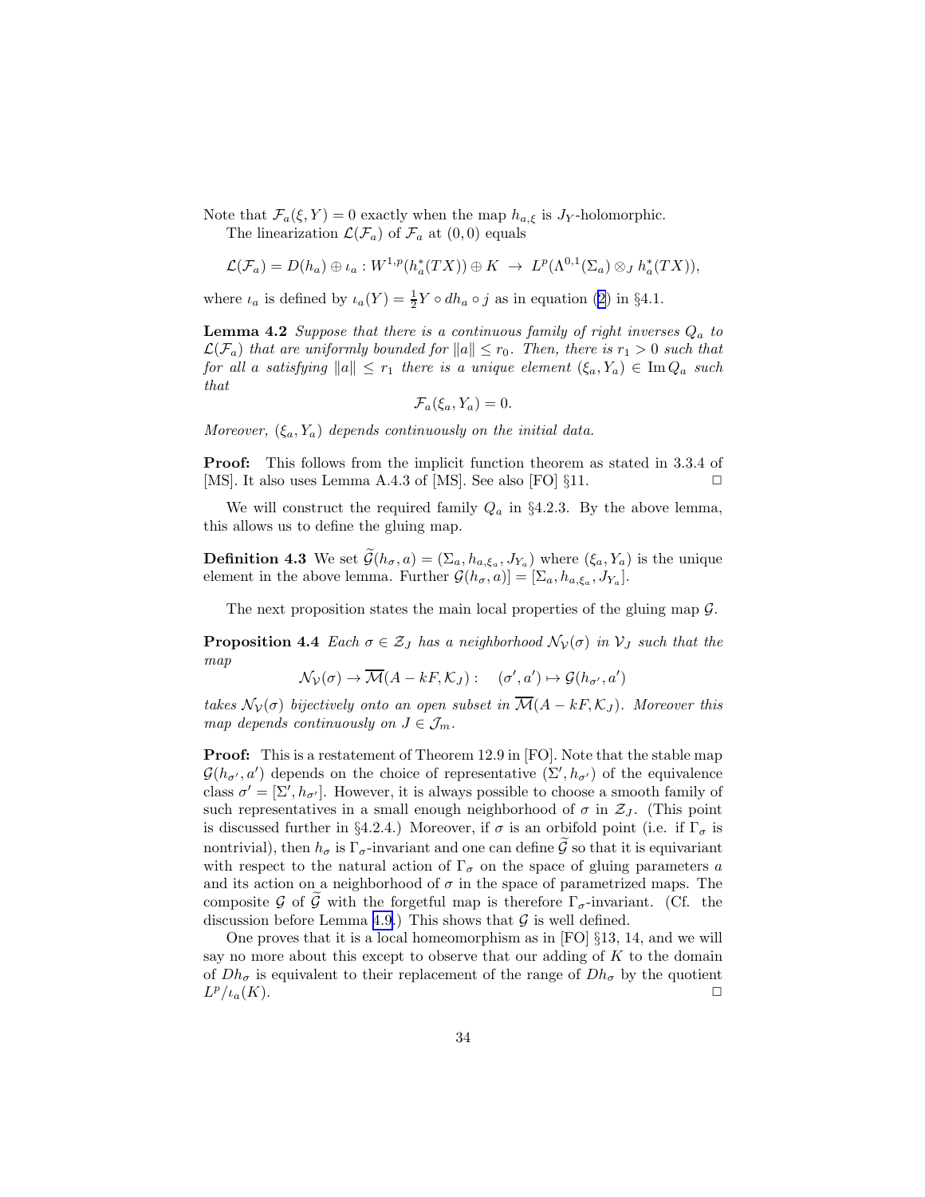Note that $\mathcal{F}_a(\xi, Y) = 0$ exactly when the map $h_{a,\xi}$ is $J_Y$-holomorphic.

The linearization $\mathcal{L}(\mathcal{F}_a)$ of $\mathcal{F}_a$ at $(0,0)$ equals

$$\mathcal{L}(\mathcal{F}_a) = D(h_a) \oplus \iota_a : W^{1,p}(h_a^*(TX)) \oplus K \ \to \ L^p(\Lambda^{0,1}(\Sigma_a) \otimes_J h_a^*(TX)),$$

where $\iota_a$ is defined by $\iota_a(Y) = \frac{1}{2} Y \circ dh_a \circ j$ as in equation (2) in §4.1.

**Lemma 4.2** *Suppose that there is a continuous family of right inverses $Q_a$ to $\mathcal{L}(\mathcal{F}_a)$ that are uniformly bounded for $\|a\| \le r_0$. Then, there is $r_1 > 0$ such that for all $a$ satisfying $\|a\| \le r_1$ there is a unique element $(\xi_a, Y_a) \in \operatorname{Im} Q_a$ such that*

$$\mathcal{F}_a(\xi_a, Y_a) = 0.$$

*Moreover, $(\xi_a, Y_a)$ depends continuously on the initial data.*

**Proof:** This follows from the implicit function theorem as stated in 3.3.4 of [MS]. It also uses Lemma A.4.3 of [MS]. See also [FO] §11. $\square$

We will construct the required family $Q_a$ in §4.2.3. By the above lemma, this allows us to define the gluing map.

**Definition 4.3** We set $\widetilde{\mathcal{G}}(h_\sigma, a) = (\Sigma_a, h_{a,\xi_a}, J_{Y_a})$ where $(\xi_a, Y_a)$ is the unique element in the above lemma. Further $\mathcal{G}(h_\sigma, a)] = [\Sigma_a, h_{a,\xi_a}, J_{Y_a}]$.

The next proposition states the main local properties of the gluing map $\mathcal{G}$.

**Proposition 4.4** *Each $\sigma \in \mathcal{Z}_J$ has a neighborhood $\mathcal{N}_{\mathcal{V}}(\sigma)$ in $\mathcal{V}_J$ such that the map*

$$\mathcal{N}_{\mathcal{V}}(\sigma) \to \overline{\mathcal{M}}(A - kF, \mathcal{K}_J) : \quad (\sigma', a') \mapsto \mathcal{G}(h_{\sigma'}, a')$$

*takes $\mathcal{N}_{\mathcal{V}}(\sigma)$ bijectively onto an open subset in $\overline{\mathcal{M}}(A - kF, \mathcal{K}_J)$. Moreover this map depends continuously on $J \in \mathcal{J}_m$.*

**Proof:** This is a restatement of Theorem 12.9 in [FO]. Note that the stable map $\mathcal{G}(h_{\sigma'}, a')$ depends on the choice of representative $(\Sigma', h_{\sigma'})$ of the equivalence class $\sigma' = [\Sigma', h_{\sigma'}]$. However, it is always possible to choose a smooth family of such representatives in a small enough neighborhood of $\sigma$ in $\mathcal{Z}_J$. (This point is discussed further in §4.2.4.) Moreover, if $\sigma$ is an orbifold point (i.e. if $\Gamma_\sigma$ is nontrivial), then $h_\sigma$ is $\Gamma_\sigma$-invariant and one can define $\widetilde{\mathcal{G}}$ so that it is equivariant with respect to the natural action of $\Gamma_\sigma$ on the space of gluing parameters $a$ and its action on a neighborhood of $\sigma$ in the space of parametrized maps. The composite $\mathcal{G}$ of $\widetilde{\mathcal{G}}$ with the forgetful map is therefore $\Gamma_\sigma$-invariant. (Cf. the discussion before Lemma 4.9.) This shows that $\mathcal{G}$ is well defined.

One proves that it is a local homeomorphism as in [FO] §13, 14, and we will say no more about this except to observe that our adding of $K$ to the domain of $Dh_\sigma$ is equivalent to their replacement of the range of $Dh_\sigma$ by the quotient $L^p/\iota_a(K)$. $\square$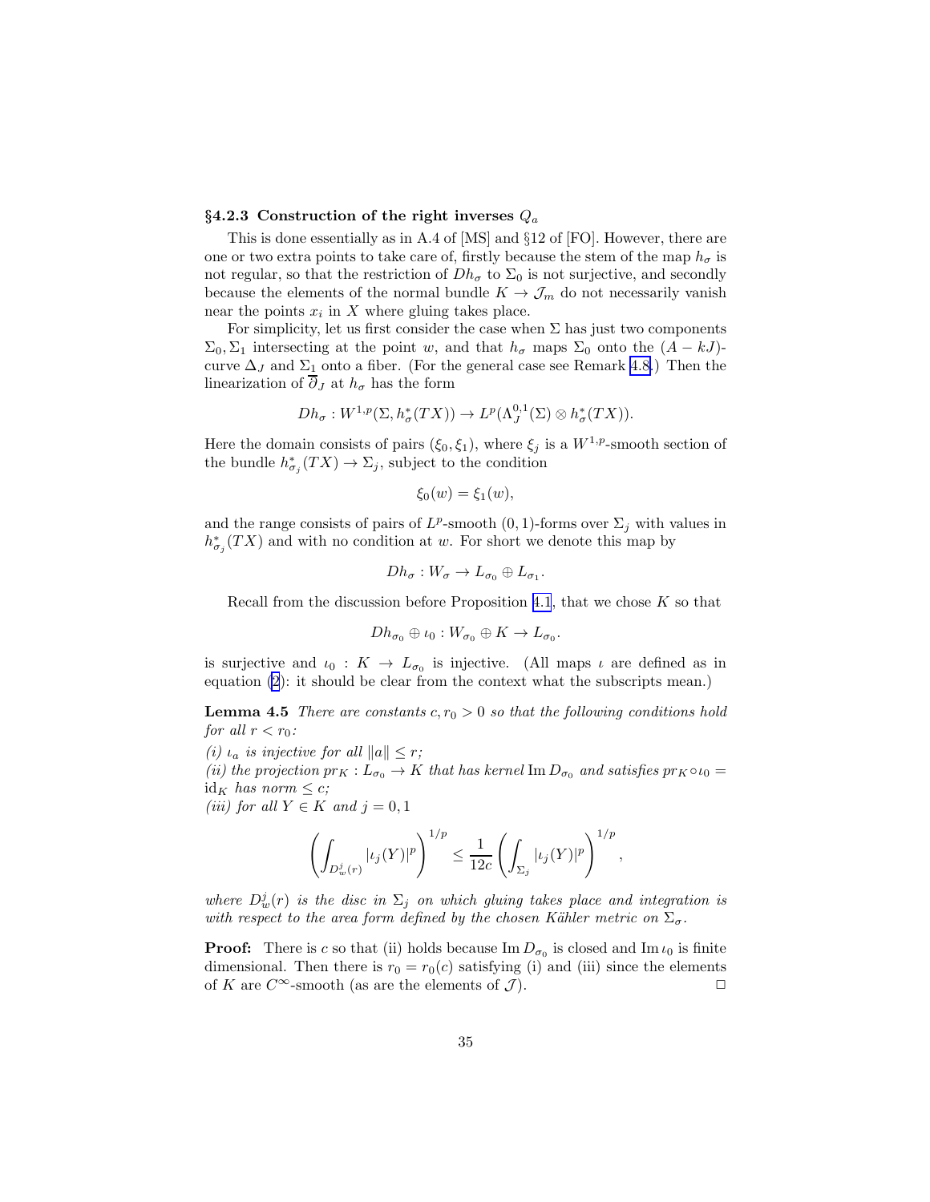### §4.2.3 Construction of the right inverses $Q_a$

This is done essentially as in A.4 of [MS] and §12 of [FO]. However, there are one or two extra points to take care of, firstly because the stem of the map $h_\sigma$ is not regular, so that the restriction of $Dh_\sigma$ to $\Sigma_0$ is not surjective, and secondly because the elements of the normal bundle $K \to \mathcal{J}_m$ do not necessarily vanish near the points $x_i$ in $X$ where gluing takes place.

For simplicity, let us first consider the case when $\Sigma$ has just two components $\Sigma_0, \Sigma_1$ intersecting at the point $w$, and that $h_\sigma$ maps $\Sigma_0$ onto the $(A - kJ)$-curve $\Delta_J$ and $\Sigma_1$ onto a fiber. (For the general case see Remark 4.8.) Then the linearization of $\overline{\partial}_J$ at $h_\sigma$ has the form

$$Dh_\sigma : W^{1,p}(\Sigma, h_\sigma^*(TX)) \to L^p(\Lambda_J^{0,1}(\Sigma) \otimes h_\sigma^*(TX)).$$

Here the domain consists of pairs $(\xi_0, \xi_1)$, where $\xi_j$ is a $W^{1,p}$-smooth section of the bundle $h_{\sigma_j}^*(TX) \to \Sigma_j$, subject to the condition

$$\xi_0(w) = \xi_1(w),$$

and the range consists of pairs of $L^p$-smooth $(0,1)$-forms over $\Sigma_j$ with values in $h_{\sigma_j}^*(TX)$ and with no condition at $w$. For short we denote this map by

$$Dh_\sigma : W_\sigma \to L_{\sigma_0} \oplus L_{\sigma_1}.$$

Recall from the discussion before Proposition 4.1, that we chose $K$ so that

$$Dh_{\sigma_0} \oplus \iota_0 : W_{\sigma_0} \oplus K \to L_{\sigma_0}.$$

is surjective and $\iota_0 : K \to L_{\sigma_0}$ is injective. (All maps $\iota$ are defined as in equation (2): it should be clear from the context what the subscripts mean.)

**Lemma 4.5** *There are constants $c, r_0 > 0$ so that the following conditions hold for all $r < r_0$:*

*(i) $\iota_a$ is injective for all $\|a\| \leq r$;*

*(ii) the projection $pr_K : L_{\sigma_0} \to K$ that has kernel $\operatorname{Im} D_{\sigma_0}$ and satisfies $pr_K \circ \iota_0 = \mathrm{id}_K$ has norm $\leq c$;*

*(iii) for all $Y \in K$ and $j = 0, 1$*

$$\left( \int_{D_w^j(r)} |\iota_j(Y)|^p \right)^{1/p} \leq \frac{1}{12c} \left( \int_{\Sigma_j} |\iota_j(Y)|^p \right)^{1/p},$$

*where $D_w^j(r)$ is the disc in $\Sigma_j$ on which gluing takes place and integration is with respect to the area form defined by the chosen Kähler metric on $\Sigma_\sigma$.*

**Proof:** There is $c$ so that (ii) holds because $\operatorname{Im} D_{\sigma_0}$ is closed and $\operatorname{Im} \iota_0$ is finite dimensional. Then there is $r_0 = r_0(c)$ satisfying (i) and (iii) since the elements of $K$ are $C^\infty$-smooth (as are the elements of $\mathcal{J}$). □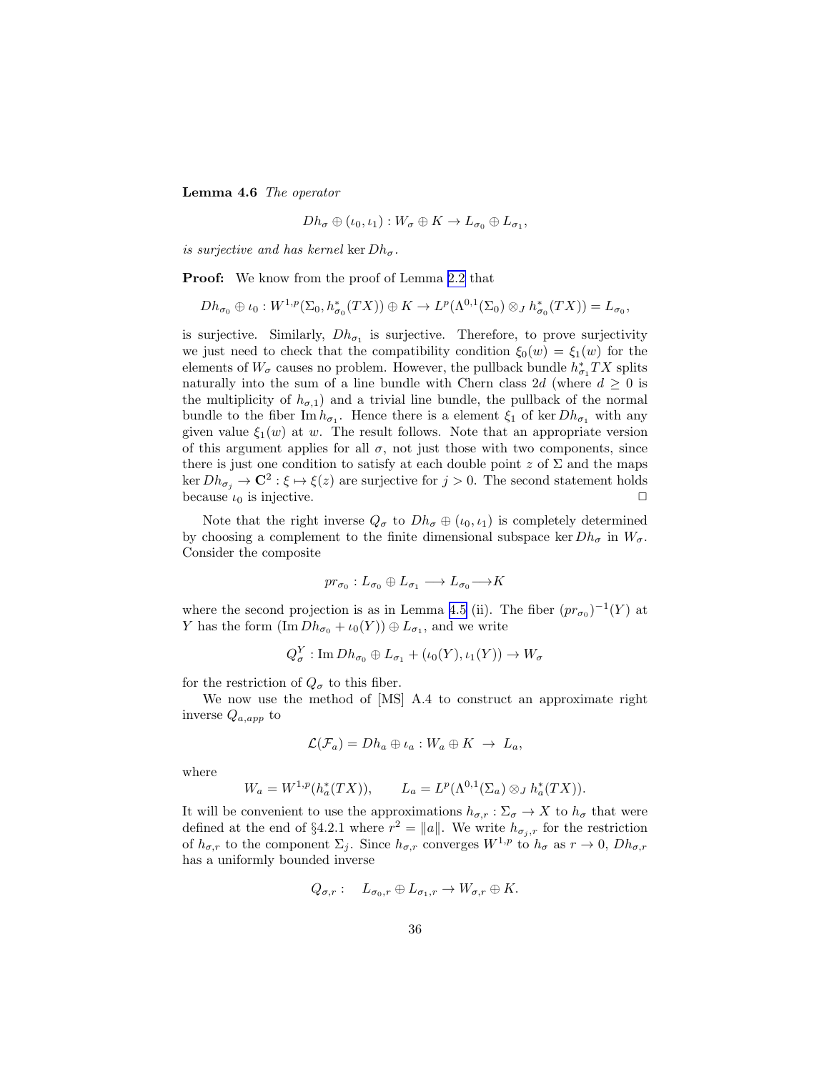**Lemma 4.6** *The operator*

$$Dh_\sigma \oplus (\iota_0, \iota_1) : W_\sigma \oplus K \to L_{\sigma_0} \oplus L_{\sigma_1},$$

*is surjective and has kernel* $\ker Dh_\sigma$.

**Proof:** We know from the proof of Lemma 2.2 that

$$Dh_{\sigma_0} \oplus \iota_0 : W^{1,p}(\Sigma_0, h_{\sigma_0}^*(TX)) \oplus K \to L^p(\Lambda^{0,1}(\Sigma_0) \otimes_J h_{\sigma_0}^*(TX)) = L_{\sigma_0},$$

is surjective. Similarly, $Dh_{\sigma_1}$ is surjective. Therefore, to prove surjectivity we just need to check that the compatibility condition $\xi_0(w) = \xi_1(w)$ for the elements of $W_\sigma$ causes no problem. However, the pullback bundle $h_{\sigma_1}^* TX$ splits naturally into the sum of a line bundle with Chern class $2d$ (where $d \geq 0$ is the multiplicity of $h_{\sigma,1}$) and a trivial line bundle, the pullback of the normal bundle to the fiber $\operatorname{Im} h_{\sigma_1}$. Hence there is a element $\xi_1$ of $\ker Dh_{\sigma_1}$ with any given value $\xi_1(w)$ at $w$. The result follows. Note that an appropriate version of this argument applies for all $\sigma$, not just those with two components, since there is just one condition to satisfy at each double point $z$ of $\Sigma$ and the maps $\ker Dh_{\sigma_j} \to \mathbf{C}^2 : \xi \mapsto \xi(z)$ are surjective for $j > 0$. The second statement holds because $\iota_0$ is injective. □

Note that the right inverse $Q_\sigma$ to $Dh_\sigma \oplus (\iota_0, \iota_1)$ is completely determined by choosing a complement to the finite dimensional subspace $\ker Dh_\sigma$ in $W_\sigma$. Consider the composite

$$pr_{\sigma_0} : L_{\sigma_0} \oplus L_{\sigma_1} \longrightarrow L_{\sigma_0} \longrightarrow K$$

where the second projection is as in Lemma 4.5 (ii). The fiber $(pr_{\sigma_0})^{-1}(Y)$ at $Y$ has the form $(\operatorname{Im} Dh_{\sigma_0} + \iota_0(Y)) \oplus L_{\sigma_1}$, and we write

$$Q_\sigma^Y : \operatorname{Im} Dh_{\sigma_0} \oplus L_{\sigma_1} + (\iota_0(Y), \iota_1(Y)) \to W_\sigma$$

for the restriction of $Q_\sigma$ to this fiber.

We now use the method of [MS] A.4 to construct an approximate right inverse $Q_{a,app}$ to

$$\mathcal{L}(\mathcal{F}_a) = Dh_a \oplus \iota_a : W_a \oplus K \ \to \ L_a,$$

where

$$W_a = W^{1,p}(h_a^*(TX)), \qquad L_a = L^p(\Lambda^{0,1}(\Sigma_a) \otimes_J h_a^*(TX)).$$

It will be convenient to use the approximations $h_{\sigma,r} : \Sigma_\sigma \to X$ to $h_\sigma$ that were defined at the end of §4.2.1 where $r^2 = \|a\|$. We write $h_{\sigma_j,r}$ for the restriction of $h_{\sigma,r}$ to the component $\Sigma_j$. Since $h_{\sigma,r}$ converges $W^{1,p}$ to $h_\sigma$ as $r \to 0$, $Dh_{\sigma,r}$ has a uniformly bounded inverse

$$Q_{\sigma,r} : \quad L_{\sigma_0,r} \oplus L_{\sigma_1,r} \to W_{\sigma,r} \oplus K.$$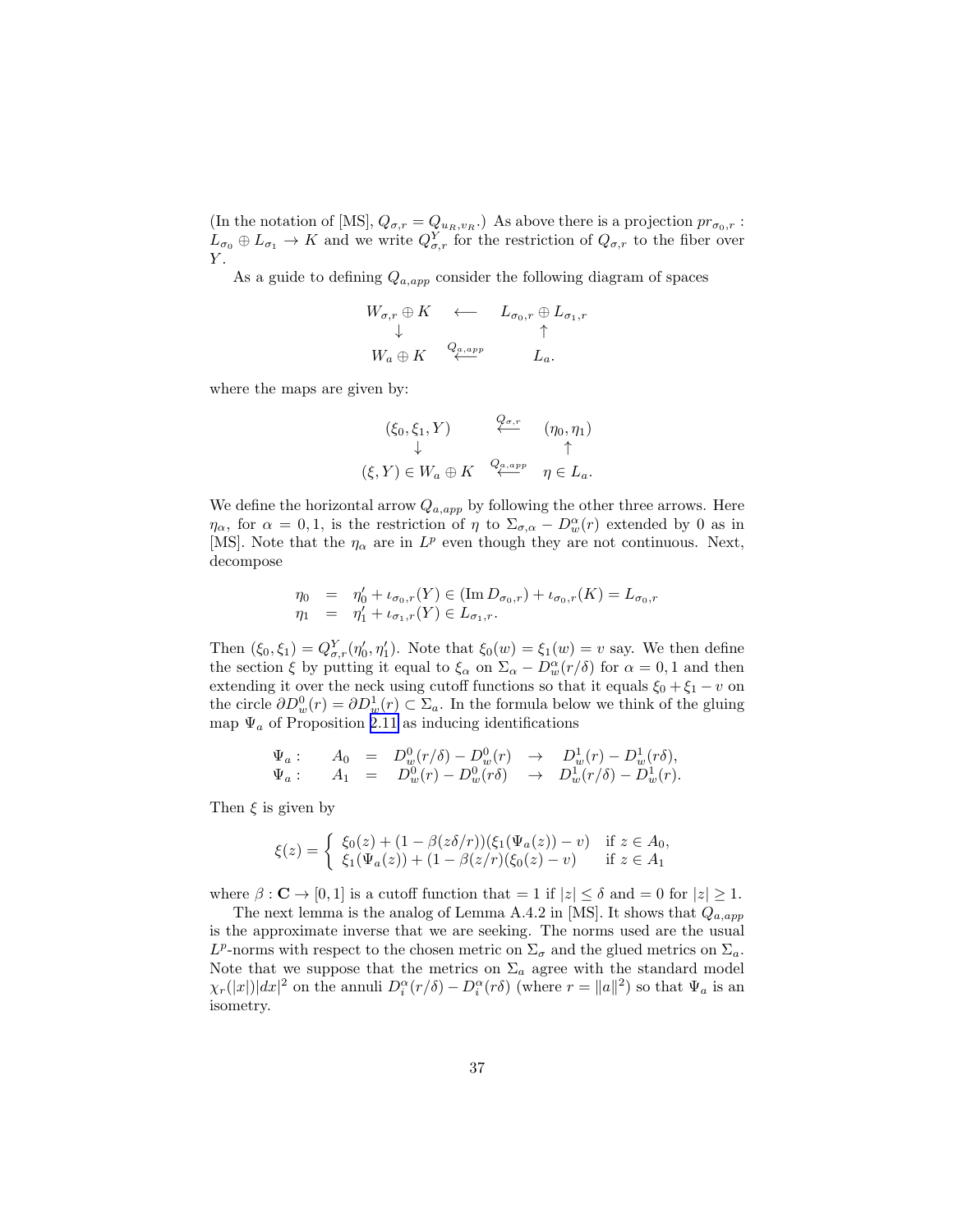(In the notation of [MS], $Q_{\sigma,r} = Q_{u_R,v_R}$.) As above there is a projection $pr_{\sigma_0,r} : L_{\sigma_0} \oplus L_{\sigma_1} \to K$ and we write $Q^Y_{\sigma,r}$ for the restriction of $Q_{\sigma,r}$ to the fiber over $Y$.

As a guide to defining $Q_{a,app}$ consider the following diagram of spaces

$$\begin{array}{ccc} W_{\sigma,r} \oplus K & \longleftarrow & L_{\sigma_0,r} \oplus L_{\sigma_1,r} \\ \downarrow & & \uparrow \\ W_a \oplus K & \stackrel{Q_{a,app}}{\longleftarrow} & L_a. \end{array}$$

where the maps are given by:

$$\begin{array}{ccc} (\xi_0, \xi_1, Y) & \stackrel{Q_{\sigma,r}}{\longleftarrow} & (\eta_0, \eta_1) \\ \downarrow & & \uparrow \\ (\xi, Y) \in W_a \oplus K & \stackrel{Q_{a,app}}{\longleftarrow} & \eta \in L_a. \end{array}$$

We define the horizontal arrow $Q_{a,app}$ by following the other three arrows. Here $\eta_\alpha$, for $\alpha = 0,1$, is the restriction of $\eta$ to $\Sigma_{\sigma,\alpha} - D^\alpha_w(r)$ extended by 0 as in [MS]. Note that the $\eta_\alpha$ are in $L^p$ even though they are not continuous. Next, decompose

$$\begin{array}{rcl} \eta_0 & = & \eta_0' + \iota_{\sigma_0,r}(Y) \in (\operatorname{Im} D_{\sigma_0,r}) + \iota_{\sigma_0,r}(K) = L_{\sigma_0,r} \\ \eta_1 & = & \eta_1' + \iota_{\sigma_1,r}(Y) \in L_{\sigma_1,r}. \end{array}$$

Then $(\xi_0, \xi_1) = Q^Y_{\sigma,r}(\eta_0', \eta_1')$. Note that $\xi_0(w) = \xi_1(w) = v$ say. We then define the section $\xi$ by putting it equal to $\xi_\alpha$ on $\Sigma_\alpha - D^\alpha_w(r/\delta)$ for $\alpha = 0,1$ and then extending it over the neck using cutoff functions so that it equals $\xi_0 + \xi_1 - v$ on the circle $\partial D^0_w(r) = \partial D^1_w(r) \subset \Sigma_a$. In the formula below we think of the gluing map $\Psi_a$ of Proposition 2.11 as inducing identifications

$$\begin{array}{llcll} \Psi_a : & A_0 & = & D^0_w(r/\delta) - D^0_w(r) & \to & D^1_w(r) - D^1_w(r\delta), \\ \Psi_a : & A_1 & = & D^0_w(r) - D^0_w(r\delta) & \to & D^1_w(r/\delta) - D^1_w(r). \end{array}$$

Then $\xi$ is given by

$$\xi(z) = \begin{cases} \xi_0(z) + (1 - \beta(z\delta/r))(\xi_1(\Psi_a(z)) - v) & \text{if } z \in A_0, \\ \xi_1(\Psi_a(z)) + (1 - \beta(z/r)(\xi_0(z) - v) & \text{if } z \in A_1 \end{cases}$$

where $\beta : \mathbf{C} \to [0,1]$ is a cutoff function that $= 1$ if $|z| \le \delta$ and $= 0$ for $|z| \ge 1$.

The next lemma is the analog of Lemma A.4.2 in [MS]. It shows that $Q_{a,app}$ is the approximate inverse that we are seeking. The norms used are the usual $L^p$-norms with respect to the chosen metric on $\Sigma_\sigma$ and the glued metrics on $\Sigma_a$. Note that we suppose that the metrics on $\Sigma_a$ agree with the standard model $\chi_r(|x|)|dx|^2$ on the annuli $D^\alpha_i(r/\delta) - D^\alpha_i(r\delta)$ (where $r = \|a\|^2$) so that $\Psi_a$ is an isometry.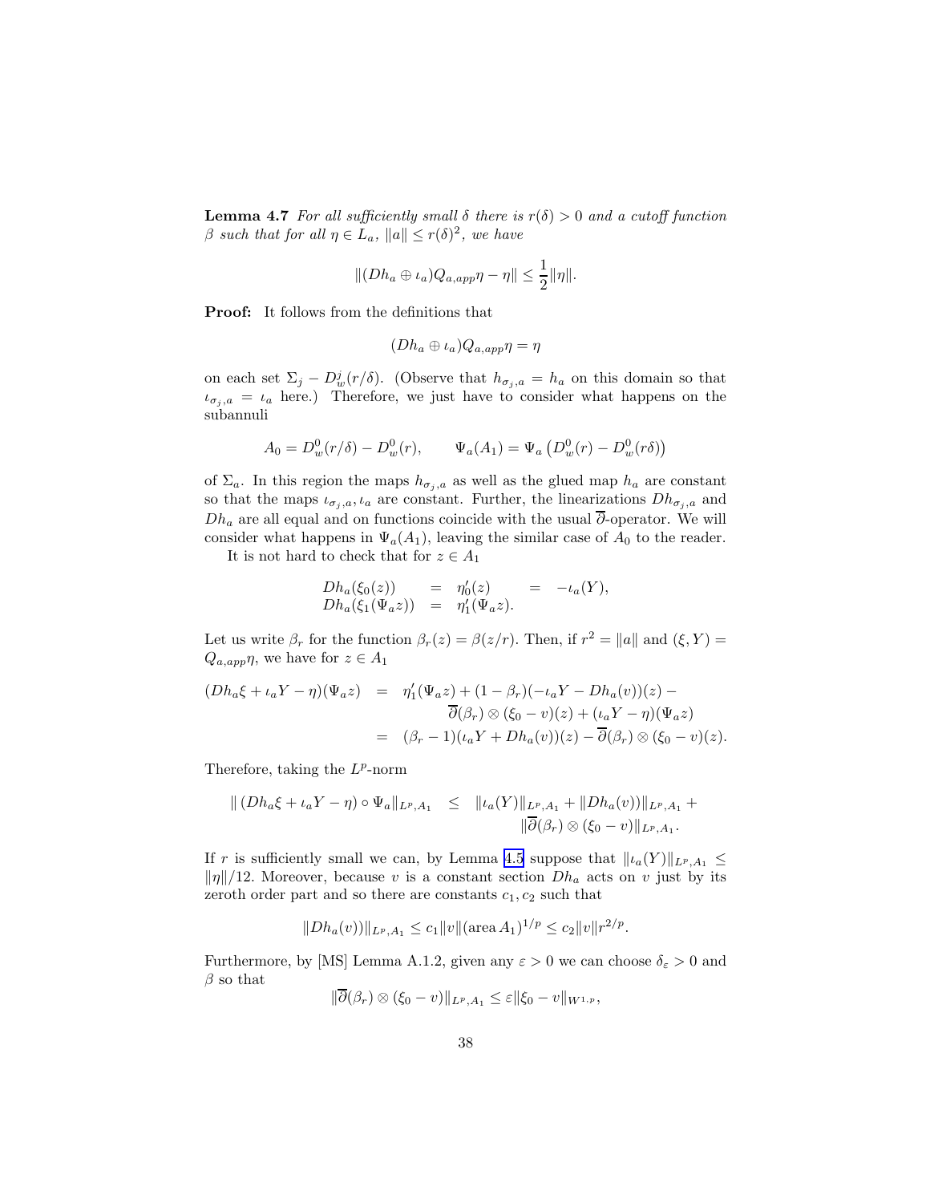**Lemma 4.7** *For all sufficiently small $\delta$ there is $r(\delta) > 0$ and a cutoff function $\beta$ such that for all $\eta \in L_a$, $\|a\| \le r(\delta)^2$, we have*

$$\|(Dh_a \oplus \iota_a)Q_{a,app}\eta - \eta\| \le \frac{1}{2}\|\eta\|.$$

**Proof:** It follows from the definitions that

$$(Dh_a \oplus \iota_a)Q_{a,app}\eta = \eta$$

on each set $\Sigma_j - D^j_w(r/\delta)$. (Observe that $h_{\sigma_j,a} = h_a$ on this domain so that $\iota_{\sigma_j,a} = \iota_a$ here.) Therefore, we just have to consider what happens on the subannuli

$$A_0 = D^0_w(r/\delta) - D^0_w(r), \qquad \Psi_a(A_1) = \Psi_a\left(D^0_w(r) - D^0_w(r\delta)\right)$$

of $\Sigma_a$. In this region the maps $h_{\sigma_j,a}$ as well as the glued map $h_a$ are constant so that the maps $\iota_{\sigma_j,a}, \iota_a$ are constant. Further, the linearizations $Dh_{\sigma_j,a}$ and $Dh_a$ are all equal and on functions coincide with the usual $\overline{\partial}$-operator. We will consider what happens in $\Psi_a(A_1)$, leaving the similar case of $A_0$ to the reader.

It is not hard to check that for $z \in A_1$

$$\begin{array}{rclcl} Dh_a(\xi_0(z)) & = & \eta_0'(z) & = & -\iota_a(Y), \\ Dh_a(\xi_1(\Psi_a z)) & = & \eta_1'(\Psi_a z). & & \end{array}$$

Let us write $\beta_r$ for the function $\beta_r(z) = \beta(z/r)$. Then, if $r^2 = \|a\|$ and $(\xi, Y) = Q_{a,app}\eta$, we have for $z \in A_1$

$$\begin{aligned} (Dh_a\xi + \iota_a Y - \eta)(\Psi_a z) &= \eta_1'(\Psi_a z) + (1-\beta_r)(-\iota_a Y - Dh_a(v))(z) - \\ &\qquad \overline{\partial}(\beta_r) \otimes (\xi_0 - v)(z) + (\iota_a Y - \eta)(\Psi_a z) \\ &= (\beta_r - 1)(\iota_a Y + Dh_a(v))(z) - \overline{\partial}(\beta_r) \otimes (\xi_0 - v)(z). \end{aligned}$$

Therefore, taking the $L^p$-norm

$$\begin{aligned} \|\left(Dh_a\xi + \iota_a Y - \eta\right) \circ \Psi_a\|_{L^p, A_1} &\le \|\iota_a(Y)\|_{L^p, A_1} + \|Dh_a(v))\|_{L^p, A_1} + \\ &\qquad \|\overline{\partial}(\beta_r) \otimes (\xi_0 - v)\|_{L^p, A_1}. \end{aligned}$$

If $r$ is sufficiently small we can, by Lemma 4.5 suppose that $\|\iota_a(Y)\|_{L^p, A_1} \le \|\eta\|/12$. Moreover, because $v$ is a constant section $Dh_a$ acts on $v$ just by its zeroth order part and so there are constants $c_1, c_2$ such that

$$\|Dh_a(v))\|_{L^p, A_1} \le c_1\|v\|(\text{area}\, A_1)^{1/p} \le c_2\|v\|r^{2/p}.$$

Furthermore, by [MS] Lemma A.1.2, given any $\varepsilon > 0$ we can choose $\delta_\varepsilon > 0$ and $\beta$ so that

$$\|\overline{\partial}(\beta_r) \otimes (\xi_0 - v)\|_{L^p, A_1} \le \varepsilon\|\xi_0 - v\|_{W^{1,p}},$$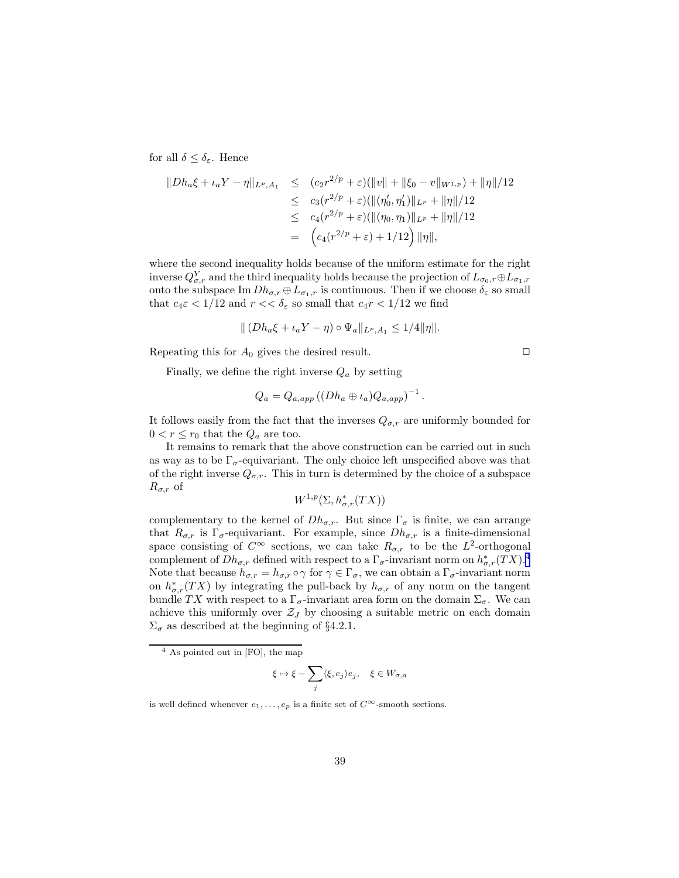for all $\delta \le \delta_\varepsilon$. Hence

$$
\begin{aligned}
\|Dh_a\xi + \iota_a Y - \eta\|_{L^p, A_1} &\le (c_2 r^{2/p} + \varepsilon)(\|v\| + \|\xi_0 - v\|_{W^{1,p}}) + \|\eta\|/12 \\
&\le c_3(r^{2/p} + \varepsilon)(\|(\eta_0', \eta_1')\|_{L^p} + \|\eta\|/12 \\
&\le c_4(r^{2/p} + \varepsilon)(\|(\eta_0, \eta_1)\|_{L^p} + \|\eta\|/12 \\
&= \left(c_4(r^{2/p} + \varepsilon) + 1/12\right)\|\eta\|,
\end{aligned}
$$

where the second inequality holds because of the uniform estimate for the right inverse $Q^Y_{\sigma,r}$ and the third inequality holds because the projection of $L_{\sigma_0,r} \oplus L_{\sigma_1,r}$ onto the subspace $\operatorname{Im} Dh_{\sigma,r} \oplus L_{\sigma_1,r}$ is continuous. Then if we choose $\delta_\varepsilon$ so small that $c_4\varepsilon < 1/12$ and $r << \delta_\varepsilon$ so small that $c_4 r < 1/12$ we find

$$
\|\,(Dh_a\xi + \iota_a Y - \eta) \circ \Psi_a\|_{L^p, A_1} \le 1/4\|\eta\|.
$$

Repeating this for $A_0$ gives the desired result. $\square$

Finally, we define the right inverse $Q_a$ by setting

$$
Q_a = Q_{a,app}\left((Dh_a \oplus \iota_a)Q_{a,app}\right)^{-1}.
$$

It follows easily from the fact that the inverses $Q_{\sigma,r}$ are uniformly bounded for $0 < r \le r_0$ that the $Q_a$ are too.

It remains to remark that the above construction can be carried out in such as way as to be $\Gamma_\sigma$-equivariant. The only choice left unspecified above was that of the right inverse $Q_{\sigma,r}$. This in turn is determined by the choice of a subspace $R_{\sigma,r}$ of

$$
W^{1,p}(\Sigma, h^*_{\sigma,r}(TX))
$$

complementary to the kernel of $Dh_{\sigma,r}$. But since $\Gamma_\sigma$ is finite, we can arrange that $R_{\sigma,r}$ is $\Gamma_\sigma$-equivariant. For example, since $Dh_{\sigma,r}$ is a finite-dimensional space consisting of $C^\infty$ sections, we can take $R_{\sigma,r}$ to be the $L^2$-orthogonal complement of $Dh_{\sigma,r}$ defined with respect to a $\Gamma_\sigma$-invariant norm on $h^*_{\sigma,r}(TX)$.[4] Note that because $h_{\sigma,r} = h_{\sigma,r} \circ \gamma$ for $\gamma \in \Gamma_\sigma$, we can obtain a $\Gamma_\sigma$-invariant norm on $h^*_{\sigma,r}(TX)$ by integrating the pull-back by $h_{\sigma,r}$ of any norm on the tangent bundle $TX$ with respect to a $\Gamma_\sigma$-invariant area form on the domain $\Sigma_\sigma$. We can achieve this uniformly over $\mathcal{Z}_J$ by choosing a suitable metric on each domain $\Sigma_\sigma$ as described at the beginning of §4.2.1.

[4] As pointed out in [FO], the map

$$
\xi \mapsto \xi - \sum_j \langle \xi, e_j \rangle e_j, \quad \xi \in W_{\sigma,a}
$$

is well defined whenever $e_1, \ldots, e_p$ is a finite set of $C^\infty$-smooth sections.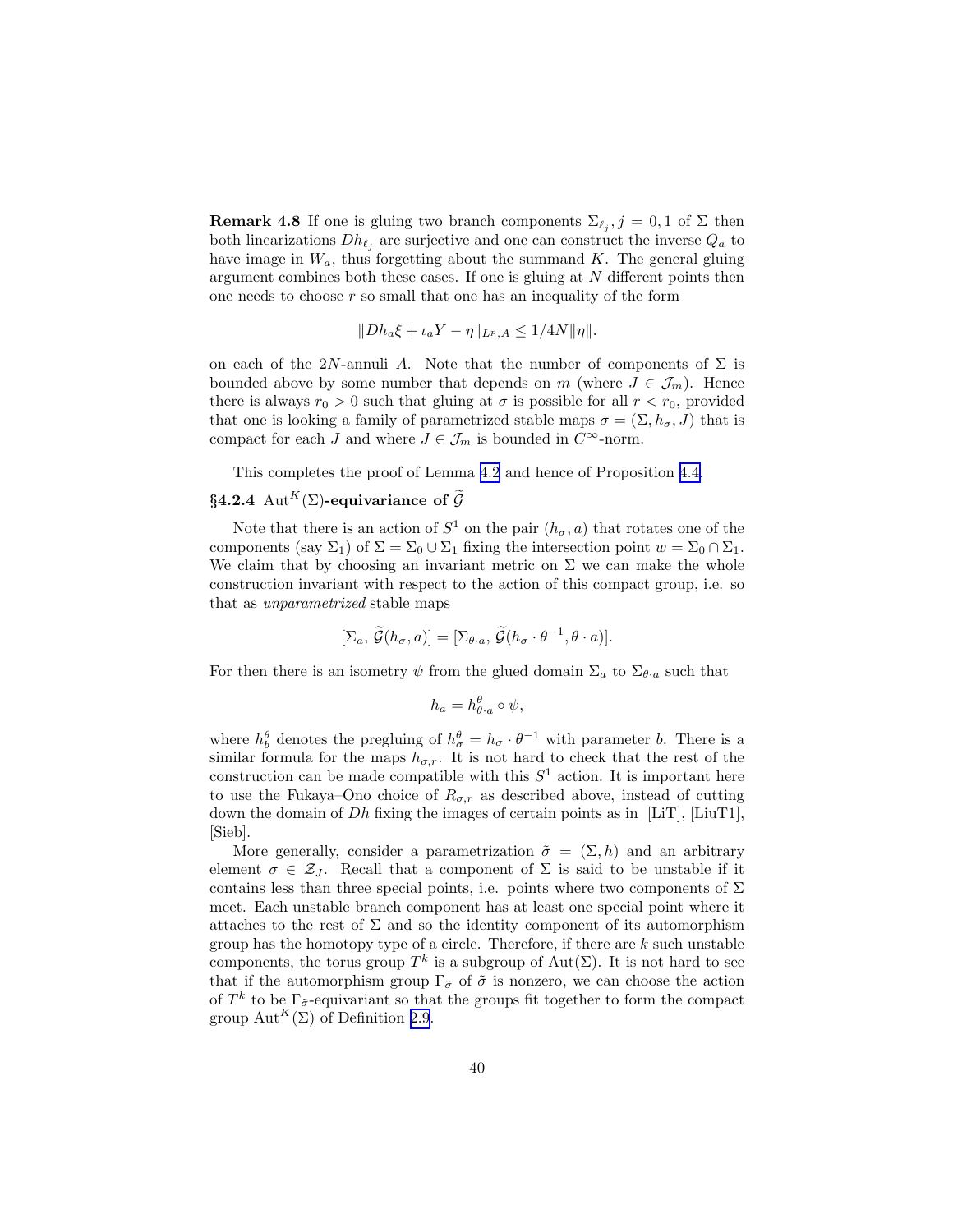**Remark 4.8** If one is gluing two branch components $\Sigma_{\ell_j}, j = 0, 1$ of $\Sigma$ then both linearizations $Dh_{\ell_j}$ are surjective and one can construct the inverse $Q_a$ to have image in $W_a$, thus forgetting about the summand $K$. The general gluing argument combines both these cases. If one is gluing at $N$ different points then one needs to choose $r$ so small that one has an inequality of the form

$$\|Dh_a\xi + \iota_a Y - \eta\|_{L^p,A} \le 1/4N\|\eta\|.$$

on each of the $2N$-annuli $A$. Note that the number of components of $\Sigma$ is bounded above by some number that depends on $m$ (where $J \in \mathcal{J}_m$). Hence there is always $r_0 > 0$ such that gluing at $\sigma$ is possible for all $r < r_0$, provided that one is looking a family of parametrized stable maps $\sigma = (\Sigma, h_\sigma, J)$ that is compact for each $J$ and where $J \in \mathcal{J}_m$ is bounded in $C^\infty$-norm.

This completes the proof of Lemma 4.2 and hence of Proposition 4.4.

### §4.2.4 $\mathrm{Aut}^K(\Sigma)$-equivariance of $\widetilde{\mathcal{G}}$

Note that there is an action of $S^1$ on the pair $(h_\sigma, a)$ that rotates one of the components (say $\Sigma_1$) of $\Sigma = \Sigma_0 \cup \Sigma_1$ fixing the intersection point $w = \Sigma_0 \cap \Sigma_1$. We claim that by choosing an invariant metric on $\Sigma$ we can make the whole construction invariant with respect to the action of this compact group, i.e. so that as *unparametrized* stable maps

$$[\Sigma_a, \widetilde{\mathcal{G}}(h_\sigma, a)] = [\Sigma_{\theta\cdot a}, \widetilde{\mathcal{G}}(h_\sigma \cdot \theta^{-1}, \theta \cdot a)].$$

For then there is an isometry $\psi$ from the glued domain $\Sigma_a$ to $\Sigma_{\theta\cdot a}$ such that

$$h_a = h^\theta_{\theta\cdot a} \circ \psi,$$

where $h^\theta_b$ denotes the pregluing of $h^\theta_\sigma = h_\sigma \cdot \theta^{-1}$ with parameter $b$. There is a similar formula for the maps $h_{\sigma,r}$. It is not hard to check that the rest of the construction can be made compatible with this $S^1$ action. It is important here to use the Fukaya–Ono choice of $R_{\sigma,r}$ as described above, instead of cutting down the domain of $Dh$ fixing the images of certain points as in [LiT], [LiuT1], [Sieb].

More generally, consider a parametrization $\tilde\sigma = (\Sigma, h)$ and an arbitrary element $\sigma \in \mathcal{Z}_J$. Recall that a component of $\Sigma$ is said to be unstable if it contains less than three special points, i.e. points where two components of $\Sigma$ meet. Each unstable branch component has at least one special point where it attaches to the rest of $\Sigma$ and so the identity component of its automorphism group has the homotopy type of a circle. Therefore, if there are $k$ such unstable components, the torus group $T^k$ is a subgroup of $\mathrm{Aut}(\Sigma)$. It is not hard to see that if the automorphism group $\Gamma_{\tilde\sigma}$ of $\tilde\sigma$ is nonzero, we can choose the action of $T^k$ to be $\Gamma_{\tilde\sigma}$-equivariant so that the groups fit together to form the compact group $\mathrm{Aut}^K(\Sigma)$ of Definition 2.9.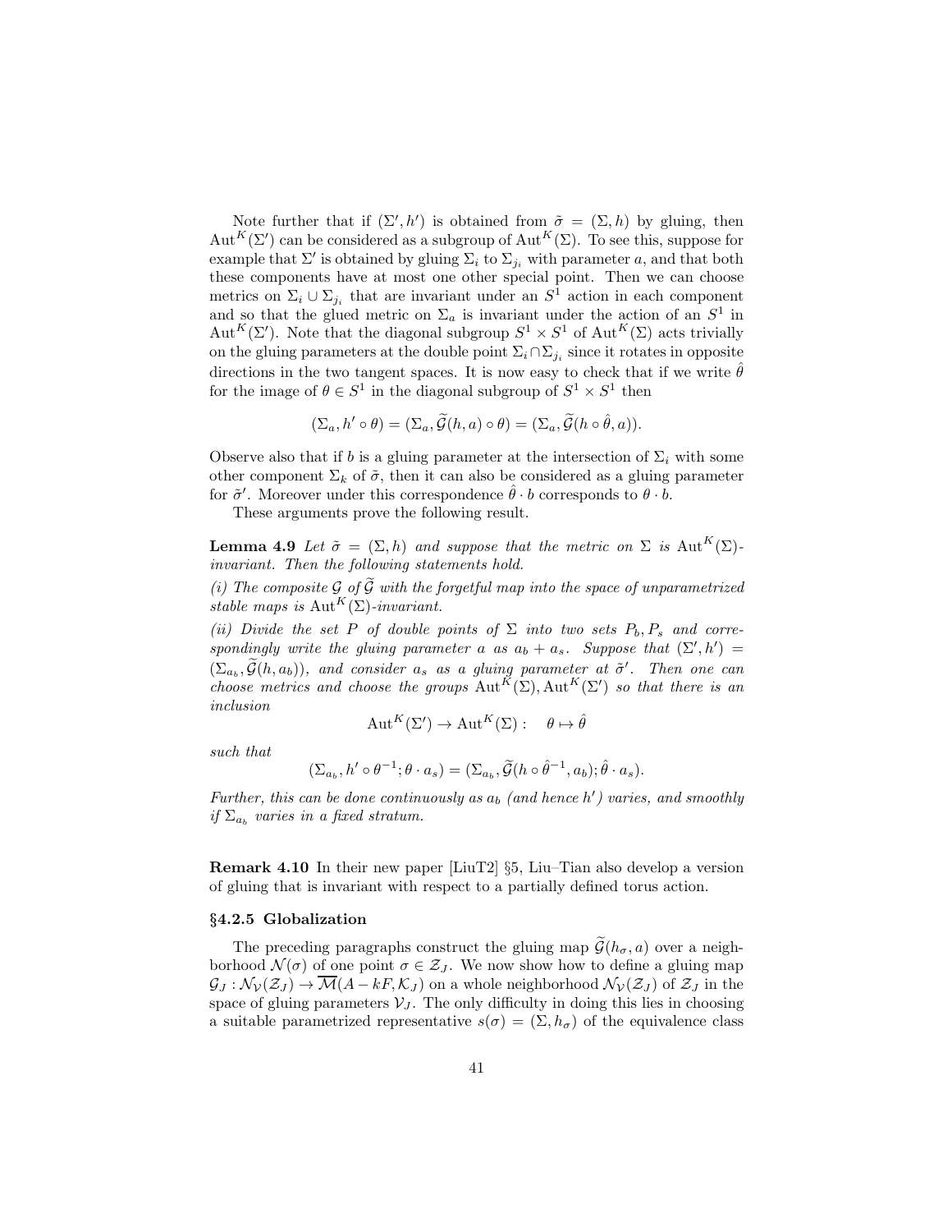Note further that if $(\Sigma', h')$ is obtained from $\tilde\sigma = (\Sigma, h)$ by gluing, then $\mathrm{Aut}^K(\Sigma')$ can be considered as a subgroup of $\mathrm{Aut}^K(\Sigma)$. To see this, suppose for example that $\Sigma'$ is obtained by gluing $\Sigma_i$ to $\Sigma_{j_i}$ with parameter $a$, and that both these components have at most one other special point. Then we can choose metrics on $\Sigma_i \cup \Sigma_{j_i}$ that are invariant under an $S^1$ action in each component and so that the glued metric on $\Sigma_a$ is invariant under the action of an $S^1$ in $\mathrm{Aut}^K(\Sigma')$. Note that the diagonal subgroup $S^1 \times S^1$ of $\mathrm{Aut}^K(\Sigma)$ acts trivially on the gluing parameters at the double point $\Sigma_i \cap \Sigma_{j_i}$ since it rotates in opposite directions in the two tangent spaces. It is now easy to check that if we write $\hat\theta$ for the image of $\theta \in S^1$ in the diagonal subgroup of $S^1 \times S^1$ then

$$(\Sigma_a, h' \circ \theta) = (\Sigma_a, \widetilde{\mathcal{G}}(h, a) \circ \theta) = (\Sigma_a, \widetilde{\mathcal{G}}(h \circ \hat\theta, a)).$$

Observe also that if $b$ is a gluing parameter at the intersection of $\Sigma_i$ with some other component $\Sigma_k$ of $\tilde\sigma$, then it can also be considered as a gluing parameter for $\tilde\sigma'$. Moreover under this correspondence $\hat\theta \cdot b$ corresponds to $\theta \cdot b$.

These arguments prove the following result.

**Lemma 4.9** *Let $\tilde\sigma = (\Sigma, h)$ and suppose that the metric on $\Sigma$ is $\mathrm{Aut}^K(\Sigma)$-invariant. Then the following statements hold.*

*(i) The composite $\mathcal{G}$ of $\widetilde{\mathcal{G}}$ with the forgetful map into the space of unparametrized stable maps is $\mathrm{Aut}^K(\Sigma)$-invariant.*

*(ii) Divide the set $P$ of double points of $\Sigma$ into two sets $P_b, P_s$ and correspondingly write the gluing parameter $a$ as $a_b + a_s$. Suppose that $(\Sigma', h') = (\Sigma_{a_b}, \widetilde{\mathcal{G}}(h, a_b))$, and consider $a_s$ as a gluing parameter at $\tilde\sigma'$. Then one can choose metrics and choose the groups $\mathrm{Aut}^K(\Sigma), \mathrm{Aut}^K(\Sigma')$ so that there is an inclusion*

$$\mathrm{Aut}^K(\Sigma') \to \mathrm{Aut}^K(\Sigma): \quad \theta \mapsto \hat\theta$$

*such that*

$$(\Sigma_{a_b}, h' \circ \theta^{-1}; \theta \cdot a_s) = (\Sigma_{a_b}, \widetilde{\mathcal{G}}(h \circ \hat\theta^{-1}, a_b); \hat\theta \cdot a_s).$$

*Further, this can be done continuously as $a_b$ (and hence $h'$) varies, and smoothly if $\Sigma_{a_b}$ varies in a fixed stratum.*

**Remark 4.10** In their new paper [LiuT2] §5, Liu–Tian also develop a version of gluing that is invariant with respect to a partially defined torus action.

### §4.2.5 Globalization

The preceding paragraphs construct the gluing map $\widetilde{\mathcal{G}}(h_\sigma, a)$ over a neighborhood $\mathcal{N}(\sigma)$ of one point $\sigma \in \mathcal{Z}_J$. We now show how to define a gluing map $\mathcal{G}_J : \mathcal{N}_{\mathcal{V}}(\mathcal{Z}_J) \to \overline{\mathcal{M}}(A - kF, \mathcal{K}_J)$ on a whole neighborhood $\mathcal{N}_{\mathcal{V}}(\mathcal{Z}_J)$ of $\mathcal{Z}_J$ in the space of gluing parameters $\mathcal{V}_J$. The only difficulty in doing this lies in choosing a suitable parametrized representative $s(\sigma) = (\Sigma, h_\sigma)$ of the equivalence class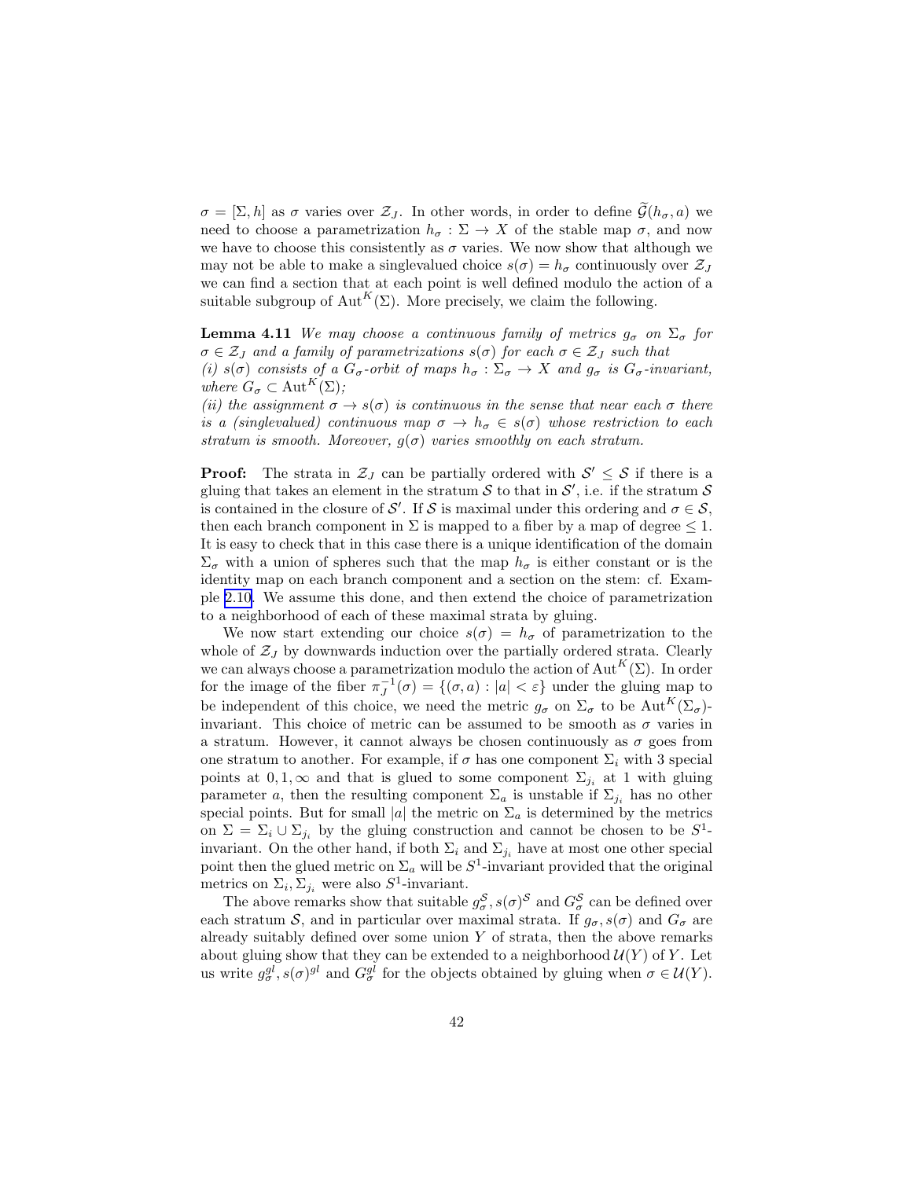$\sigma = [\Sigma, h]$ as $\sigma$ varies over $\mathcal{Z}_J$. In other words, in order to define $\widetilde{\mathcal{G}}(h_\sigma, a)$ we need to choose a parametrization $h_\sigma : \Sigma \to X$ of the stable map $\sigma$, and now we have to choose this consistently as $\sigma$ varies. We now show that although we may not be able to make a singlevalued choice $s(\sigma) = h_\sigma$ continuously over $\mathcal{Z}_J$ we can find a section that at each point is well defined modulo the action of a suitable subgroup of $\mathrm{Aut}^K(\Sigma)$. More precisely, we claim the following.

**Lemma 4.11** *We may choose a continuous family of metrics $g_\sigma$ on $\Sigma_\sigma$ for $\sigma \in \mathcal{Z}_J$ and a family of parametrizations $s(\sigma)$ for each $\sigma \in \mathcal{Z}_J$ such that*
*(i) $s(\sigma)$ consists of a $G_\sigma$-orbit of maps $h_\sigma : \Sigma_\sigma \to X$ and $g_\sigma$ is $G_\sigma$-invariant, where $G_\sigma \subset \mathrm{Aut}^K(\Sigma)$;*
*(ii) the assignment $\sigma \to s(\sigma)$ is continuous in the sense that near each $\sigma$ there is a (singlevalued) continuous map $\sigma \to h_\sigma \in s(\sigma)$ whose restriction to each stratum is smooth. Moreover, $g(\sigma)$ varies smoothly on each stratum.*

**Proof:** The strata in $\mathcal{Z}_J$ can be partially ordered with $\mathcal{S}' \le \mathcal{S}$ if there is a gluing that takes an element in the stratum $\mathcal{S}$ to that in $\mathcal{S}'$, i.e. if the stratum $\mathcal{S}$ is contained in the closure of $\mathcal{S}'$. If $\mathcal{S}$ is maximal under this ordering and $\sigma \in \mathcal{S}$, then each branch component in $\Sigma$ is mapped to a fiber by a map of degree $\le 1$. It is easy to check that in this case there is a unique identification of the domain $\Sigma_\sigma$ with a union of spheres such that the map $h_\sigma$ is either constant or is the identity map on each branch component and a section on the stem: cf. Example 2.10. We assume this done, and then extend the choice of parametrization to a neighborhood of each of these maximal strata by gluing.

We now start extending our choice $s(\sigma) = h_\sigma$ of parametrization to the whole of $\mathcal{Z}_J$ by downwards induction over the partially ordered strata. Clearly we can always choose a parametrization modulo the action of $\mathrm{Aut}^K(\Sigma)$. In order for the image of the fiber $\pi_J^{-1}(\sigma) = \{(\sigma, a) : |a| < \varepsilon\}$ under the gluing map to be independent of this choice, we need the metric $g_\sigma$ on $\Sigma_\sigma$ to be $\mathrm{Aut}^K(\Sigma_\sigma)$-invariant. This choice of metric can be assumed to be smooth as $\sigma$ varies in a stratum. However, it cannot always be chosen continuously as $\sigma$ goes from one stratum to another. For example, if $\sigma$ has one component $\Sigma_i$ with 3 special points at $0, 1, \infty$ and that is glued to some component $\Sigma_{j_i}$ at 1 with gluing parameter $a$, then the resulting component $\Sigma_a$ is unstable if $\Sigma_{j_i}$ has no other special points. But for small $|a|$ the metric on $\Sigma_a$ is determined by the metrics on $\Sigma = \Sigma_i \cup \Sigma_{j_i}$ by the gluing construction and cannot be chosen to be $S^1$-invariant. On the other hand, if both $\Sigma_i$ and $\Sigma_{j_i}$ have at most one other special point then the glued metric on $\Sigma_a$ will be $S^1$-invariant provided that the original metrics on $\Sigma_i, \Sigma_{j_i}$ were also $S^1$-invariant.

The above remarks show that suitable $g_\sigma^{\mathcal{S}}, s(\sigma)^{\mathcal{S}}$ and $G_\sigma^{\mathcal{S}}$ can be defined over each stratum $\mathcal{S}$, and in particular over maximal strata. If $g_\sigma, s(\sigma)$ and $G_\sigma$ are already suitably defined over some union $Y$ of strata, then the above remarks about gluing show that they can be extended to a neighborhood $\mathcal{U}(Y)$ of $Y$. Let us write $g_\sigma^{gl}, s(\sigma)^{gl}$ and $G_\sigma^{gl}$ for the objects obtained by gluing when $\sigma \in \mathcal{U}(Y)$.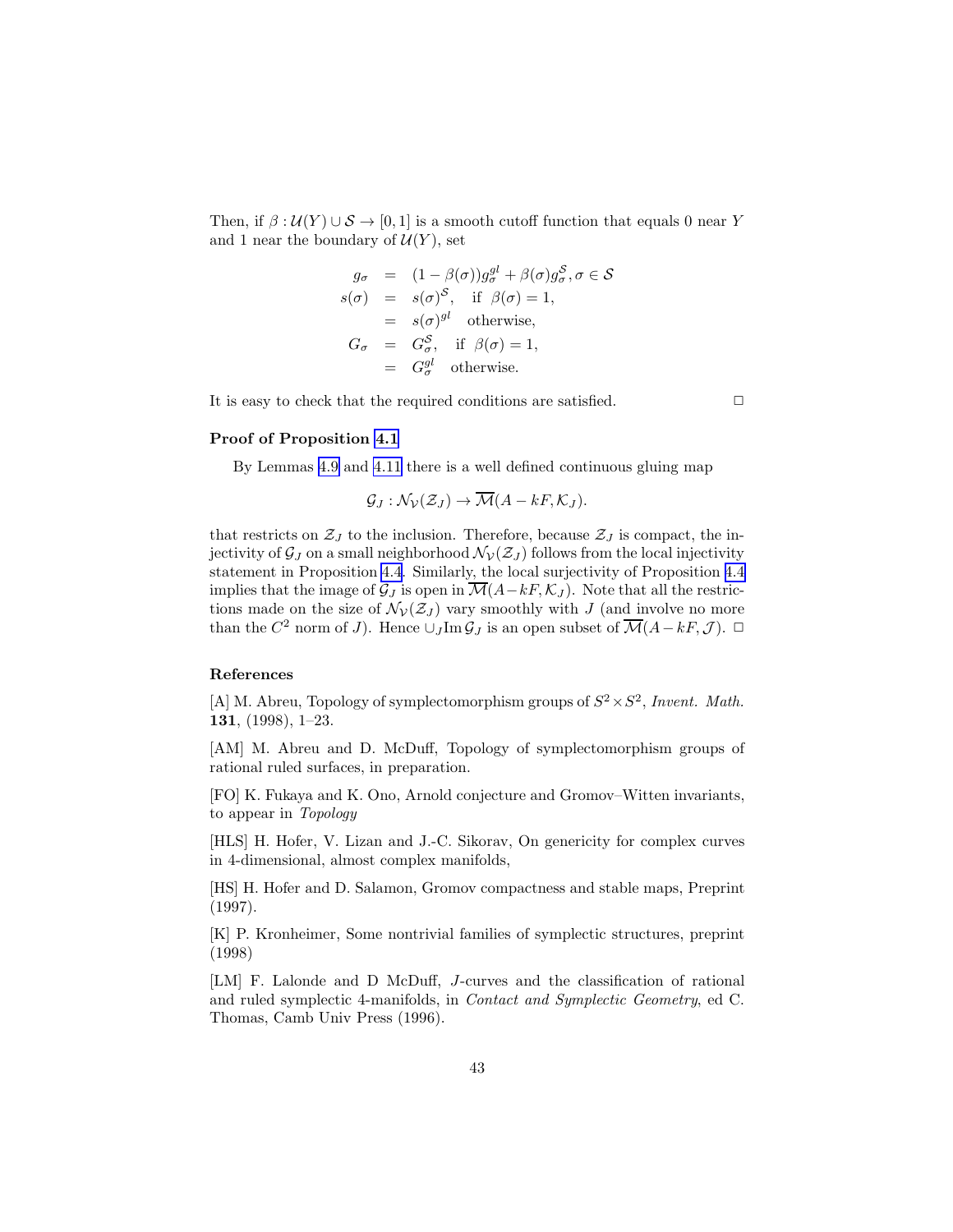Then, if $\beta : \mathcal{U}(Y) \cup \mathcal{S} \to [0,1]$ is a smooth cutoff function that equals 0 near $Y$ and 1 near the boundary of $\mathcal{U}(Y)$, set

$$
\begin{aligned}
g_\sigma &= (1-\beta(\sigma))g_\sigma^{gl} + \beta(\sigma) g_\sigma^{\mathcal{S}}, \sigma \in \mathcal{S} \\
s(\sigma) &= s(\sigma)^{\mathcal{S}}, \quad \text{if } \beta(\sigma) = 1, \\
&= s(\sigma)^{gl} \quad \text{otherwise}, \\
G_\sigma &= G_\sigma^{\mathcal{S}}, \quad \text{if } \beta(\sigma) = 1, \\
&= G_\sigma^{gl} \quad \text{otherwise.}
\end{aligned}
$$

It is easy to check that the required conditions are satisfied. □

**Proof of Proposition 4.1**

By Lemmas 4.9 and 4.11 there is a well defined continuous gluing map

$$\mathcal{G}_J : \mathcal{N}_{\mathcal{V}}(\mathcal{Z}_J) \to \overline{\mathcal{M}}(A - kF, \mathcal{K}_J).$$

that restricts on $\mathcal{Z}_J$ to the inclusion. Therefore, because $\mathcal{Z}_J$ is compact, the injectivity of $\mathcal{G}_J$ on a small neighborhood $\mathcal{N}_{\mathcal{V}}(\mathcal{Z}_J)$ follows from the local injectivity statement in Proposition 4.4. Similarly, the local surjectivity of Proposition 4.4 implies that the image of $\mathcal{G}_J$ is open in $\overline{\mathcal{M}}(A-kF, \mathcal{K}_J)$. Note that all the restrictions made on the size of $\mathcal{N}_{\mathcal{V}}(\mathcal{Z}_J)$ vary smoothly with $J$ (and involve no more than the $C^2$ norm of $J$). Hence $\cup_J \mathrm{Im}\, \mathcal{G}_J$ is an open subset of $\overline{\mathcal{M}}(A-kF, \mathcal{J})$. □

**References**

[A] M. Abreu, Topology of symplectomorphism groups of $S^2 \times S^2$, *Invent. Math.* **131**, (1998), 1–23.

[AM] M. Abreu and D. McDuff, Topology of symplectomorphism groups of rational ruled surfaces, in preparation.

[FO] K. Fukaya and K. Ono, Arnold conjecture and Gromov–Witten invariants, to appear in *Topology*

[HLS] H. Hofer, V. Lizan and J.-C. Sikorav, On genericity for complex curves in 4-dimensional, almost complex manifolds,

[HS] H. Hofer and D. Salamon, Gromov compactness and stable maps, Preprint (1997).

[K] P. Kronheimer, Some nontrivial families of symplectic structures, preprint (1998)

[LM] F. Lalonde and D McDuff, $J$-curves and the classification of rational and ruled symplectic 4-manifolds, in *Contact and Symplectic Geometry*, ed C. Thomas, Camb Univ Press (1996).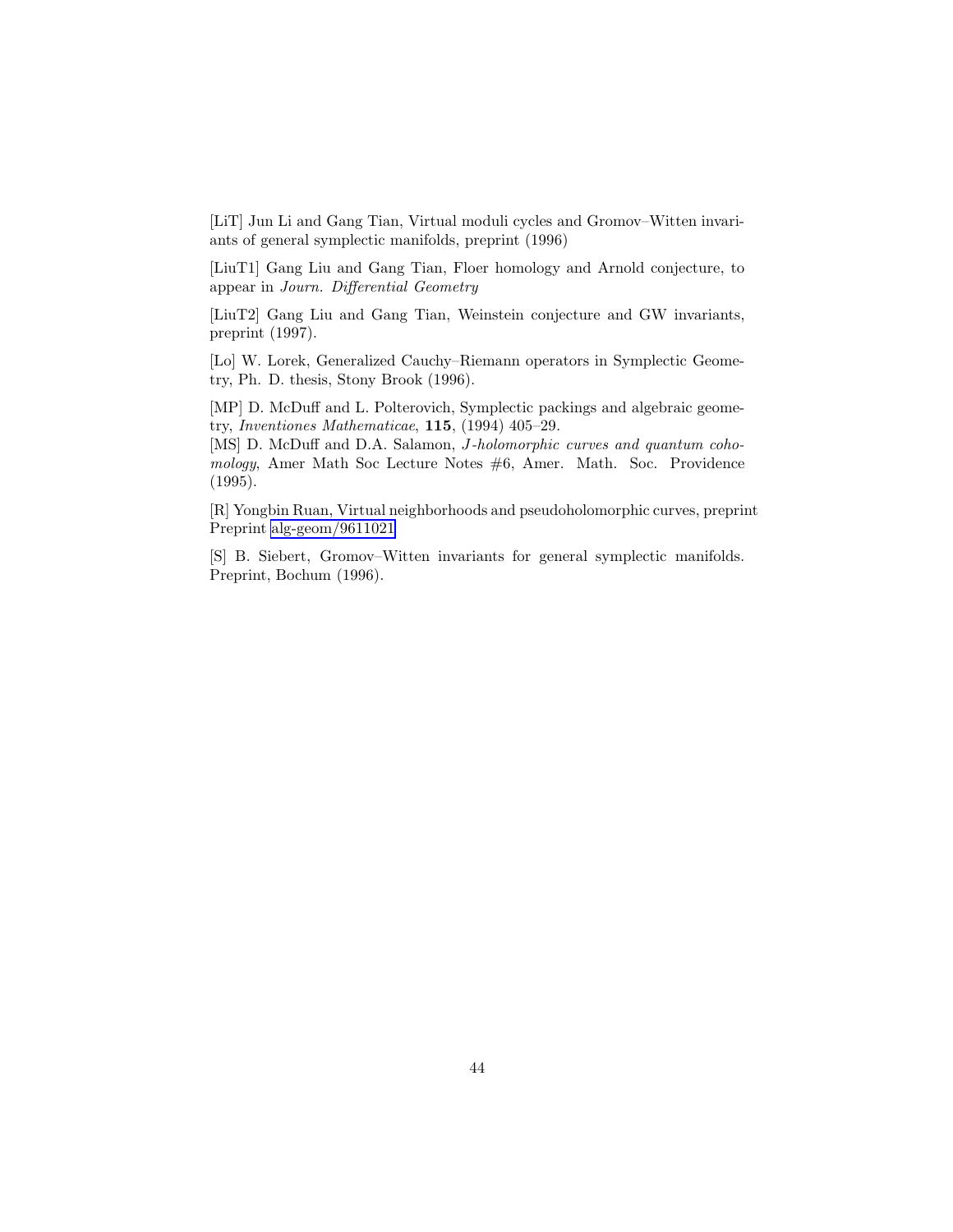[LiT] Jun Li and Gang Tian, Virtual moduli cycles and Gromov–Witten invariants of general symplectic manifolds, preprint (1996)

[LiuT1] Gang Liu and Gang Tian, Floer homology and Arnold conjecture, to appear in *Journ. Differential Geometry*

[LiuT2] Gang Liu and Gang Tian, Weinstein conjecture and GW invariants, preprint (1997).

[Lo] W. Lorek, Generalized Cauchy–Riemann operators in Symplectic Geometry, Ph. D. thesis, Stony Brook (1996).

[MP] D. McDuff and L. Polterovich, Symplectic packings and algebraic geometry, *Inventiones Mathematicae*, **115**, (1994) 405–29.

[MS] D. McDuff and D.A. Salamon, *J-holomorphic curves and quantum cohomology*, Amer Math Soc Lecture Notes #6, Amer. Math. Soc. Providence (1995).

[R] Yongbin Ruan, Virtual neighborhoods and pseudoholomorphic curves, preprint Preprint alg-geom/9611021

[S] B. Siebert, Gromov–Witten invariants for general symplectic manifolds. Preprint, Bochum (1996).